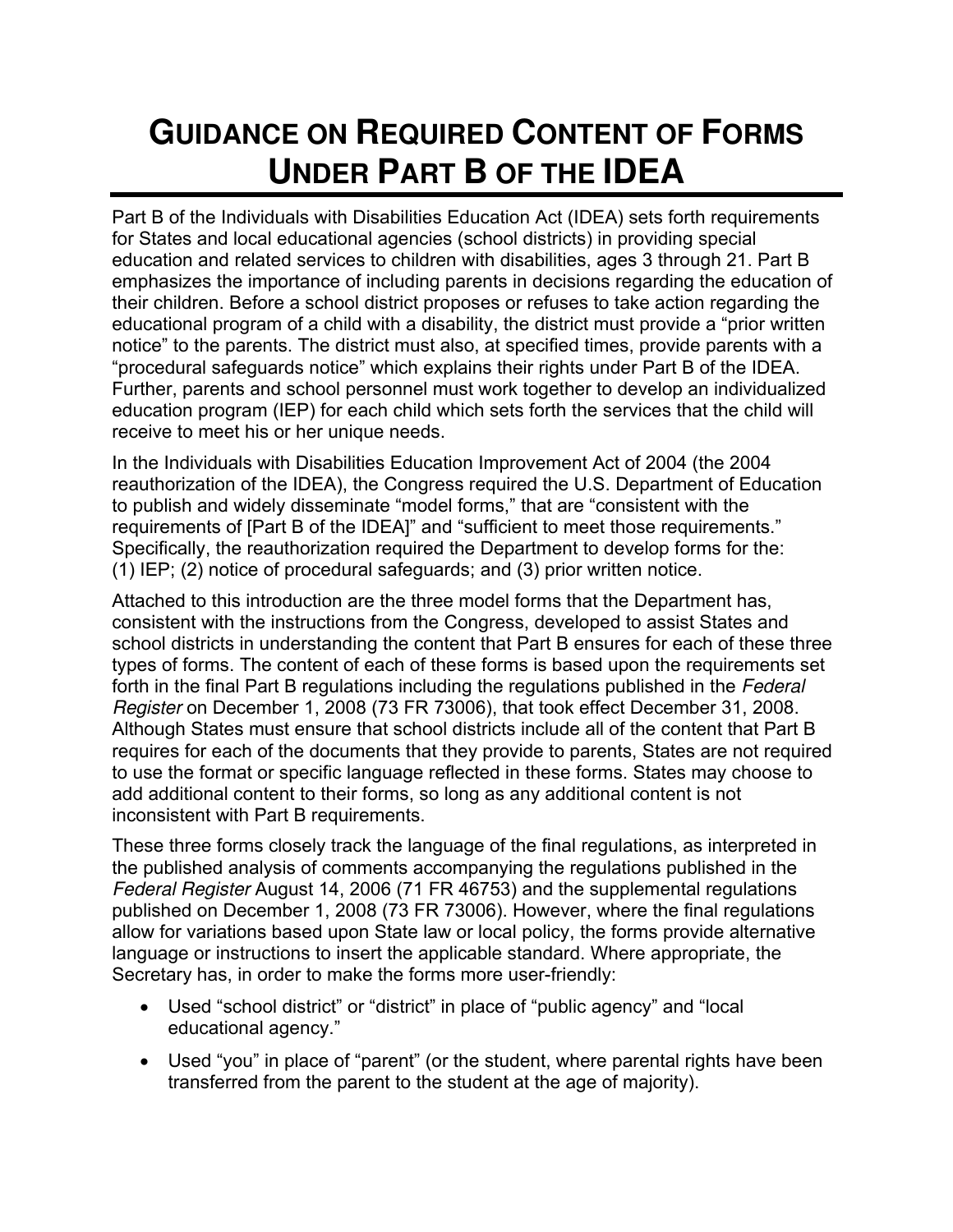# GUIDANCE ON REQUIRED CONTENT OF FORMS UNDER PART B OF THE IDEA

Part B of the Individuals with Disabilities Education Act (IDEA) sets forth requirements for States and local educational agencies (school districts) in providing special education and related services to children with disabilities, ages 3 through 21. Part B emphasizes the importance of including parents in decisions regarding the education of their children. Before a school district proposes or refuses to take action regarding the educational program of a child with a disability, the district must provide a "prior written notice" to the parents. The district must also, at specified times, provide parents with a "procedural safeguards notice" which explains their rights under Part B of the IDEA. Further, parents and school personnel must work together to develop an individualized education program (IEP) for each child which sets forth the services that the child will receive to meet his or her unique needs.

In the Individuals with Disabilities Education Improvement Act of 2004 (the 2004 reauthorization of the IDEA), the Congress required the U.S. Department of Education to publish and widely disseminate "model forms," that are "consistent with the requirements of [Part B of the IDEA]" and "sufficient to meet those requirements." Specifically, the reauthorization required the Department to develop forms for the: (1) IEP; (2) notice of procedural safeguards; and (3) prior written notice.

Attached to this introduction are the three model forms that the Department has, consistent with the instructions from the Congress, developed to assist States and school districts in understanding the content that Part B ensures for each of these three types of forms. The content of each of these forms is based upon the requirements set forth in the final Part B regulations including the regulations published in the *Federal Register* on December 1, 2008 (73 FR 73006), that took effect December 31, 2008. Although States must ensure that school districts include all of the content that Part B requires for each of the documents that they provide to parents, States are not required to use the format or specific language reflected in these forms. States may choose to add additional content to their forms, so long as any additional content is not inconsistent with Part B requirements.

These three forms closely track the language of the final regulations, as interpreted in the published analysis of comments accompanying the regulations published in the *Federal Register* August 14, 2006 (71 FR 46753) and the supplemental regulations published on December 1, 2008 (73 FR 73006). However, where the final regulations allow for variations based upon State law or local policy, the forms provide alternative language or instructions to insert the applicable standard. Where appropriate, the Secretary has, in order to make the forms more user-friendly:

- Used "school district" or "district" in place of "public agency" and "local educational agency."
- Used "you" in place of "parent" (or the student, where parental rights have been transferred from the parent to the student at the age of majority).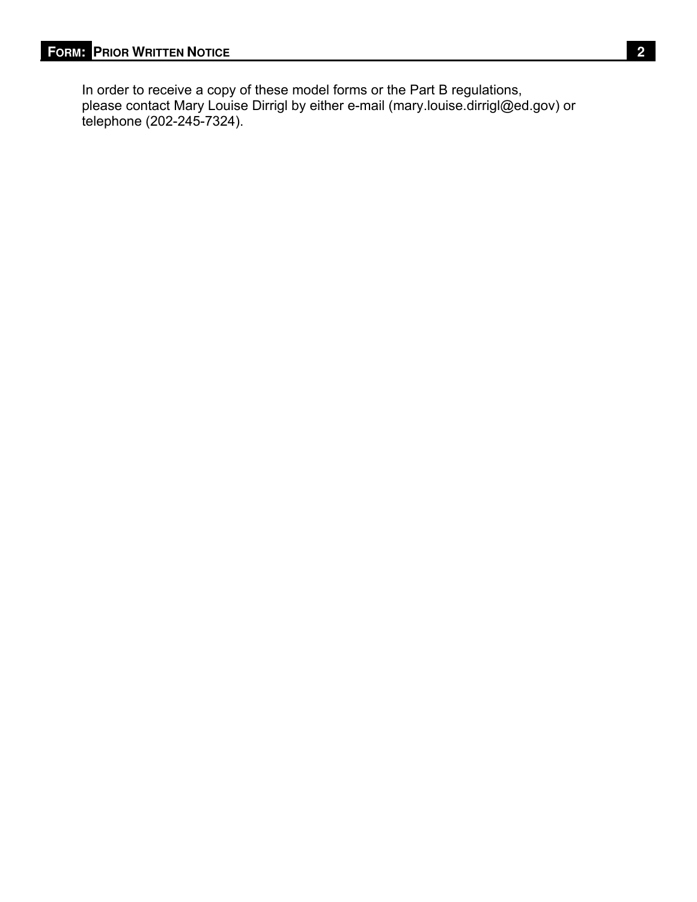In order to receive a copy of these model forms or the Part B regulations, please contact Mary Louise Dirrigl by either e-mail (mary.louise.dirrigl@ed.gov) or telephone (202-245-7324).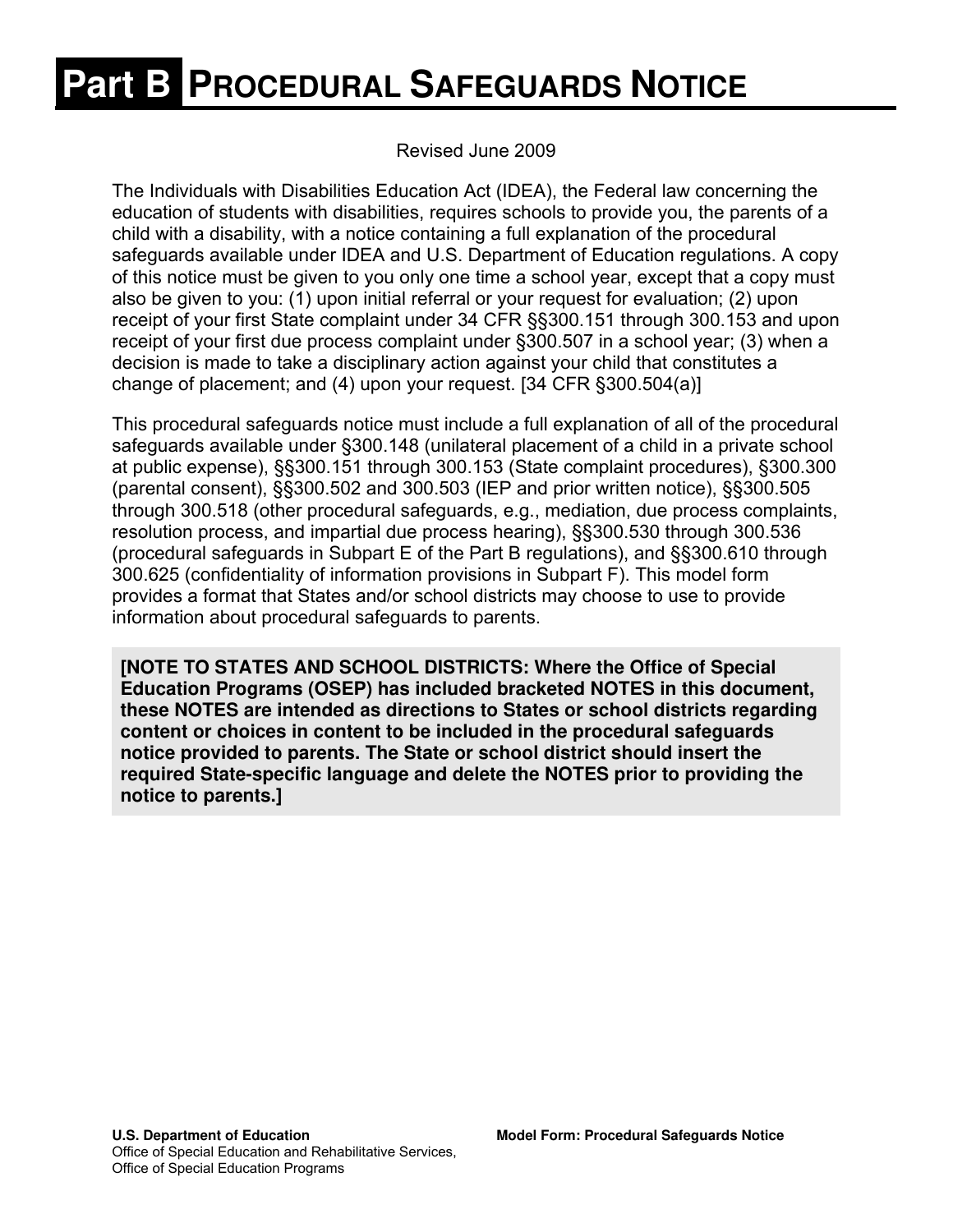# Part B PROCEDURAL SAFEGUARDS NOTICE

Revised June 2009

The Individuals with Disabilities Education Act (IDEA), the Federal law concerning the education of students with disabilities, requires schools to provide you, the parents of a child with a disability, with a notice containing a full explanation of the procedural safeguards available under IDEA and U.S. Department of Education regulations. A copy of this notice must be given to you only one time a school year, except that a copy must also be given to you: (1) upon initial referral or your request for evaluation; (2) upon receipt of your first State complaint under 34 CFR §§300.151 through 300.153 and upon receipt of your first due process complaint under §300.507 in a school year; (3) when a decision is made to take a disciplinary action against your child that constitutes a change of placement; and (4) upon your request. [34 CFR §300.504(a)]

This procedural safeguards notice must include a full explanation of all of the procedural safeguards available under §300.148 (unilateral placement of a child in a private school at public expense), §§300.151 through 300.153 (State complaint procedures), §300.300 (parental consent), §§300.502 and 300.503 (IEP and prior written notice), §§300.505 through 300.518 (other procedural safeguards, e.g., mediation, due process complaints, resolution process, and impartial due process hearing), §§300.530 through 300.536 (procedural safeguards in Subpart E of the Part B regulations), and §§300.610 through 300.625 (confidentiality of information provisions in Subpart F). This model form provides a format that States and/or school districts may choose to use to provide information about procedural safeguards to parents.

**[NOTE TO STATES AND SCHOOL DISTRICTS: Where the Office of Special Education Programs (OSEP) has included bracketed NOTES in this document, these NOTES are intended as directions to States or school districts regarding content or choices in content to be included in the procedural safeguards notice provided to parents. The State or school district should insert the required State-specific language and delete the NOTES prior to providing the notice to parents.]**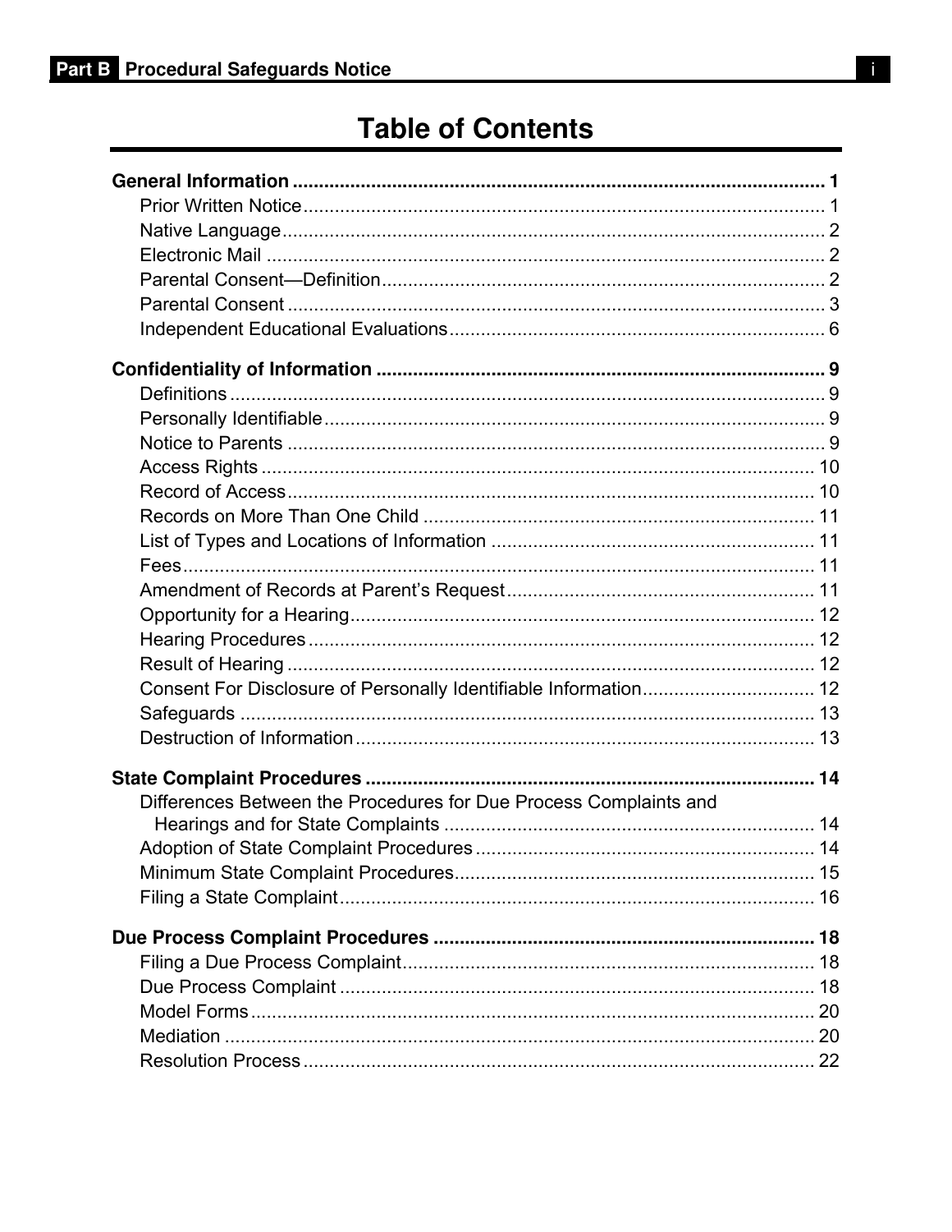# Table of Contents

**General Information** ..... **1**

- Prior Written Notice ..... 1
- Native Language ..... 2
- Electronic Mail ..... 2
- Parental Consent—Definition ..... 2
- Parental Consent ..... 3
- Independent Educational Evaluations ..... 6

**Confidentiality of Information** ..... **9**

- Definitions ..... 9
- Personally Identifiable ..... 9
- Notice to Parents ..... 9
- Access Rights ..... 10
- Record of Access ..... 10
- Records on More Than One Child ..... 11
- List of Types and Locations of Information ..... 11
- Fees ..... 11
- Amendment of Records at Parent's Request ..... 11
- Opportunity for a Hearing ..... 12
- Hearing Procedures ..... 12
- Result of Hearing ..... 12
- Consent For Disclosure of Personally Identifiable Information ..... 12
- Safeguards ..... 13
- Destruction of Information ..... 13

**State Complaint Procedures** ..... **14**

- Differences Between the Procedures for Due Process Complaints and Hearings and for State Complaints ..... 14
- Adoption of State Complaint Procedures ..... 14
- Minimum State Complaint Procedures ..... 15
- Filing a State Complaint ..... 16

**Due Process Complaint Procedures** ..... **18**

- Filing a Due Process Complaint ..... 18
- Due Process Complaint ..... 18
- Model Forms ..... 20
- Mediation ..... 20
- Resolution Process ..... 22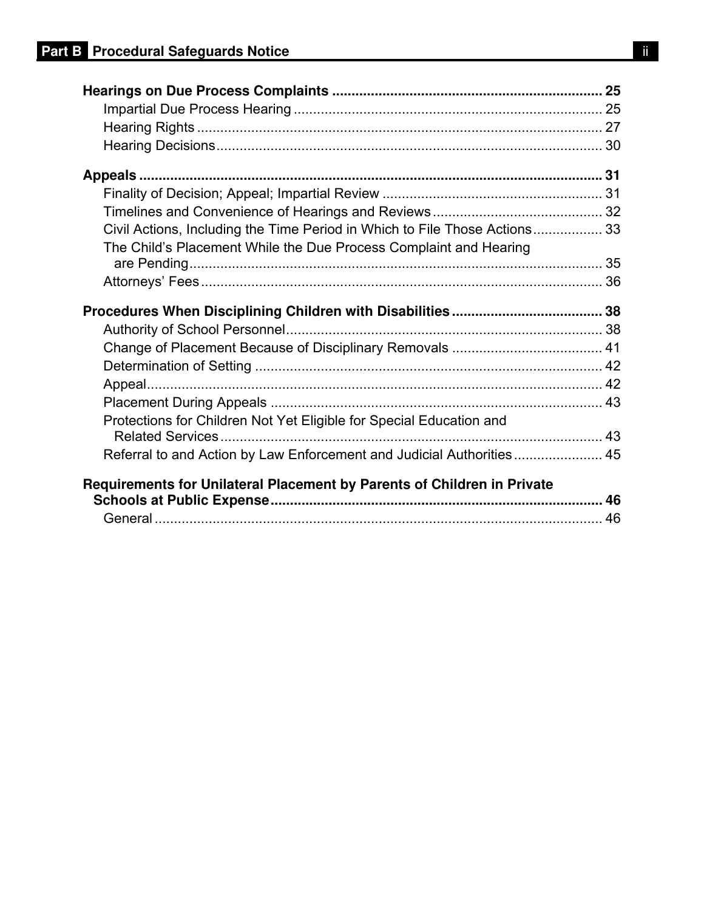**Hearings on Due Process Complaints** ..................................................................... 25

- Impartial Due Process Hearing ............................................................................... 25
- Hearing Rights ........................................................................................................ 27
- Hearing Decisions................................................................................................... 30

**Appeals** ....................................................................................................................... 31

- Finality of Decision; Appeal; Impartial Review ........................................................ 31
- Timelines and Convenience of Hearings and Reviews ............................................ 32
- Civil Actions, Including the Time Period in Which to File Those Actions.................. 33
- The Child's Placement While the Due Process Complaint and Hearing are Pending.......................................................................................................... 35
- Attorneys' Fees ....................................................................................................... 36

**Procedures When Disciplining Children with Disabilities** ...................................... 38

- Authority of School Personnel................................................................................. 38
- Change of Placement Because of Disciplinary Removals ....................................... 41
- Determination of Setting ......................................................................................... 42
- Appeal...................................................................................................................... 42
- Placement During Appeals ...................................................................................... 43
- Protections for Children Not Yet Eligible for Special Education and Related Services ................................................................................................... 43
- Referral to and Action by Law Enforcement and Judicial Authorities....................... 45

**Requirements for Unilateral Placement by Parents of Children in Private Schools at Public Expense** .................................................................................... 46

- General .................................................................................................................... 46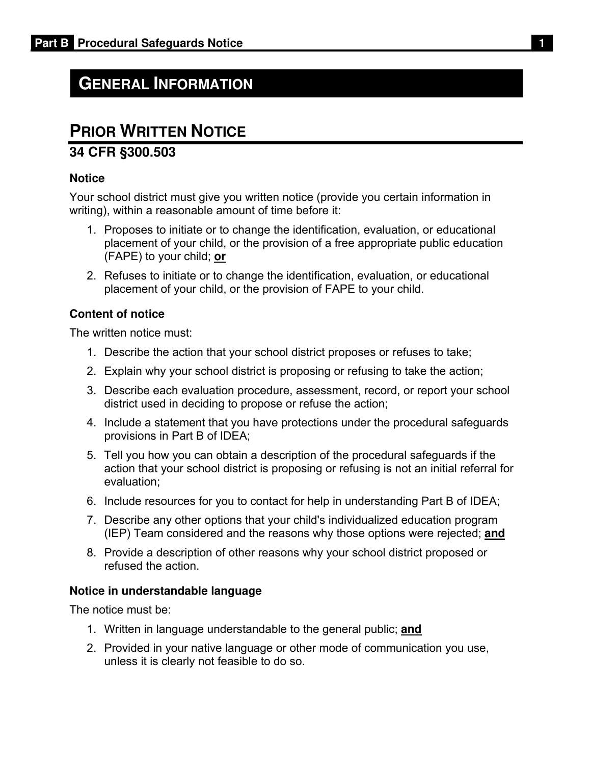# GENERAL INFORMATION

## PRIOR WRITTEN NOTICE

### 34 CFR §300.503

**Notice**

Your school district must give you written notice (provide you certain information in writing), within a reasonable amount of time before it:

1. Proposes to initiate or to change the identification, evaluation, or educational placement of your child, or the provision of a free appropriate public education (FAPE) to your child; **or**
2. Refuses to initiate or to change the identification, evaluation, or educational placement of your child, or the provision of FAPE to your child.

**Content of notice**

The written notice must:

1. Describe the action that your school district proposes or refuses to take;
2. Explain why your school district is proposing or refusing to take the action;
3. Describe each evaluation procedure, assessment, record, or report your school district used in deciding to propose or refuse the action;
4. Include a statement that you have protections under the procedural safeguards provisions in Part B of IDEA;
5. Tell you how you can obtain a description of the procedural safeguards if the action that your school district is proposing or refusing is not an initial referral for evaluation;
6. Include resources for you to contact for help in understanding Part B of IDEA;
7. Describe any other options that your child's individualized education program (IEP) Team considered and the reasons why those options were rejected; **and**
8. Provide a description of other reasons why your school district proposed or refused the action.

**Notice in understandable language**

The notice must be:

1. Written in language understandable to the general public; **and**
2. Provided in your native language or other mode of communication you use, unless it is clearly not feasible to do so.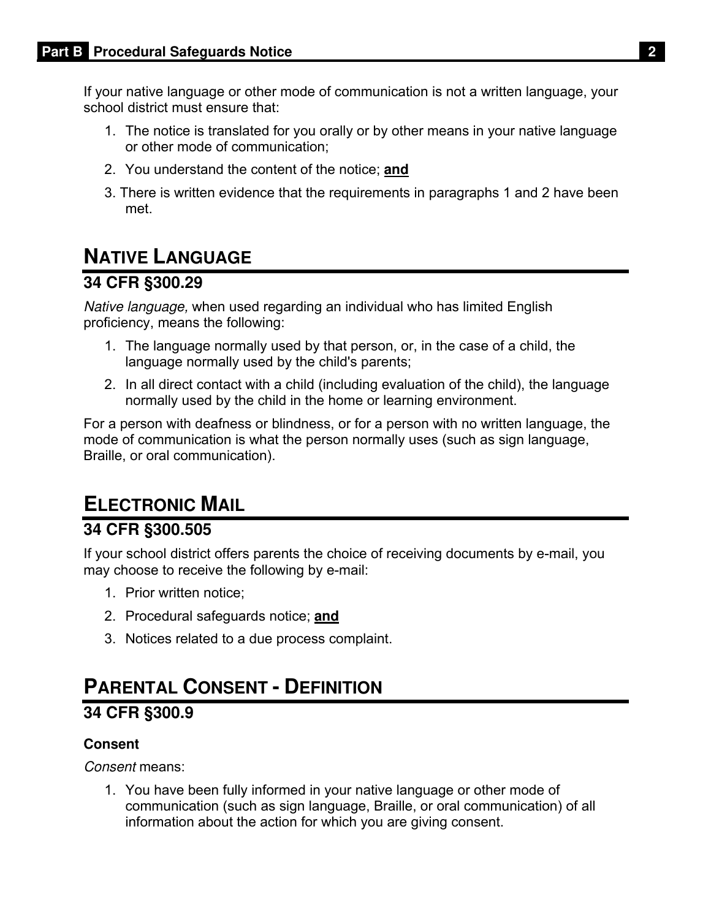If your native language or other mode of communication is not a written language, your school district must ensure that:

1. The notice is translated for you orally or by other means in your native language or other mode of communication;
2. You understand the content of the notice; **and**
3. There is written evidence that the requirements in paragraphs 1 and 2 have been met.

## NATIVE LANGUAGE

### 34 CFR §300.29

*Native language,* when used regarding an individual who has limited English proficiency, means the following:

1. The language normally used by that person, or, in the case of a child, the language normally used by the child's parents;
2. In all direct contact with a child (including evaluation of the child), the language normally used by the child in the home or learning environment.

For a person with deafness or blindness, or for a person with no written language, the mode of communication is what the person normally uses (such as sign language, Braille, or oral communication).

## ELECTRONIC MAIL

### 34 CFR §300.505

If your school district offers parents the choice of receiving documents by e-mail, you may choose to receive the following by e-mail:

1. Prior written notice;
2. Procedural safeguards notice; **and**
3. Notices related to a due process complaint.

## PARENTAL CONSENT - DEFINITION

### 34 CFR §300.9

**Consent**

*Consent* means:

1. You have been fully informed in your native language or other mode of communication (such as sign language, Braille, or oral communication) of all information about the action for which you are giving consent.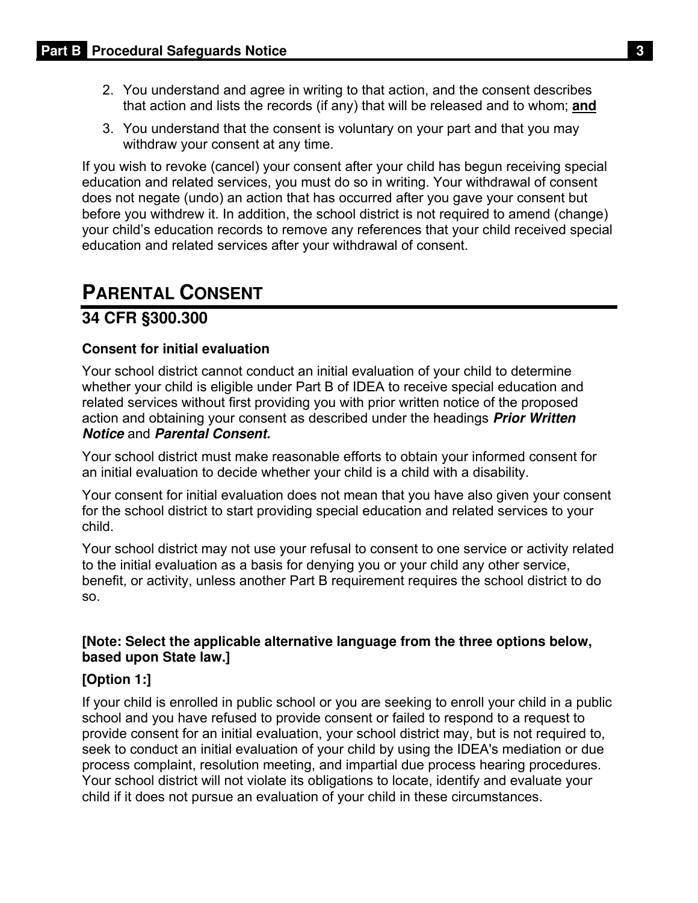2. You understand and agree in writing to that action, and the consent describes that action and lists the records (if any) that will be released and to whom; **and**
3. You understand that the consent is voluntary on your part and that you may withdraw your consent at any time.

If you wish to revoke (cancel) your consent after your child has begun receiving special education and related services, you must do so in writing. Your withdrawal of consent does not negate (undo) an action that has occurred after you gave your consent but before you withdrew it. In addition, the school district is not required to amend (change) your child's education records to remove any references that your child received special education and related services after your withdrawal of consent.

## PARENTAL CONSENT

### 34 CFR §300.300

**Consent for initial evaluation**

Your school district cannot conduct an initial evaluation of your child to determine whether your child is eligible under Part B of IDEA to receive special education and related services without first providing you with prior written notice of the proposed action and obtaining your consent as described under the headings ***Prior Written Notice*** and ***Parental Consent.***

Your school district must make reasonable efforts to obtain your informed consent for an initial evaluation to decide whether your child is a child with a disability.

Your consent for initial evaluation does not mean that you have also given your consent for the school district to start providing special education and related services to your child.

Your school district may not use your refusal to consent to one service or activity related to the initial evaluation as a basis for denying you or your child any other service, benefit, or activity, unless another Part B requirement requires the school district to do so.

**[Note: Select the applicable alternative language from the three options below, based upon State law.]**

**[Option 1:]**

If your child is enrolled in public school or you are seeking to enroll your child in a public school and you have refused to provide consent or failed to respond to a request to provide consent for an initial evaluation, your school district may, but is not required to, seek to conduct an initial evaluation of your child by using the IDEA's mediation or due process complaint, resolution meeting, and impartial due process hearing procedures. Your school district will not violate its obligations to locate, identify and evaluate your child if it does not pursue an evaluation of your child in these circumstances.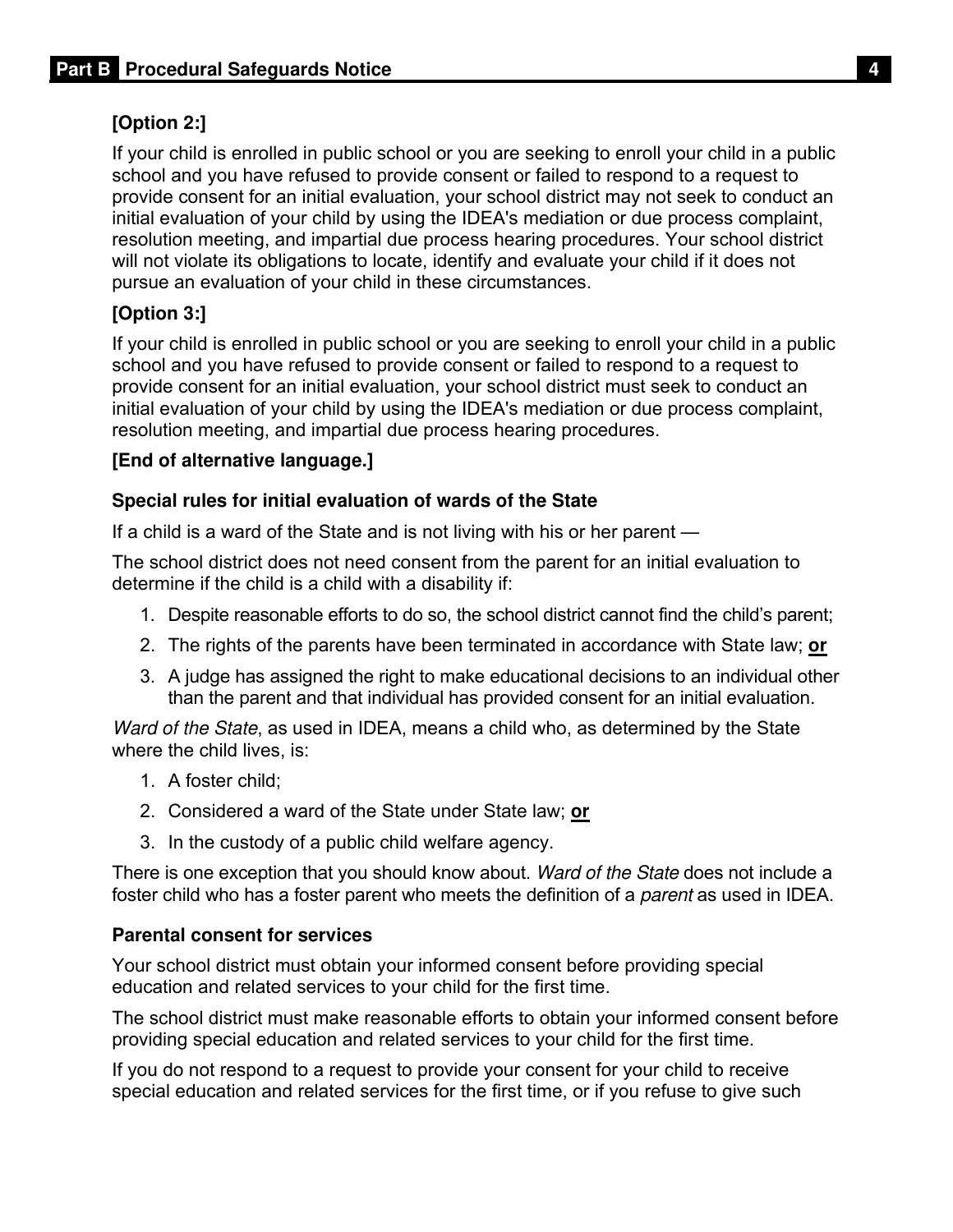**[Option 2:]**

If your child is enrolled in public school or you are seeking to enroll your child in a public school and you have refused to provide consent or failed to respond to a request to provide consent for an initial evaluation, your school district may not seek to conduct an initial evaluation of your child by using the IDEA's mediation or due process complaint, resolution meeting, and impartial due process hearing procedures. Your school district will not violate its obligations to locate, identify and evaluate your child if it does not pursue an evaluation of your child in these circumstances.

**[Option 3:]**

If your child is enrolled in public school or you are seeking to enroll your child in a public school and you have refused to provide consent or failed to respond to a request to provide consent for an initial evaluation, your school district must seek to conduct an initial evaluation of your child by using the IDEA's mediation or due process complaint, resolution meeting, and impartial due process hearing procedures.

**[End of alternative language.]**

### Special rules for initial evaluation of wards of the State

If a child is a ward of the State and is not living with his or her parent —

The school district does not need consent from the parent for an initial evaluation to determine if the child is a child with a disability if:

1. Despite reasonable efforts to do so, the school district cannot find the child's parent;
2. The rights of the parents have been terminated in accordance with State law; **or**
3. A judge has assigned the right to make educational decisions to an individual other than the parent and that individual has provided consent for an initial evaluation.

*Ward of the State*, as used in IDEA, means a child who, as determined by the State where the child lives, is:

1. A foster child;
2. Considered a ward of the State under State law; **or**
3. In the custody of a public child welfare agency.

There is one exception that you should know about. *Ward of the State* does not include a foster child who has a foster parent who meets the definition of a *parent* as used in IDEA.

### Parental consent for services

Your school district must obtain your informed consent before providing special education and related services to your child for the first time.

The school district must make reasonable efforts to obtain your informed consent before providing special education and related services to your child for the first time.

If you do not respond to a request to provide your consent for your child to receive special education and related services for the first time, or if you refuse to give such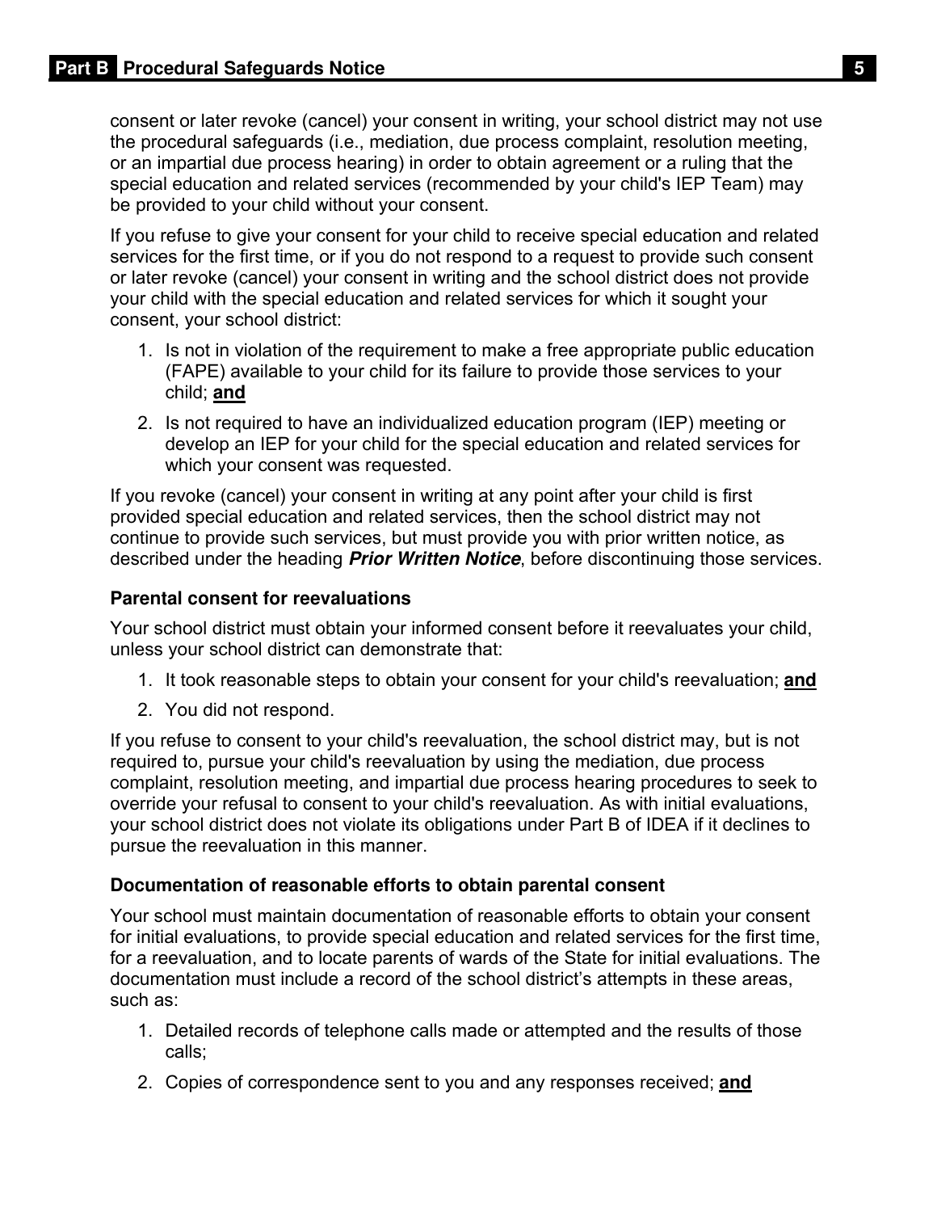consent or later revoke (cancel) your consent in writing, your school district may not use the procedural safeguards (i.e., mediation, due process complaint, resolution meeting, or an impartial due process hearing) in order to obtain agreement or a ruling that the special education and related services (recommended by your child's IEP Team) may be provided to your child without your consent.

If you refuse to give your consent for your child to receive special education and related services for the first time, or if you do not respond to a request to provide such consent or later revoke (cancel) your consent in writing and the school district does not provide your child with the special education and related services for which it sought your consent, your school district:

1. Is not in violation of the requirement to make a free appropriate public education (FAPE) available to your child for its failure to provide those services to your child; **and**
2. Is not required to have an individualized education program (IEP) meeting or develop an IEP for your child for the special education and related services for which your consent was requested.

If you revoke (cancel) your consent in writing at any point after your child is first provided special education and related services, then the school district may not continue to provide such services, but must provide you with prior written notice, as described under the heading ***Prior Written Notice***, before discontinuing those services.

### Parental consent for reevaluations

Your school district must obtain your informed consent before it reevaluates your child, unless your school district can demonstrate that:

1. It took reasonable steps to obtain your consent for your child's reevaluation; **and**
2. You did not respond.

If you refuse to consent to your child's reevaluation, the school district may, but is not required to, pursue your child's reevaluation by using the mediation, due process complaint, resolution meeting, and impartial due process hearing procedures to seek to override your refusal to consent to your child's reevaluation. As with initial evaluations, your school district does not violate its obligations under Part B of IDEA if it declines to pursue the reevaluation in this manner.

### Documentation of reasonable efforts to obtain parental consent

Your school must maintain documentation of reasonable efforts to obtain your consent for initial evaluations, to provide special education and related services for the first time, for a reevaluation, and to locate parents of wards of the State for initial evaluations. The documentation must include a record of the school district's attempts in these areas, such as:

1. Detailed records of telephone calls made or attempted and the results of those calls;
2. Copies of correspondence sent to you and any responses received; **and**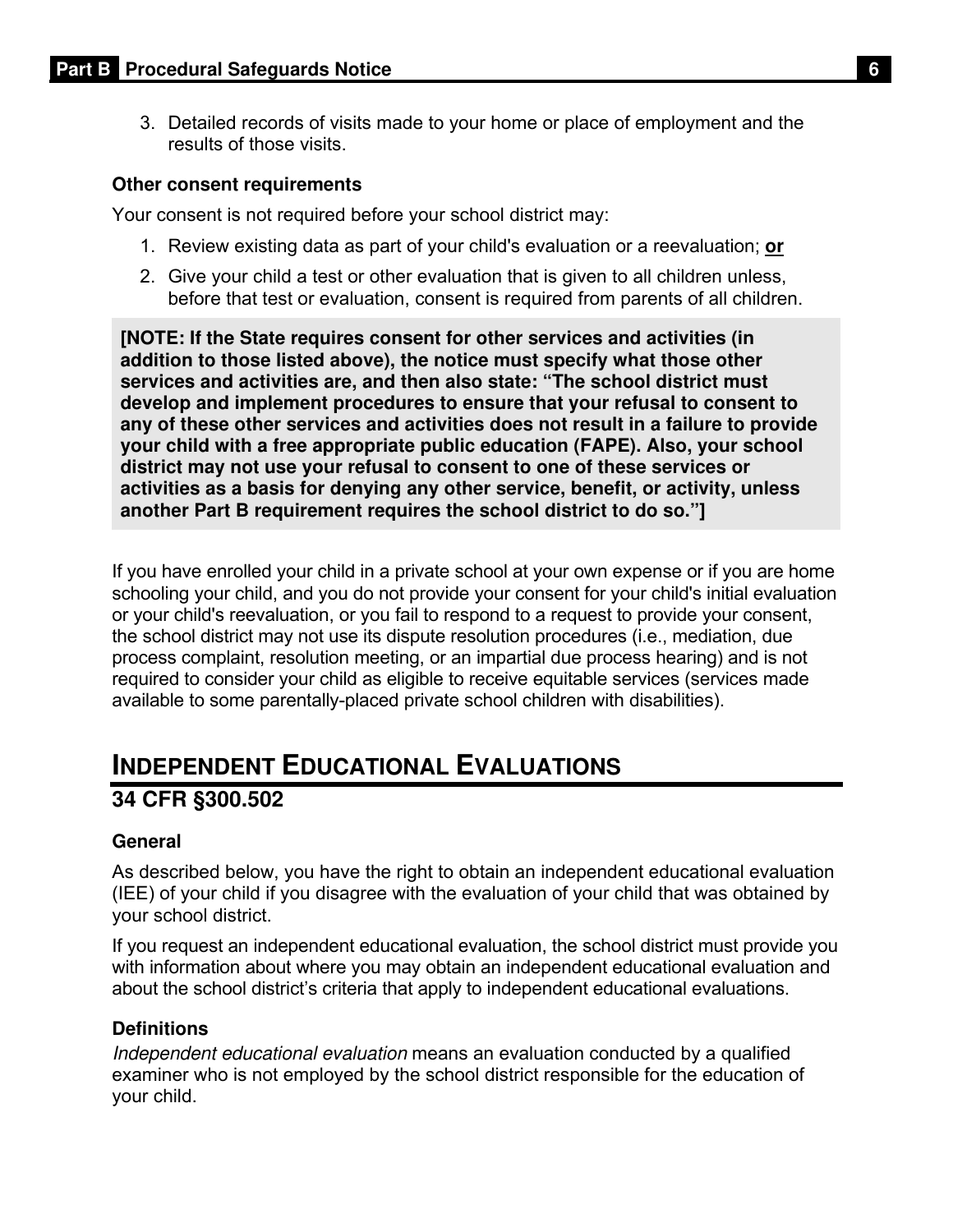3. Detailed records of visits made to your home or place of employment and the results of those visits.

### Other consent requirements

Your consent is not required before your school district may:

1. Review existing data as part of your child's evaluation or a reevaluation; **or**
2. Give your child a test or other evaluation that is given to all children unless, before that test or evaluation, consent is required from parents of all children.

**[NOTE: If the State requires consent for other services and activities (in addition to those listed above), the notice must specify what those other services and activities are, and then also state: "The school district must develop and implement procedures to ensure that your refusal to consent to any of these other services and activities does not result in a failure to provide your child with a free appropriate public education (FAPE). Also, your school district may not use your refusal to consent to one of these services or activities as a basis for denying any other service, benefit, or activity, unless another Part B requirement requires the school district to do so."]**

If you have enrolled your child in a private school at your own expense or if you are home schooling your child, and you do not provide your consent for your child's initial evaluation or your child's reevaluation, or you fail to respond to a request to provide your consent, the school district may not use its dispute resolution procedures (i.e., mediation, due process complaint, resolution meeting, or an impartial due process hearing) and is not required to consider your child as eligible to receive equitable services (services made available to some parentally-placed private school children with disabilities).

## INDEPENDENT EDUCATIONAL EVALUATIONS

## 34 CFR §300.502

### General

As described below, you have the right to obtain an independent educational evaluation (IEE) of your child if you disagree with the evaluation of your child that was obtained by your school district.

If you request an independent educational evaluation, the school district must provide you with information about where you may obtain an independent educational evaluation and about the school district's criteria that apply to independent educational evaluations.

### Definitions

*Independent educational evaluation* means an evaluation conducted by a qualified examiner who is not employed by the school district responsible for the education of your child.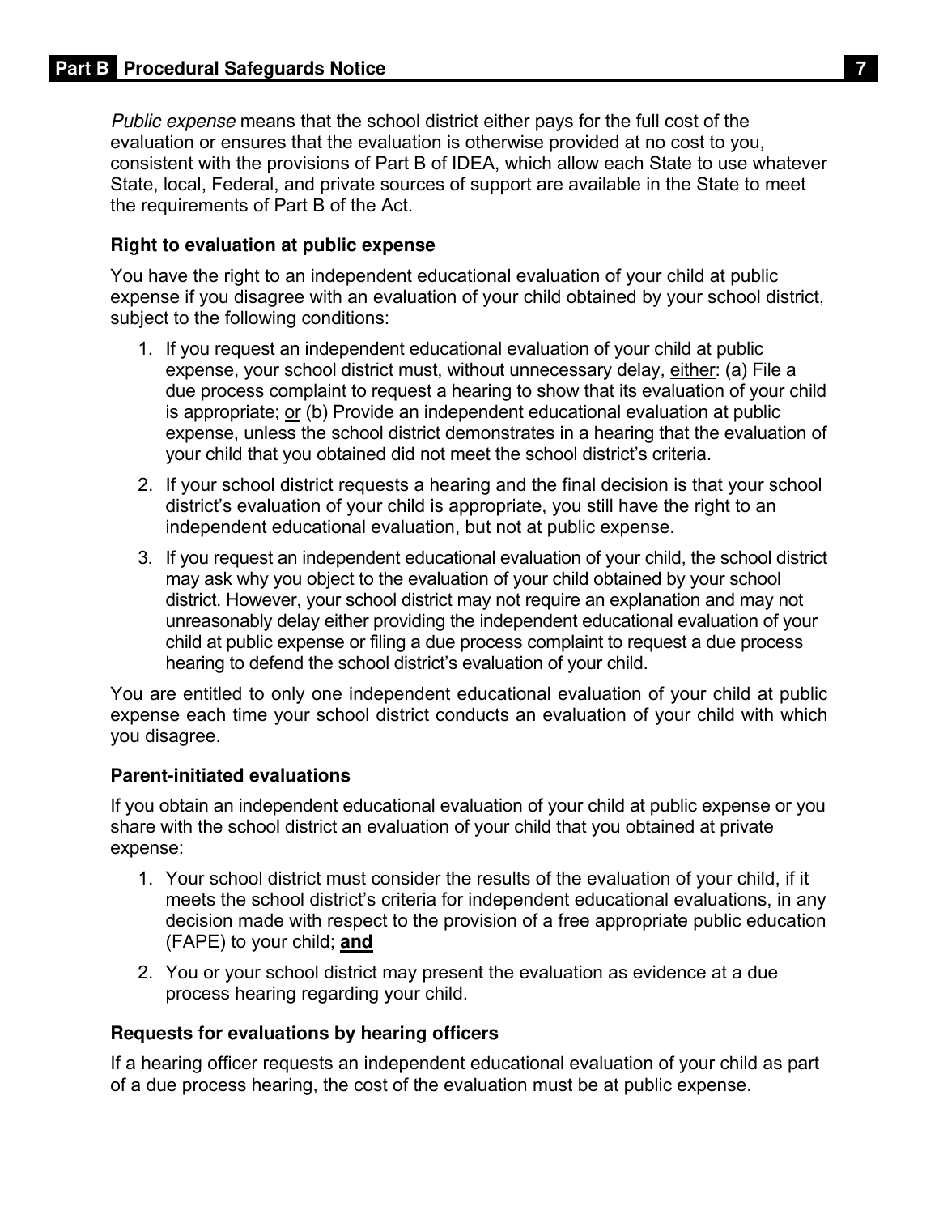*Public expense* means that the school district either pays for the full cost of the evaluation or ensures that the evaluation is otherwise provided at no cost to you, consistent with the provisions of Part B of IDEA, which allow each State to use whatever State, local, Federal, and private sources of support are available in the State to meet the requirements of Part B of the Act.

### Right to evaluation at public expense

You have the right to an independent educational evaluation of your child at public expense if you disagree with an evaluation of your child obtained by your school district, subject to the following conditions:

1. If you request an independent educational evaluation of your child at public expense, your school district must, without unnecessary delay, either: (a) File a due process complaint to request a hearing to show that its evaluation of your child is appropriate; or (b) Provide an independent educational evaluation at public expense, unless the school district demonstrates in a hearing that the evaluation of your child that you obtained did not meet the school district's criteria.
2. If your school district requests a hearing and the final decision is that your school district's evaluation of your child is appropriate, you still have the right to an independent educational evaluation, but not at public expense.
3. If you request an independent educational evaluation of your child, the school district may ask why you object to the evaluation of your child obtained by your school district. However, your school district may not require an explanation and may not unreasonably delay either providing the independent educational evaluation of your child at public expense or filing a due process complaint to request a due process hearing to defend the school district's evaluation of your child.

You are entitled to only one independent educational evaluation of your child at public expense each time your school district conducts an evaluation of your child with which you disagree.

### Parent-initiated evaluations

If you obtain an independent educational evaluation of your child at public expense or you share with the school district an evaluation of your child that you obtained at private expense:

1. Your school district must consider the results of the evaluation of your child, if it meets the school district's criteria for independent educational evaluations, in any decision made with respect to the provision of a free appropriate public education (FAPE) to your child; **and**
2. You or your school district may present the evaluation as evidence at a due process hearing regarding your child.

### Requests for evaluations by hearing officers

If a hearing officer requests an independent educational evaluation of your child as part of a due process hearing, the cost of the evaluation must be at public expense.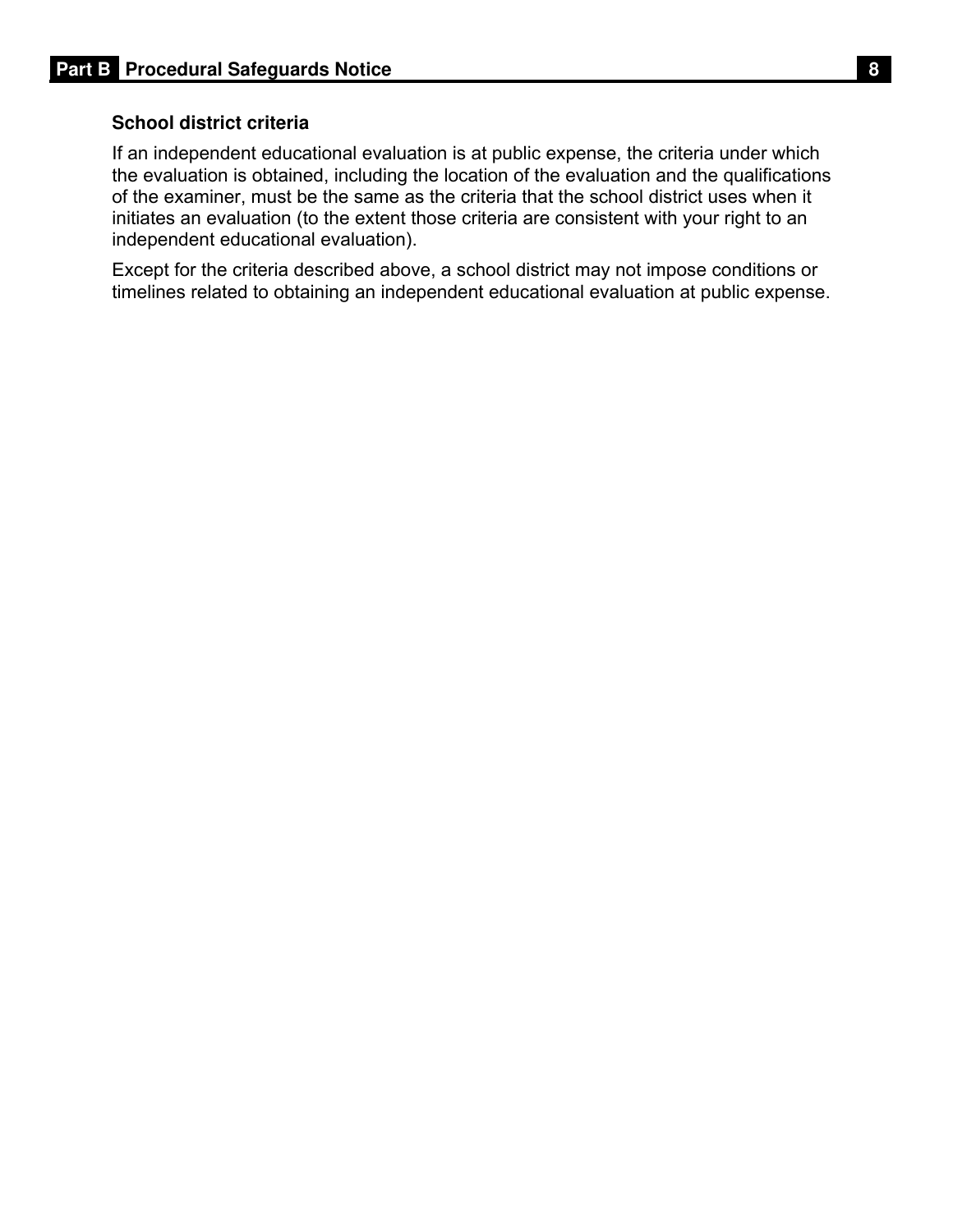### School district criteria

If an independent educational evaluation is at public expense, the criteria under which the evaluation is obtained, including the location of the evaluation and the qualifications of the examiner, must be the same as the criteria that the school district uses when it initiates an evaluation (to the extent those criteria are consistent with your right to an independent educational evaluation).

Except for the criteria described above, a school district may not impose conditions or timelines related to obtaining an independent educational evaluation at public expense.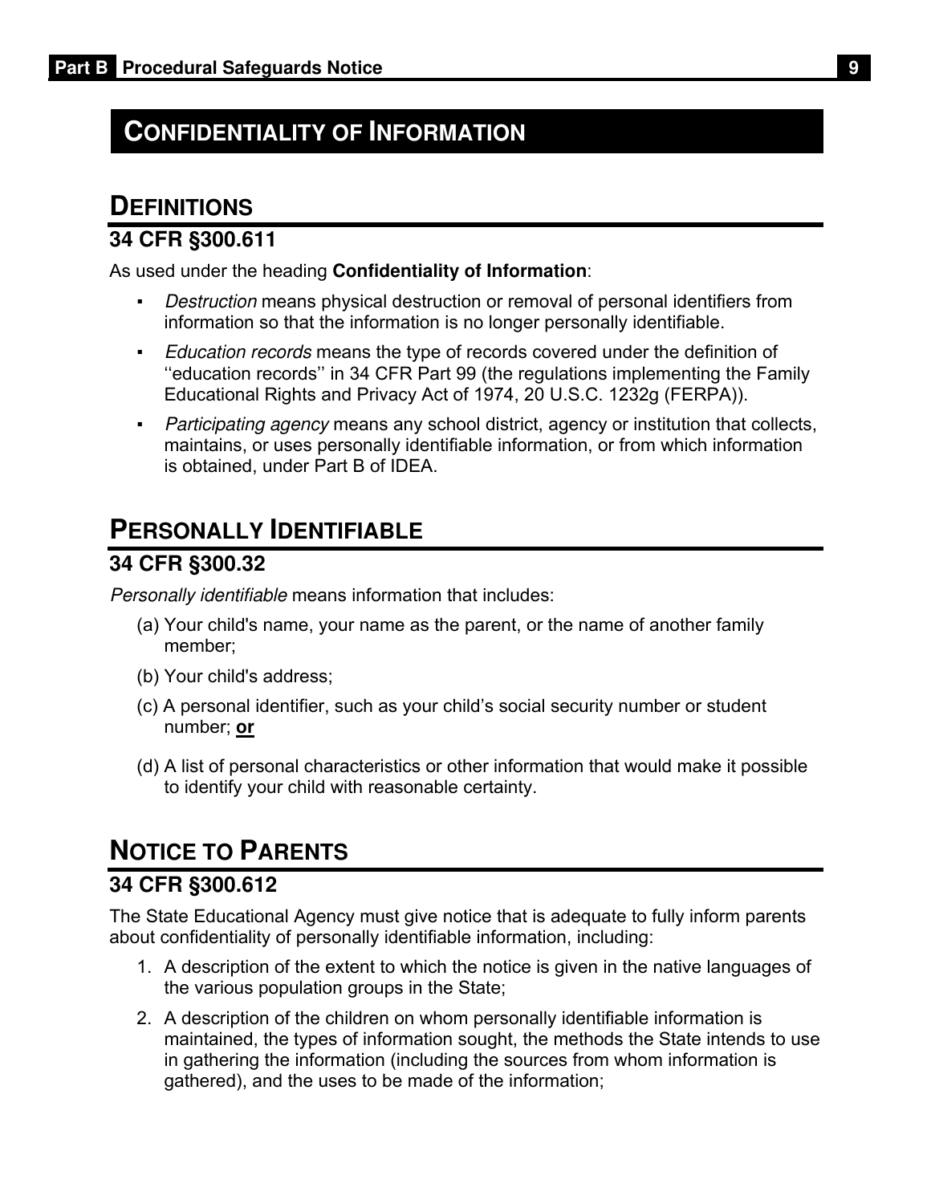# CONFIDENTIALITY OF INFORMATION

## DEFINITIONS

### 34 CFR §300.611

As used under the heading **Confidentiality of Information**:

- *Destruction* means physical destruction or removal of personal identifiers from information so that the information is no longer personally identifiable.
- *Education records* means the type of records covered under the definition of ''education records'' in 34 CFR Part 99 (the regulations implementing the Family Educational Rights and Privacy Act of 1974, 20 U.S.C. 1232g (FERPA)).
- *Participating agency* means any school district, agency or institution that collects, maintains, or uses personally identifiable information, or from which information is obtained, under Part B of IDEA.

## PERSONALLY IDENTIFIABLE

### 34 CFR §300.32

*Personally identifiable* means information that includes:

(a) Your child's name, your name as the parent, or the name of another family member;

(b) Your child's address;

(c) A personal identifier, such as your child's social security number or student number; **or**

(d) A list of personal characteristics or other information that would make it possible to identify your child with reasonable certainty.

## NOTICE TO PARENTS

### 34 CFR §300.612

The State Educational Agency must give notice that is adequate to fully inform parents about confidentiality of personally identifiable information, including:

1. A description of the extent to which the notice is given in the native languages of the various population groups in the State;
2. A description of the children on whom personally identifiable information is maintained, the types of information sought, the methods the State intends to use in gathering the information (including the sources from whom information is gathered), and the uses to be made of the information;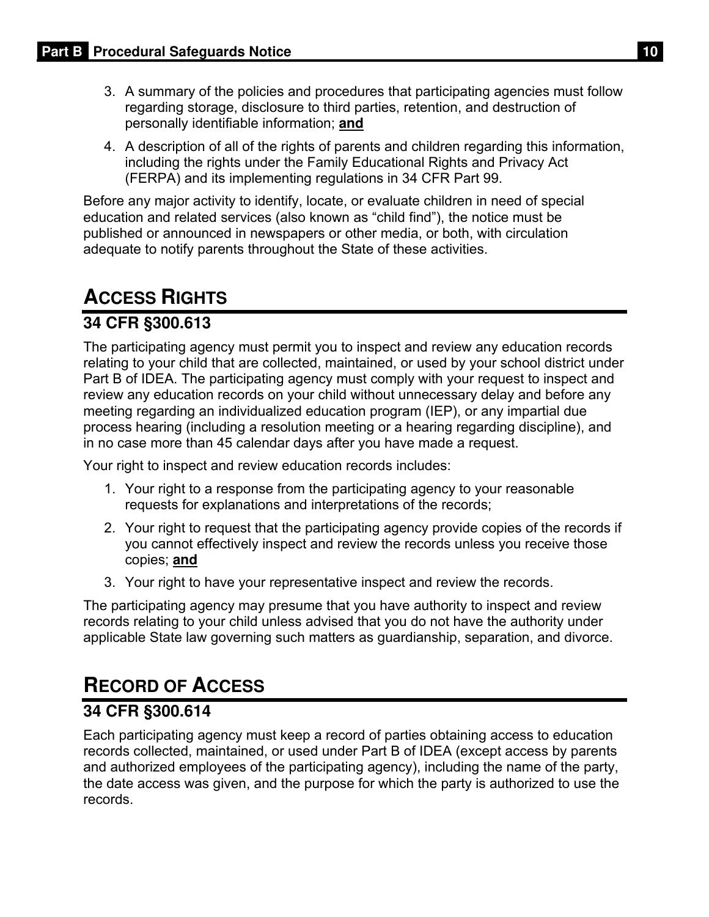3. A summary of the policies and procedures that participating agencies must follow regarding storage, disclosure to third parties, retention, and destruction of personally identifiable information; **and**
4. A description of all of the rights of parents and children regarding this information, including the rights under the Family Educational Rights and Privacy Act (FERPA) and its implementing regulations in 34 CFR Part 99.

Before any major activity to identify, locate, or evaluate children in need of special education and related services (also known as "child find"), the notice must be published or announced in newspapers or other media, or both, with circulation adequate to notify parents throughout the State of these activities.

## ACCESS RIGHTS

### 34 CFR §300.613

The participating agency must permit you to inspect and review any education records relating to your child that are collected, maintained, or used by your school district under Part B of IDEA. The participating agency must comply with your request to inspect and review any education records on your child without unnecessary delay and before any meeting regarding an individualized education program (IEP), or any impartial due process hearing (including a resolution meeting or a hearing regarding discipline), and in no case more than 45 calendar days after you have made a request.

Your right to inspect and review education records includes:

1. Your right to a response from the participating agency to your reasonable requests for explanations and interpretations of the records;
2. Your right to request that the participating agency provide copies of the records if you cannot effectively inspect and review the records unless you receive those copies; **and**
3. Your right to have your representative inspect and review the records.

The participating agency may presume that you have authority to inspect and review records relating to your child unless advised that you do not have the authority under applicable State law governing such matters as guardianship, separation, and divorce.

## RECORD OF ACCESS

### 34 CFR §300.614

Each participating agency must keep a record of parties obtaining access to education records collected, maintained, or used under Part B of IDEA (except access by parents and authorized employees of the participating agency), including the name of the party, the date access was given, and the purpose for which the party is authorized to use the records.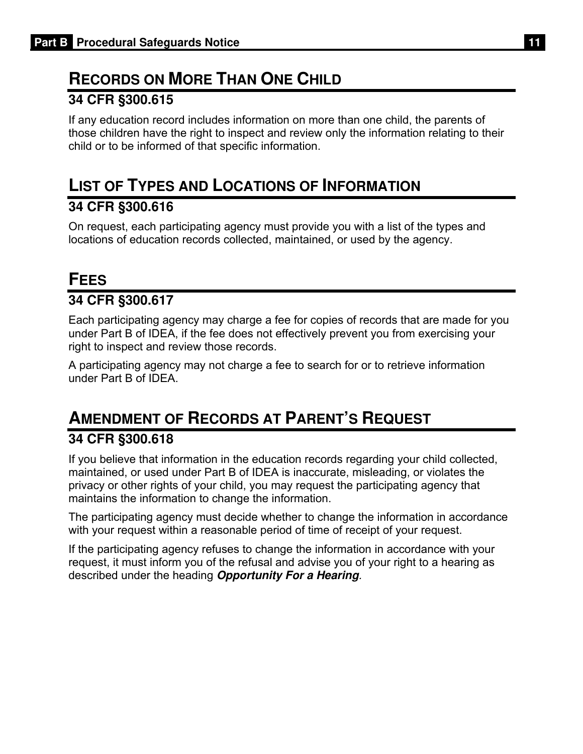## RECORDS ON MORE THAN ONE CHILD

### 34 CFR §300.615

If any education record includes information on more than one child, the parents of those children have the right to inspect and review only the information relating to their child or to be informed of that specific information.

## LIST OF TYPES AND LOCATIONS OF INFORMATION

### 34 CFR §300.616

On request, each participating agency must provide you with a list of the types and locations of education records collected, maintained, or used by the agency.

## FEES

### 34 CFR §300.617

Each participating agency may charge a fee for copies of records that are made for you under Part B of IDEA, if the fee does not effectively prevent you from exercising your right to inspect and review those records.

A participating agency may not charge a fee to search for or to retrieve information under Part B of IDEA.

## AMENDMENT OF RECORDS AT PARENT'S REQUEST

### 34 CFR §300.618

If you believe that information in the education records regarding your child collected, maintained, or used under Part B of IDEA is inaccurate, misleading, or violates the privacy or other rights of your child, you may request the participating agency that maintains the information to change the information.

The participating agency must decide whether to change the information in accordance with your request within a reasonable period of time of receipt of your request.

If the participating agency refuses to change the information in accordance with your request, it must inform you of the refusal and advise you of your right to a hearing as described under the heading ***Opportunity For a Hearing***.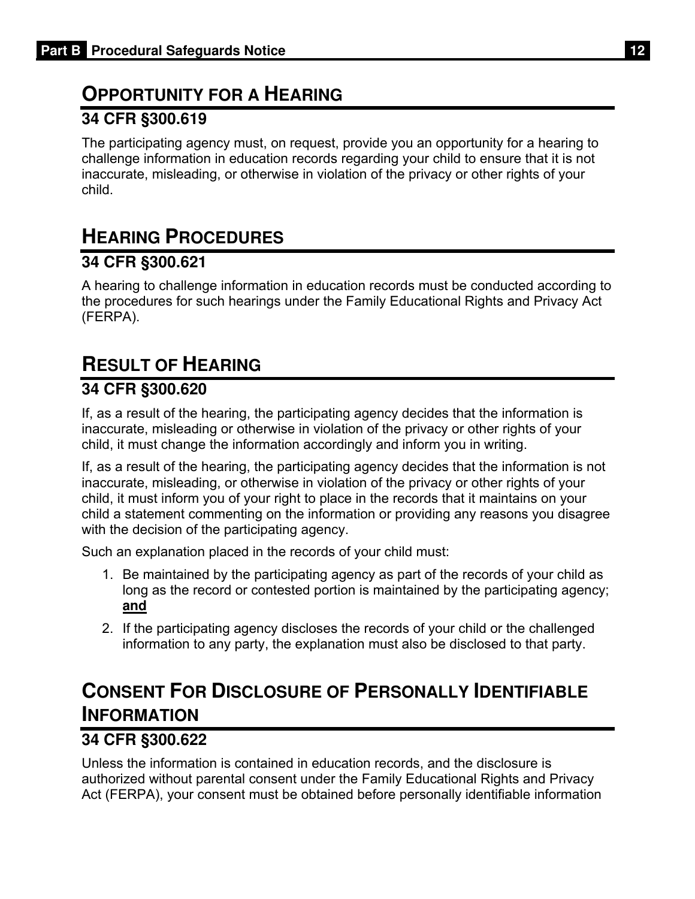## OPPORTUNITY FOR A HEARING

### 34 CFR §300.619

The participating agency must, on request, provide you an opportunity for a hearing to challenge information in education records regarding your child to ensure that it is not inaccurate, misleading, or otherwise in violation of the privacy or other rights of your child.

## HEARING PROCEDURES

### 34 CFR §300.621

A hearing to challenge information in education records must be conducted according to the procedures for such hearings under the Family Educational Rights and Privacy Act (FERPA).

## RESULT OF HEARING

### 34 CFR §300.620

If, as a result of the hearing, the participating agency decides that the information is inaccurate, misleading or otherwise in violation of the privacy or other rights of your child, it must change the information accordingly and inform you in writing.

If, as a result of the hearing, the participating agency decides that the information is not inaccurate, misleading, or otherwise in violation of the privacy or other rights of your child, it must inform you of your right to place in the records that it maintains on your child a statement commenting on the information or providing any reasons you disagree with the decision of the participating agency.

Such an explanation placed in the records of your child must:

1. Be maintained by the participating agency as part of the records of your child as long as the record or contested portion is maintained by the participating agency; **and**
2. If the participating agency discloses the records of your child or the challenged information to any party, the explanation must also be disclosed to that party.

## CONSENT FOR DISCLOSURE OF PERSONALLY IDENTIFIABLE INFORMATION

### 34 CFR §300.622

Unless the information is contained in education records, and the disclosure is authorized without parental consent under the Family Educational Rights and Privacy Act (FERPA), your consent must be obtained before personally identifiable information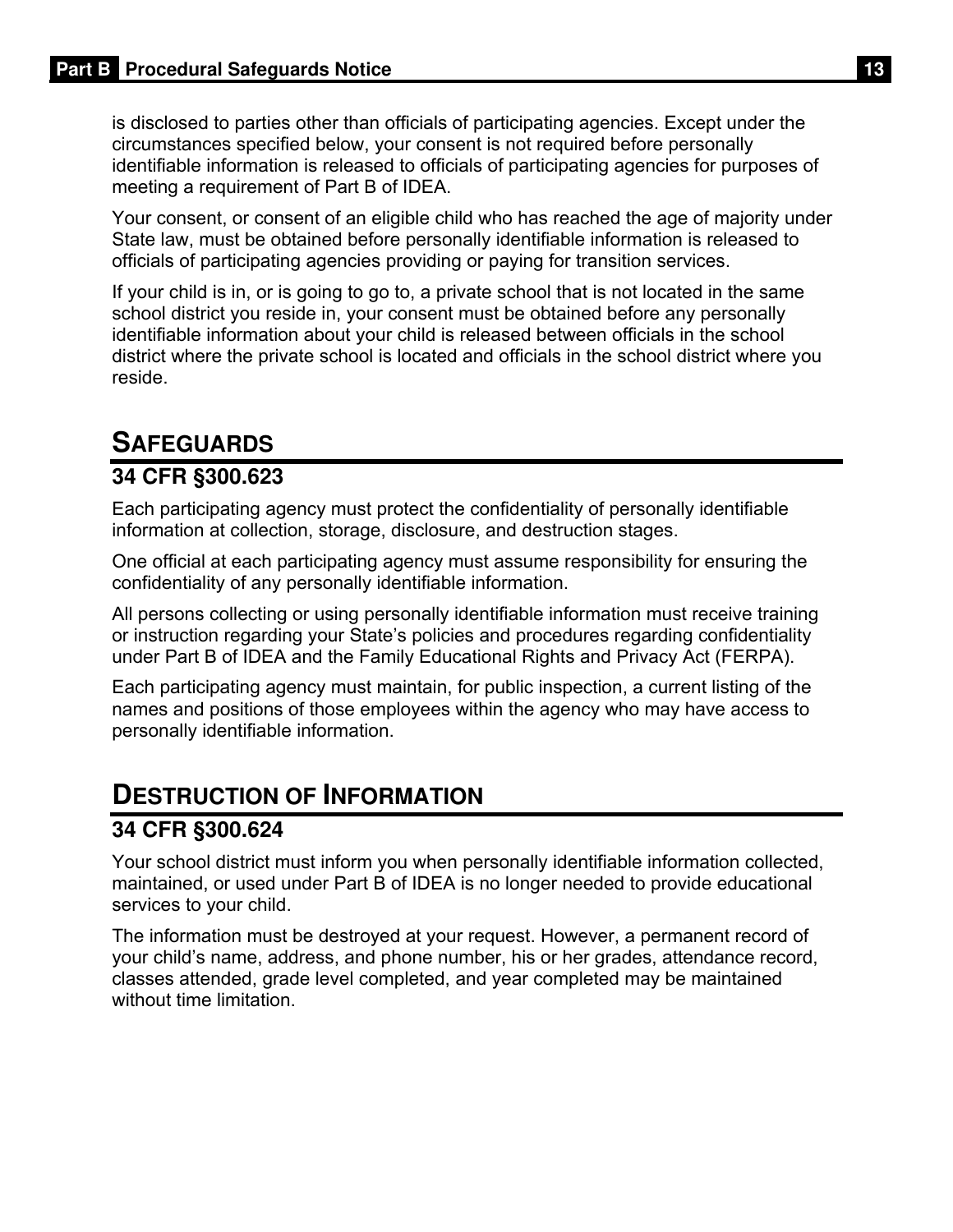is disclosed to parties other than officials of participating agencies. Except under the circumstances specified below, your consent is not required before personally identifiable information is released to officials of participating agencies for purposes of meeting a requirement of Part B of IDEA.

Your consent, or consent of an eligible child who has reached the age of majority under State law, must be obtained before personally identifiable information is released to officials of participating agencies providing or paying for transition services.

If your child is in, or is going to go to, a private school that is not located in the same school district you reside in, your consent must be obtained before any personally identifiable information about your child is released between officials in the school district where the private school is located and officials in the school district where you reside.

## SAFEGUARDS

### 34 CFR §300.623

Each participating agency must protect the confidentiality of personally identifiable information at collection, storage, disclosure, and destruction stages.

One official at each participating agency must assume responsibility for ensuring the confidentiality of any personally identifiable information.

All persons collecting or using personally identifiable information must receive training or instruction regarding your State's policies and procedures regarding confidentiality under Part B of IDEA and the Family Educational Rights and Privacy Act (FERPA).

Each participating agency must maintain, for public inspection, a current listing of the names and positions of those employees within the agency who may have access to personally identifiable information.

## DESTRUCTION OF INFORMATION

### 34 CFR §300.624

Your school district must inform you when personally identifiable information collected, maintained, or used under Part B of IDEA is no longer needed to provide educational services to your child.

The information must be destroyed at your request. However, a permanent record of your child's name, address, and phone number, his or her grades, attendance record, classes attended, grade level completed, and year completed may be maintained without time limitation.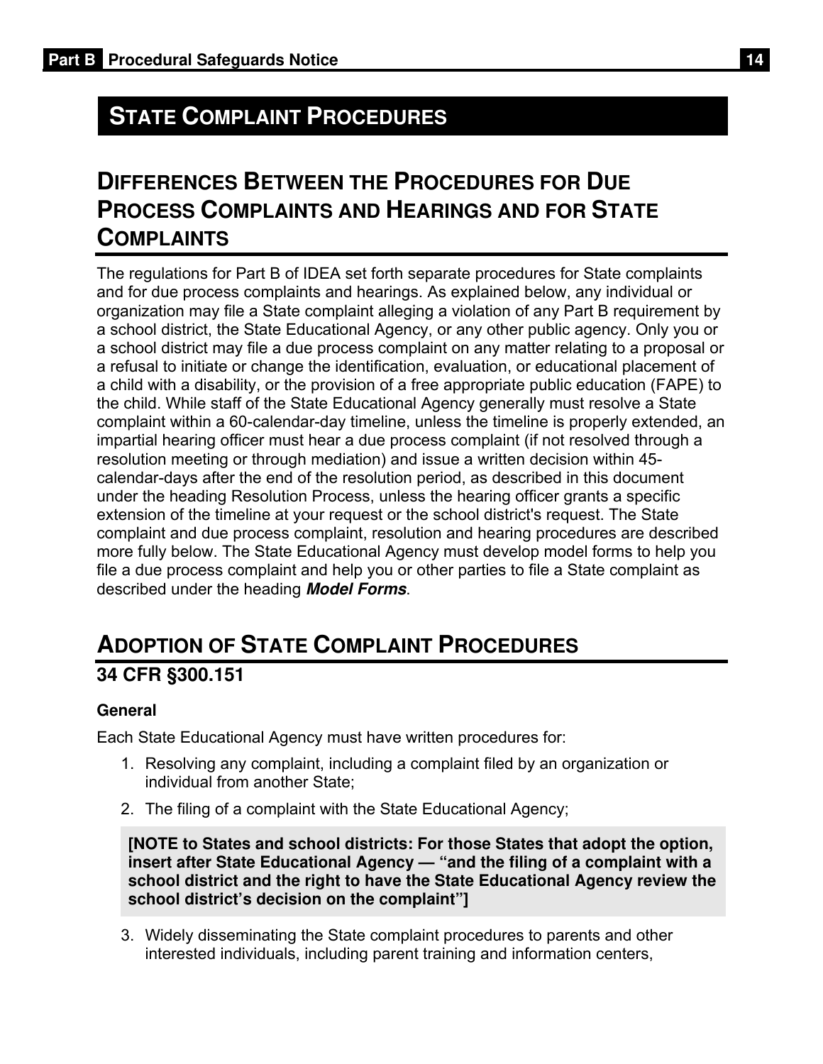# State Complaint Procedures

## Differences Between the Procedures for Due Process Complaints and Hearings and for State Complaints

The regulations for Part B of IDEA set forth separate procedures for State complaints and for due process complaints and hearings. As explained below, any individual or organization may file a State complaint alleging a violation of any Part B requirement by a school district, the State Educational Agency, or any other public agency. Only you or a school district may file a due process complaint on any matter relating to a proposal or a refusal to initiate or change the identification, evaluation, or educational placement of a child with a disability, or the provision of a free appropriate public education (FAPE) to the child. While staff of the State Educational Agency generally must resolve a State complaint within a 60-calendar-day timeline, unless the timeline is properly extended, an impartial hearing officer must hear a due process complaint (if not resolved through a resolution meeting or through mediation) and issue a written decision within 45-calendar-days after the end of the resolution period, as described in this document under the heading Resolution Process, unless the hearing officer grants a specific extension of the timeline at your request or the school district's request. The State complaint and due process complaint, resolution and hearing procedures are described more fully below. The State Educational Agency must develop model forms to help you file a due process complaint and help you or other parties to file a State complaint as described under the heading ***Model Forms***.

## Adoption of State Complaint Procedures

### 34 CFR §300.151

#### General

Each State Educational Agency must have written procedures for:

1. Resolving any complaint, including a complaint filed by an organization or individual from another State;
2. The filing of a complaint with the State Educational Agency;

   **[NOTE to States and school districts: For those States that adopt the option, insert after State Educational Agency — "and the filing of a complaint with a school district and the right to have the State Educational Agency review the school district's decision on the complaint"]**

3. Widely disseminating the State complaint procedures to parents and other interested individuals, including parent training and information centers,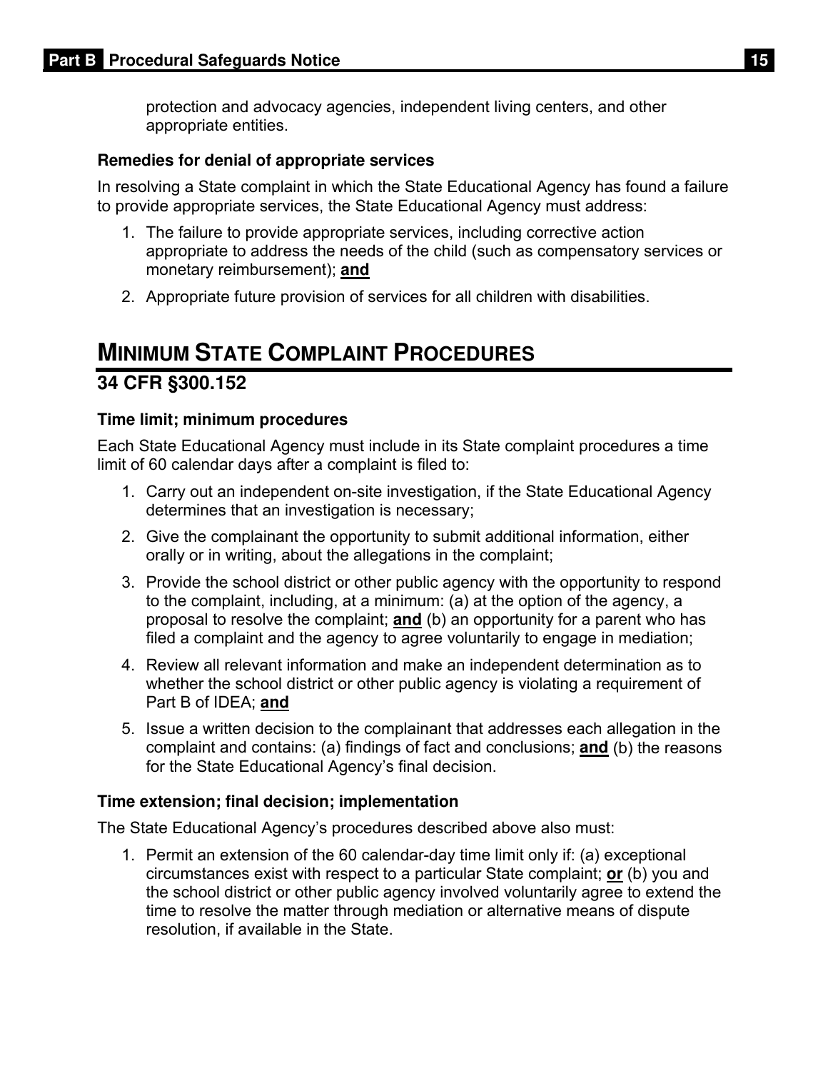protection and advocacy agencies, independent living centers, and other appropriate entities.

**Remedies for denial of appropriate services**

In resolving a State complaint in which the State Educational Agency has found a failure to provide appropriate services, the State Educational Agency must address:

1. The failure to provide appropriate services, including corrective action appropriate to address the needs of the child (such as compensatory services or monetary reimbursement); **and**
2. Appropriate future provision of services for all children with disabilities.

# MINIMUM STATE COMPLAINT PROCEDURES

## 34 CFR §300.152

**Time limit; minimum procedures**

Each State Educational Agency must include in its State complaint procedures a time limit of 60 calendar days after a complaint is filed to:

1. Carry out an independent on-site investigation, if the State Educational Agency determines that an investigation is necessary;
2. Give the complainant the opportunity to submit additional information, either orally or in writing, about the allegations in the complaint;
3. Provide the school district or other public agency with the opportunity to respond to the complaint, including, at a minimum: (a) at the option of the agency, a proposal to resolve the complaint; **and** (b) an opportunity for a parent who has filed a complaint and the agency to agree voluntarily to engage in mediation;
4. Review all relevant information and make an independent determination as to whether the school district or other public agency is violating a requirement of Part B of IDEA; **and**
5. Issue a written decision to the complainant that addresses each allegation in the complaint and contains: (a) findings of fact and conclusions; **and** (b) the reasons for the State Educational Agency's final decision.

**Time extension; final decision; implementation**

The State Educational Agency's procedures described above also must:

1. Permit an extension of the 60 calendar-day time limit only if: (a) exceptional circumstances exist with respect to a particular State complaint; **or** (b) you and the school district or other public agency involved voluntarily agree to extend the time to resolve the matter through mediation or alternative means of dispute resolution, if available in the State.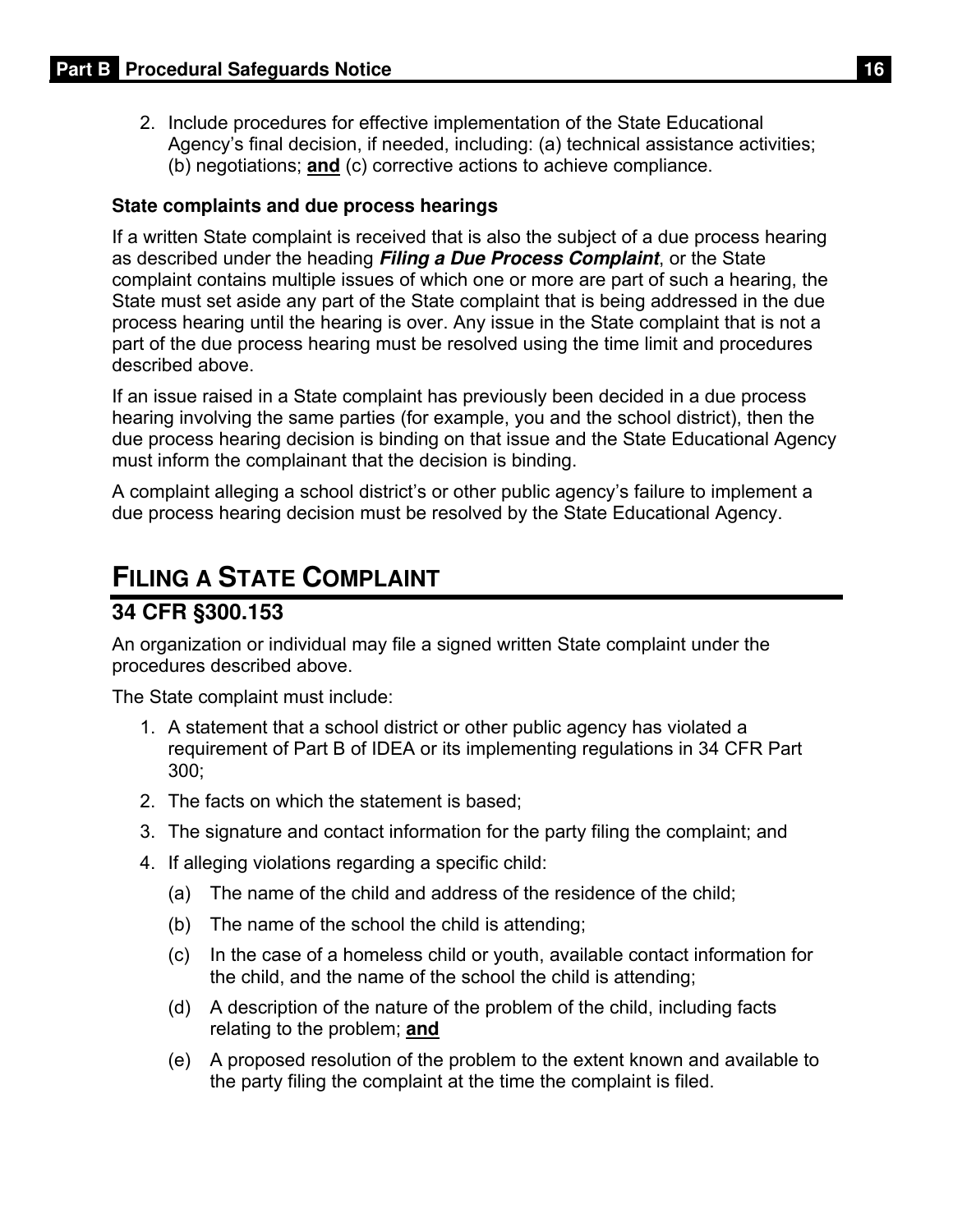2. Include procedures for effective implementation of the State Educational Agency's final decision, if needed, including: (a) technical assistance activities; (b) negotiations; **and** (c) corrective actions to achieve compliance.

**State complaints and due process hearings**

If a written State complaint is received that is also the subject of a due process hearing as described under the heading ***Filing a Due Process Complaint***, or the State complaint contains multiple issues of which one or more are part of such a hearing, the State must set aside any part of the State complaint that is being addressed in the due process hearing until the hearing is over. Any issue in the State complaint that is not a part of the due process hearing must be resolved using the time limit and procedures described above.

If an issue raised in a State complaint has previously been decided in a due process hearing involving the same parties (for example, you and the school district), then the due process hearing decision is binding on that issue and the State Educational Agency must inform the complainant that the decision is binding.

A complaint alleging a school district's or other public agency's failure to implement a due process hearing decision must be resolved by the State Educational Agency.

# FILING A STATE COMPLAINT

## 34 CFR §300.153

An organization or individual may file a signed written State complaint under the procedures described above.

The State complaint must include:

1. A statement that a school district or other public agency has violated a requirement of Part B of IDEA or its implementing regulations in 34 CFR Part 300;
2. The facts on which the statement is based;
3. The signature and contact information for the party filing the complaint; and
4. If alleging violations regarding a specific child:
   (a) The name of the child and address of the residence of the child;
   (b) The name of the school the child is attending;
   (c) In the case of a homeless child or youth, available contact information for the child, and the name of the school the child is attending;
   (d) A description of the nature of the problem of the child, including facts relating to the problem; **and**
   (e) A proposed resolution of the problem to the extent known and available to the party filing the complaint at the time the complaint is filed.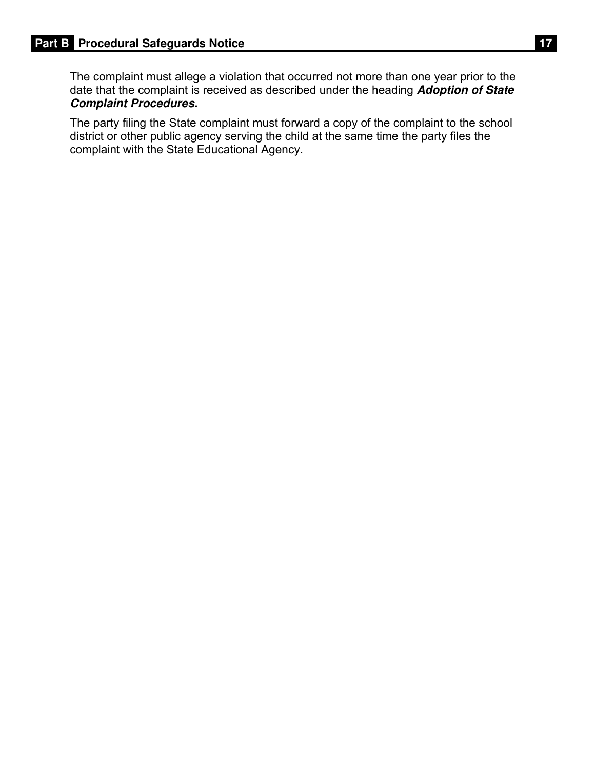The complaint must allege a violation that occurred not more than one year prior to the date that the complaint is received as described under the heading ***Adoption of State Complaint Procedures.***

The party filing the State complaint must forward a copy of the complaint to the school district or other public agency serving the child at the same time the party files the complaint with the State Educational Agency.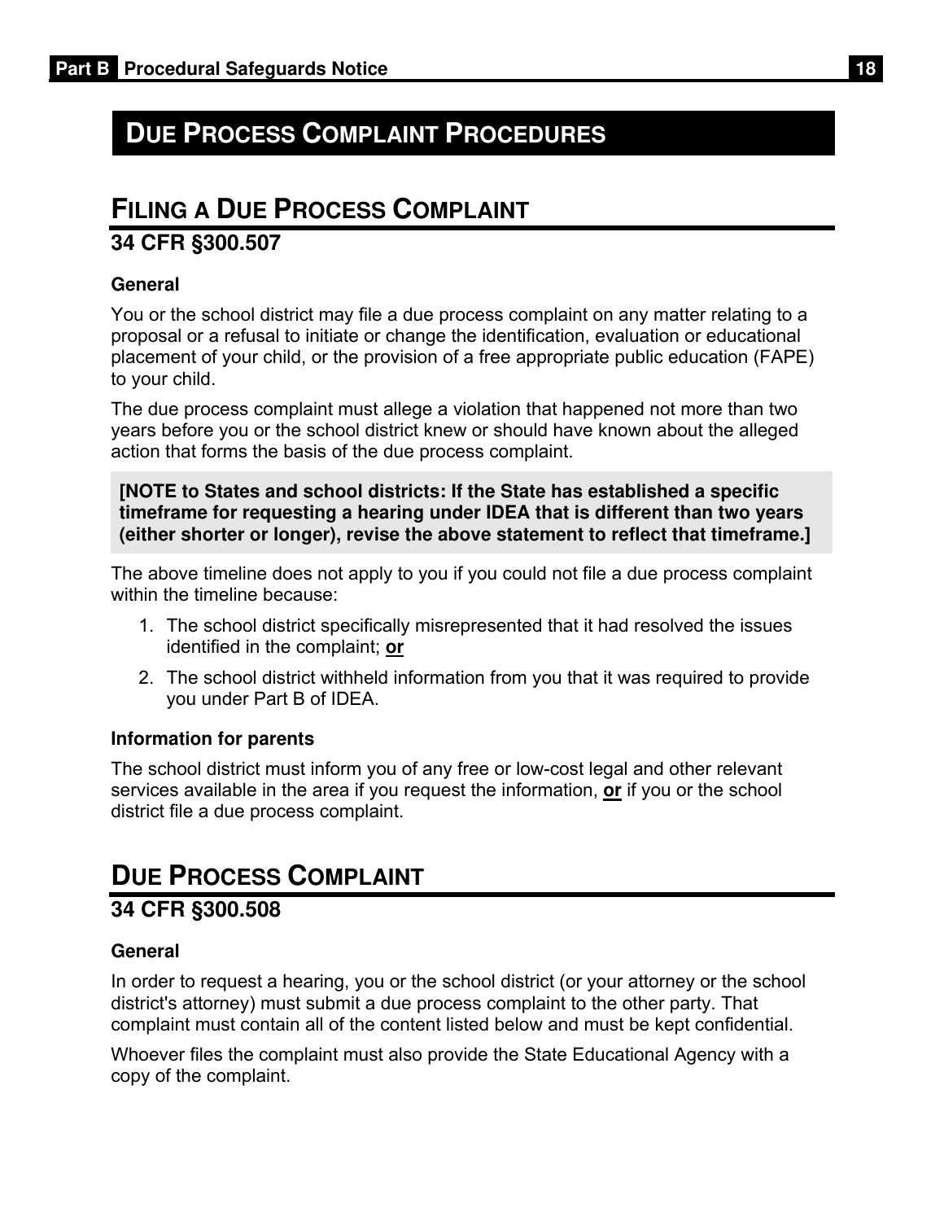# DUE PROCESS COMPLAINT PROCEDURES

## FILING A DUE PROCESS COMPLAINT

### 34 CFR §300.507

**General**

You or the school district may file a due process complaint on any matter relating to a proposal or a refusal to initiate or change the identification, evaluation or educational placement of your child, or the provision of a free appropriate public education (FAPE) to your child.

The due process complaint must allege a violation that happened not more than two years before you or the school district knew or should have known about the alleged action that forms the basis of the due process complaint.

**[NOTE to States and school districts: If the State has established a specific timeframe for requesting a hearing under IDEA that is different than two years (either shorter or longer), revise the above statement to reflect that timeframe.]**

The above timeline does not apply to you if you could not file a due process complaint within the timeline because:

1. The school district specifically misrepresented that it had resolved the issues identified in the complaint; **or**
2. The school district withheld information from you that it was required to provide you under Part B of IDEA.

**Information for parents**

The school district must inform you of any free or low-cost legal and other relevant services available in the area if you request the information, **or** if you or the school district file a due process complaint.

## DUE PROCESS COMPLAINT

### 34 CFR §300.508

**General**

In order to request a hearing, you or the school district (or your attorney or the school district's attorney) must submit a due process complaint to the other party. That complaint must contain all of the content listed below and must be kept confidential.

Whoever files the complaint must also provide the State Educational Agency with a copy of the complaint.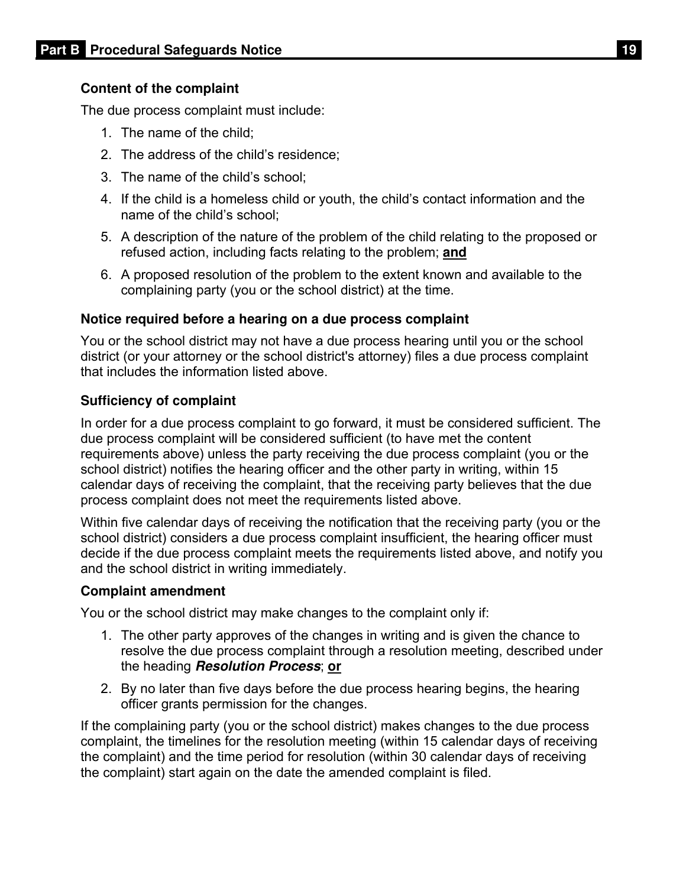### Content of the complaint

The due process complaint must include:

1. The name of the child;
2. The address of the child's residence;
3. The name of the child's school;
4. If the child is a homeless child or youth, the child's contact information and the name of the child's school;
5. A description of the nature of the problem of the child relating to the proposed or refused action, including facts relating to the problem; **and**
6. A proposed resolution of the problem to the extent known and available to the complaining party (you or the school district) at the time.

### Notice required before a hearing on a due process complaint

You or the school district may not have a due process hearing until you or the school district (or your attorney or the school district's attorney) files a due process complaint that includes the information listed above.

### Sufficiency of complaint

In order for a due process complaint to go forward, it must be considered sufficient. The due process complaint will be considered sufficient (to have met the content requirements above) unless the party receiving the due process complaint (you or the school district) notifies the hearing officer and the other party in writing, within 15 calendar days of receiving the complaint, that the receiving party believes that the due process complaint does not meet the requirements listed above.

Within five calendar days of receiving the notification that the receiving party (you or the school district) considers a due process complaint insufficient, the hearing officer must decide if the due process complaint meets the requirements listed above, and notify you and the school district in writing immediately.

### Complaint amendment

You or the school district may make changes to the complaint only if:

1. The other party approves of the changes in writing and is given the chance to resolve the due process complaint through a resolution meeting, described under the heading ***Resolution Process***; **or**
2. By no later than five days before the due process hearing begins, the hearing officer grants permission for the changes.

If the complaining party (you or the school district) makes changes to the due process complaint, the timelines for the resolution meeting (within 15 calendar days of receiving the complaint) and the time period for resolution (within 30 calendar days of receiving the complaint) start again on the date the amended complaint is filed.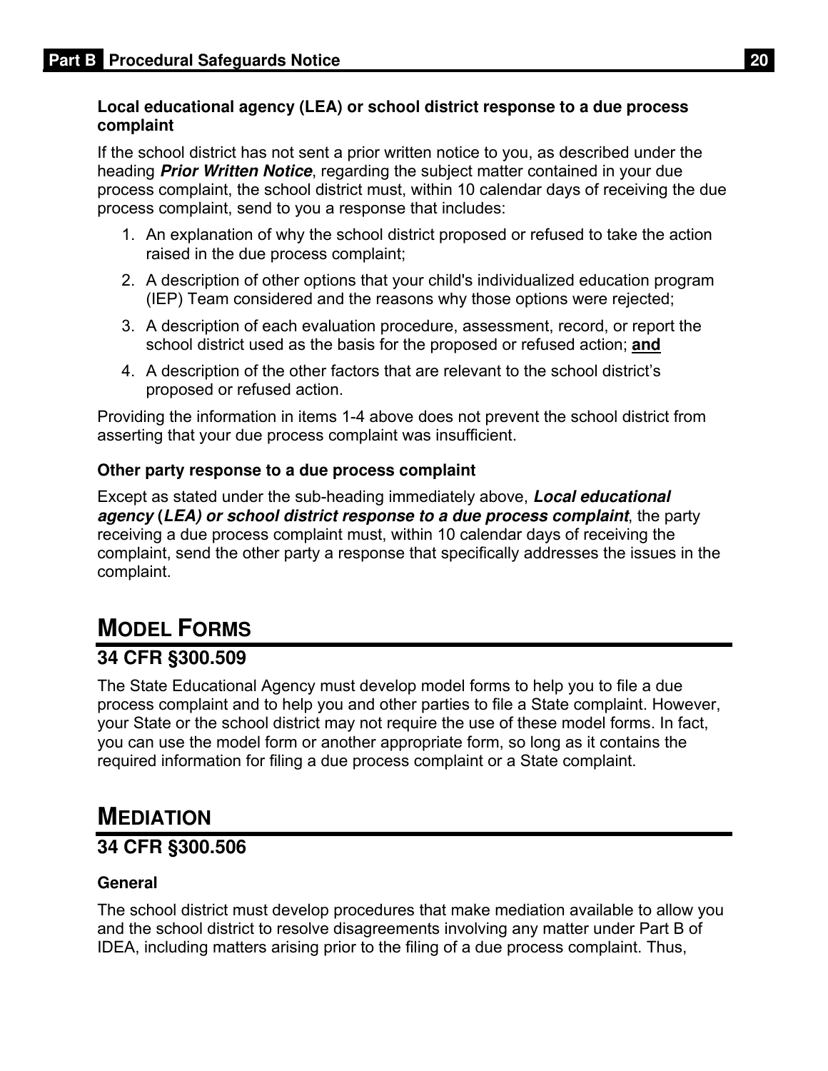**Local educational agency (LEA) or school district response to a due process complaint**

If the school district has not sent a prior written notice to you, as described under the heading ***Prior Written Notice***, regarding the subject matter contained in your due process complaint, the school district must, within 10 calendar days of receiving the due process complaint, send to you a response that includes:

1. An explanation of why the school district proposed or refused to take the action raised in the due process complaint;
2. A description of other options that your child's individualized education program (IEP) Team considered and the reasons why those options were rejected;
3. A description of each evaluation procedure, assessment, record, or report the school district used as the basis for the proposed or refused action; **and**
4. A description of the other factors that are relevant to the school district's proposed or refused action.

Providing the information in items 1-4 above does not prevent the school district from asserting that your due process complaint was insufficient.

**Other party response to a due process complaint**

Except as stated under the sub-heading immediately above, ***Local educational agency (LEA) or school district response to a due process complaint***, the party receiving a due process complaint must, within 10 calendar days of receiving the complaint, send the other party a response that specifically addresses the issues in the complaint.

## MODEL FORMS

### 34 CFR §300.509

The State Educational Agency must develop model forms to help you to file a due process complaint and to help you and other parties to file a State complaint. However, your State or the school district may not require the use of these model forms. In fact, you can use the model form or another appropriate form, so long as it contains the required information for filing a due process complaint or a State complaint.

## MEDIATION

### 34 CFR §300.506

**General**

The school district must develop procedures that make mediation available to allow you and the school district to resolve disagreements involving any matter under Part B of IDEA, including matters arising prior to the filing of a due process complaint. Thus,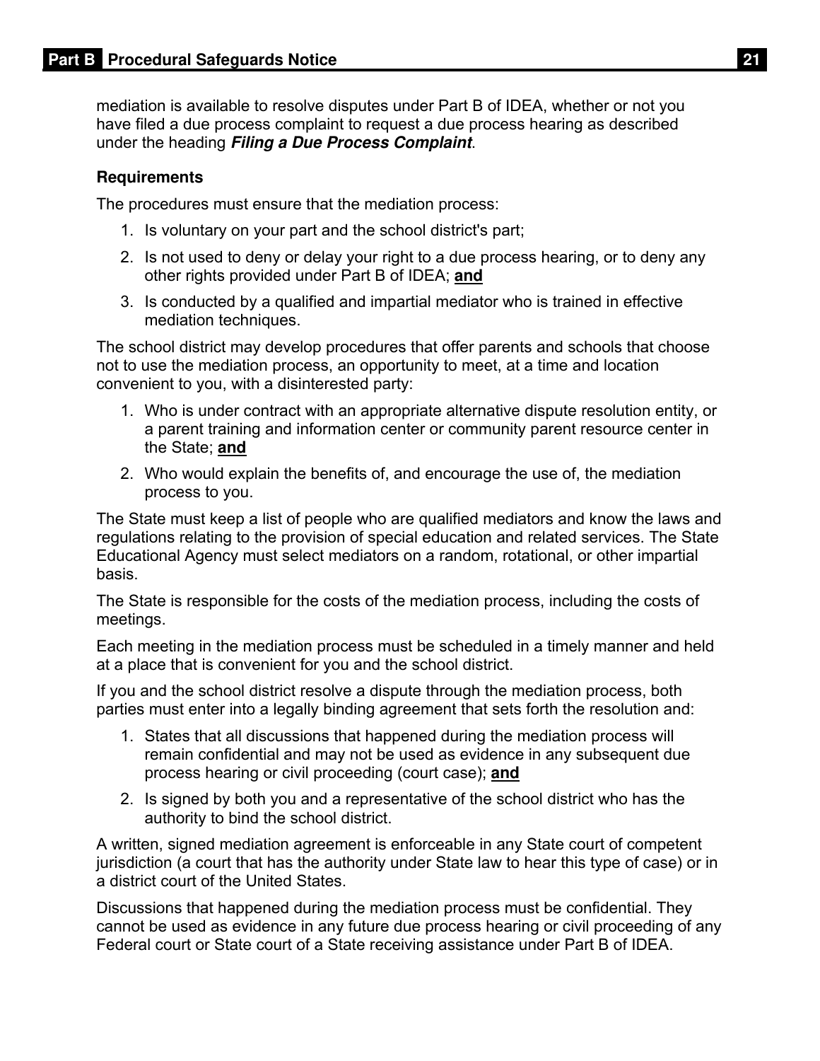mediation is available to resolve disputes under Part B of IDEA, whether or not you have filed a due process complaint to request a due process hearing as described under the heading ***Filing a Due Process Complaint***.

### Requirements

The procedures must ensure that the mediation process:

1. Is voluntary on your part and the school district's part;
2. Is not used to deny or delay your right to a due process hearing, or to deny any other rights provided under Part B of IDEA; **and**
3. Is conducted by a qualified and impartial mediator who is trained in effective mediation techniques.

The school district may develop procedures that offer parents and schools that choose not to use the mediation process, an opportunity to meet, at a time and location convenient to you, with a disinterested party:

1. Who is under contract with an appropriate alternative dispute resolution entity, or a parent training and information center or community parent resource center in the State; **and**
2. Who would explain the benefits of, and encourage the use of, the mediation process to you.

The State must keep a list of people who are qualified mediators and know the laws and regulations relating to the provision of special education and related services. The State Educational Agency must select mediators on a random, rotational, or other impartial basis.

The State is responsible for the costs of the mediation process, including the costs of meetings.

Each meeting in the mediation process must be scheduled in a timely manner and held at a place that is convenient for you and the school district.

If you and the school district resolve a dispute through the mediation process, both parties must enter into a legally binding agreement that sets forth the resolution and:

1. States that all discussions that happened during the mediation process will remain confidential and may not be used as evidence in any subsequent due process hearing or civil proceeding (court case); **and**
2. Is signed by both you and a representative of the school district who has the authority to bind the school district.

A written, signed mediation agreement is enforceable in any State court of competent jurisdiction (a court that has the authority under State law to hear this type of case) or in a district court of the United States.

Discussions that happened during the mediation process must be confidential. They cannot be used as evidence in any future due process hearing or civil proceeding of any Federal court or State court of a State receiving assistance under Part B of IDEA.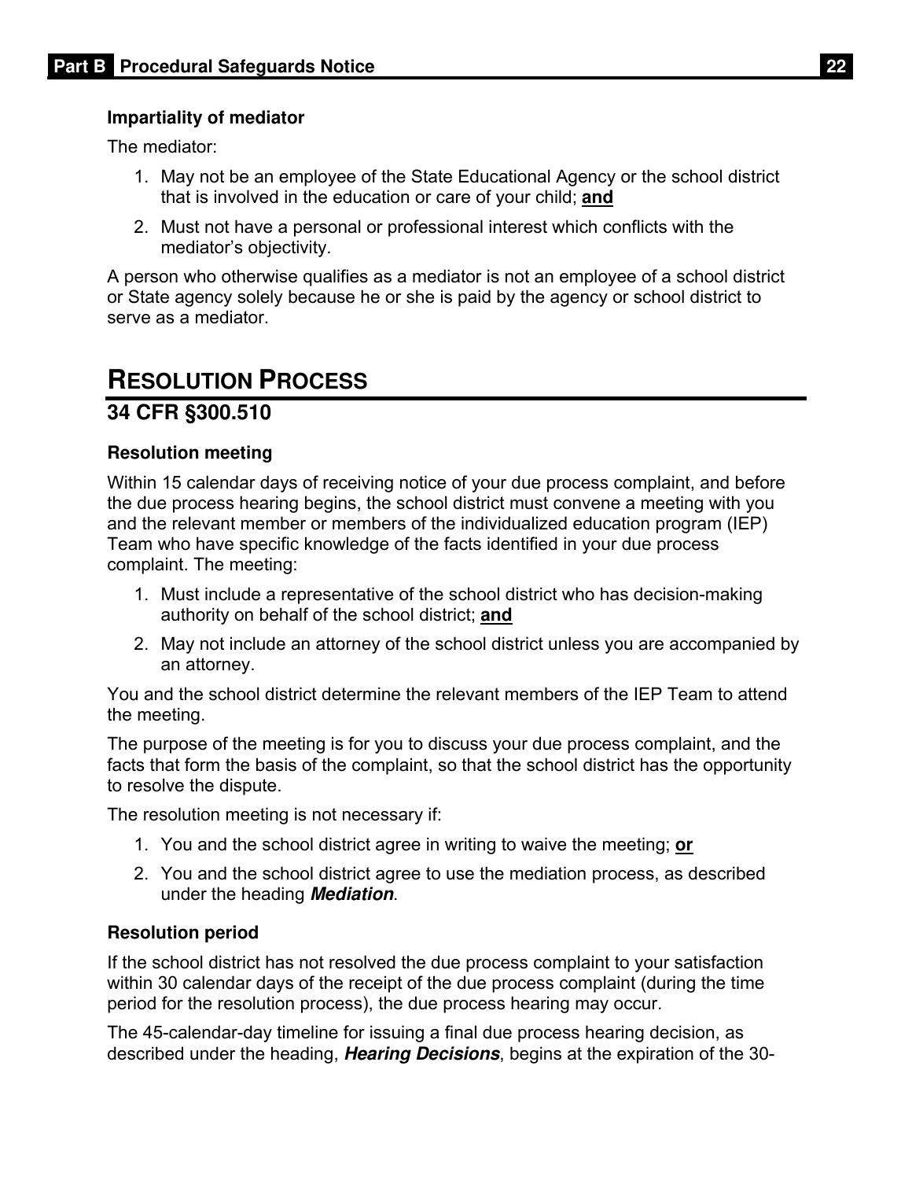### Impartiality of mediator

The mediator:

1. May not be an employee of the State Educational Agency or the school district that is involved in the education or care of your child; **and**
2. Must not have a personal or professional interest which conflicts with the mediator's objectivity.

A person who otherwise qualifies as a mediator is not an employee of a school district or State agency solely because he or she is paid by the agency or school district to serve as a mediator.

## RESOLUTION PROCESS

## 34 CFR §300.510

### Resolution meeting

Within 15 calendar days of receiving notice of your due process complaint, and before the due process hearing begins, the school district must convene a meeting with you and the relevant member or members of the individualized education program (IEP) Team who have specific knowledge of the facts identified in your due process complaint. The meeting:

1. Must include a representative of the school district who has decision-making authority on behalf of the school district; **and**
2. May not include an attorney of the school district unless you are accompanied by an attorney.

You and the school district determine the relevant members of the IEP Team to attend the meeting.

The purpose of the meeting is for you to discuss your due process complaint, and the facts that form the basis of the complaint, so that the school district has the opportunity to resolve the dispute.

The resolution meeting is not necessary if:

1. You and the school district agree in writing to waive the meeting; **or**
2. You and the school district agree to use the mediation process, as described under the heading ***Mediation***.

### Resolution period

If the school district has not resolved the due process complaint to your satisfaction within 30 calendar days of the receipt of the due process complaint (during the time period for the resolution process), the due process hearing may occur.

The 45-calendar-day timeline for issuing a final due process hearing decision, as described under the heading, ***Hearing Decisions***, begins at the expiration of the 30-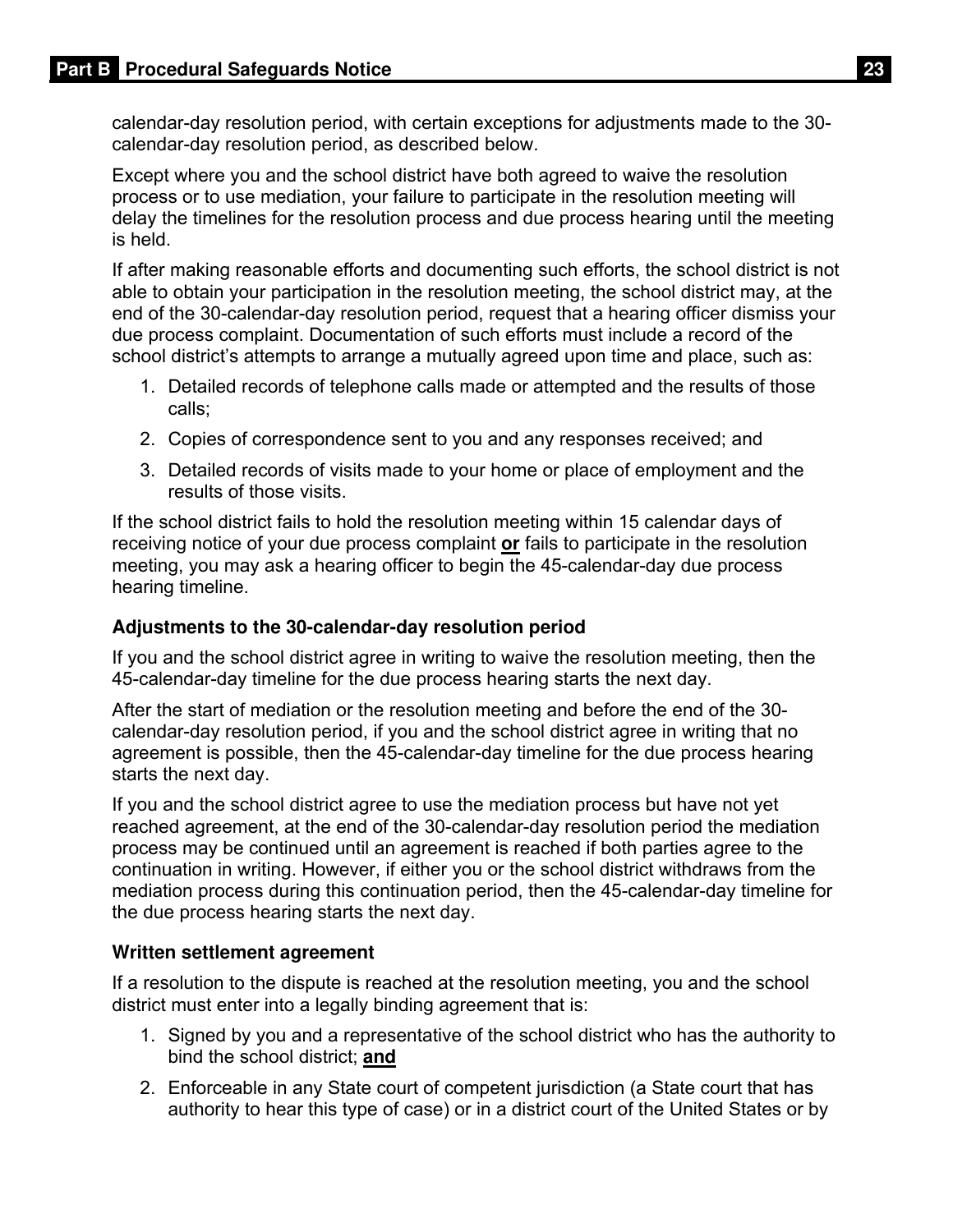calendar-day resolution period, with certain exceptions for adjustments made to the 30-calendar-day resolution period, as described below.

Except where you and the school district have both agreed to waive the resolution process or to use mediation, your failure to participate in the resolution meeting will delay the timelines for the resolution process and due process hearing until the meeting is held.

If after making reasonable efforts and documenting such efforts, the school district is not able to obtain your participation in the resolution meeting, the school district may, at the end of the 30-calendar-day resolution period, request that a hearing officer dismiss your due process complaint. Documentation of such efforts must include a record of the school district's attempts to arrange a mutually agreed upon time and place, such as:

1. Detailed records of telephone calls made or attempted and the results of those calls;
2. Copies of correspondence sent to you and any responses received; and
3. Detailed records of visits made to your home or place of employment and the results of those visits.

If the school district fails to hold the resolution meeting within 15 calendar days of receiving notice of your due process complaint **or** fails to participate in the resolution meeting, you may ask a hearing officer to begin the 45-calendar-day due process hearing timeline.

### Adjustments to the 30-calendar-day resolution period

If you and the school district agree in writing to waive the resolution meeting, then the 45-calendar-day timeline for the due process hearing starts the next day.

After the start of mediation or the resolution meeting and before the end of the 30-calendar-day resolution period, if you and the school district agree in writing that no agreement is possible, then the 45-calendar-day timeline for the due process hearing starts the next day.

If you and the school district agree to use the mediation process but have not yet reached agreement, at the end of the 30-calendar-day resolution period the mediation process may be continued until an agreement is reached if both parties agree to the continuation in writing. However, if either you or the school district withdraws from the mediation process during this continuation period, then the 45-calendar-day timeline for the due process hearing starts the next day.

### Written settlement agreement

If a resolution to the dispute is reached at the resolution meeting, you and the school district must enter into a legally binding agreement that is:

1. Signed by you and a representative of the school district who has the authority to bind the school district; **and**
2. Enforceable in any State court of competent jurisdiction (a State court that has authority to hear this type of case) or in a district court of the United States or by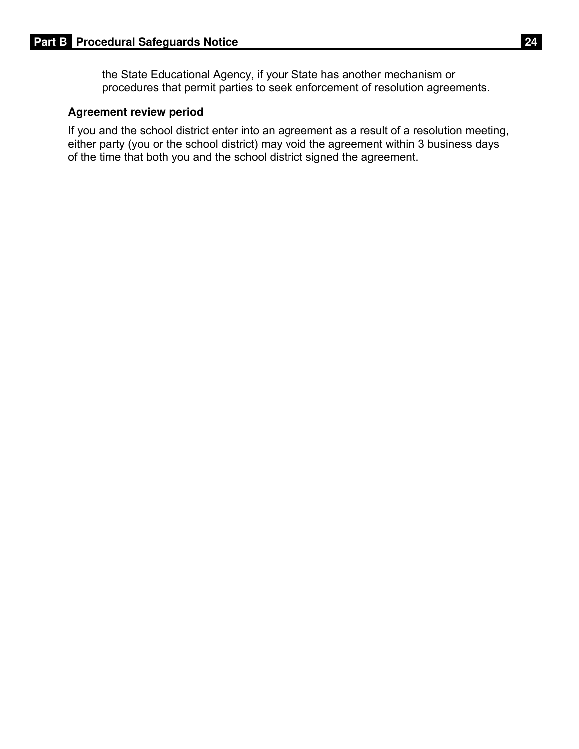the State Educational Agency, if your State has another mechanism or procedures that permit parties to seek enforcement of resolution agreements.

**Agreement review period**

If you and the school district enter into an agreement as a result of a resolution meeting, either party (you or the school district) may void the agreement within 3 business days of the time that both you and the school district signed the agreement.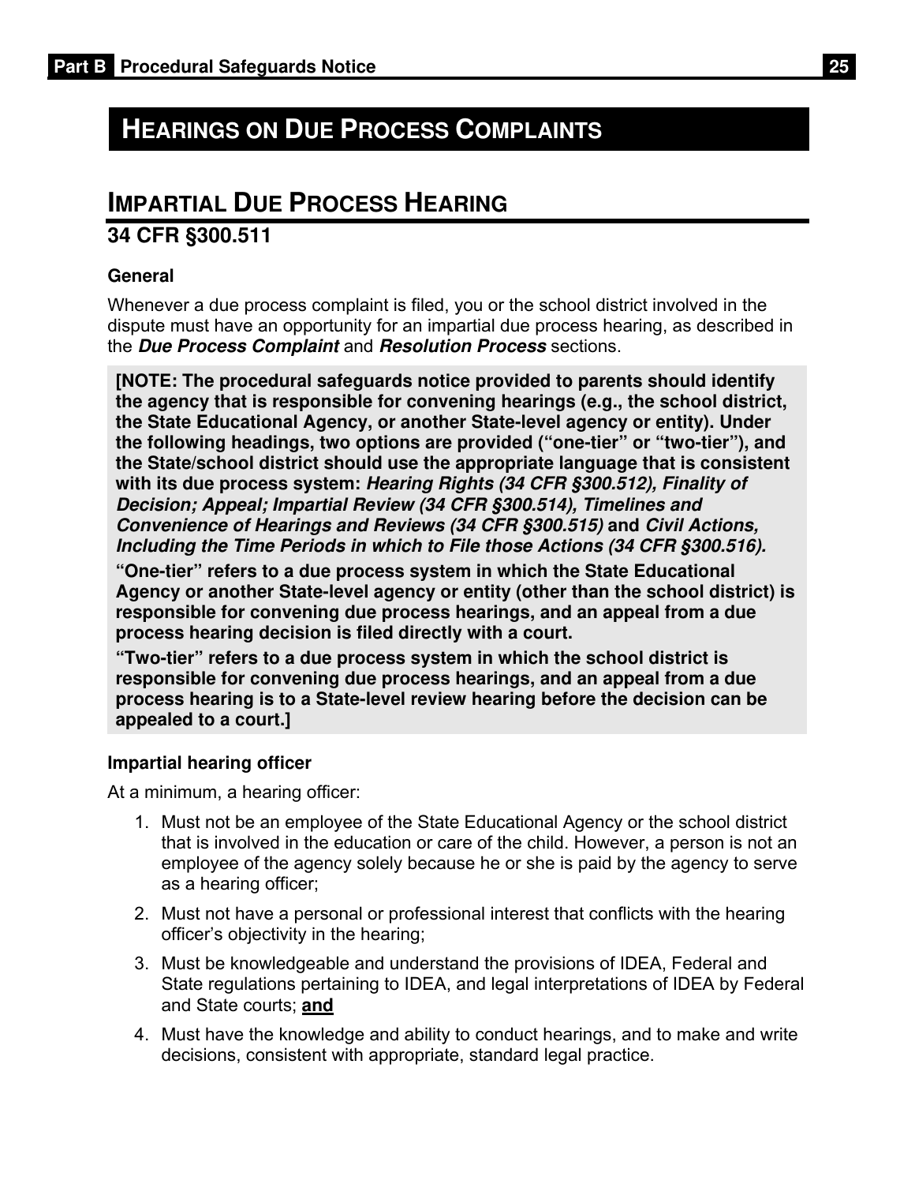# HEARINGS ON DUE PROCESS COMPLAINTS

## IMPARTIAL DUE PROCESS HEARING

### 34 CFR §300.511

#### General

Whenever a due process complaint is filed, you or the school district involved in the dispute must have an opportunity for an impartial due process hearing, as described in the ***Due Process Complaint*** and ***Resolution Process*** sections.

**[NOTE: The procedural safeguards notice provided to parents should identify the agency that is responsible for convening hearings (e.g., the school district, the State Educational Agency, or another State-level agency or entity). Under the following headings, two options are provided ("one-tier" or "two-tier"), and the State/school district should use the appropriate language that is consistent with its due process system: *Hearing Rights (34 CFR §300.512), Finality of Decision; Appeal; Impartial Review (34 CFR §300.514), Timelines and Convenience of Hearings and Reviews (34 CFR §300.515)* and *Civil Actions, Including the Time Periods in which to File those Actions (34 CFR §300.516).***

**"One-tier" refers to a due process system in which the State Educational Agency or another State-level agency or entity (other than the school district) is responsible for convening due process hearings, and an appeal from a due process hearing decision is filed directly with a court.**

**"Two-tier" refers to a due process system in which the school district is responsible for convening due process hearings, and an appeal from a due process hearing is to a State-level review hearing before the decision can be appealed to a court.]**

#### Impartial hearing officer

At a minimum, a hearing officer:

1. Must not be an employee of the State Educational Agency or the school district that is involved in the education or care of the child. However, a person is not an employee of the agency solely because he or she is paid by the agency to serve as a hearing officer;
2. Must not have a personal or professional interest that conflicts with the hearing officer's objectivity in the hearing;
3. Must be knowledgeable and understand the provisions of IDEA, Federal and State regulations pertaining to IDEA, and legal interpretations of IDEA by Federal and State courts; **and**
4. Must have the knowledge and ability to conduct hearings, and to make and write decisions, consistent with appropriate, standard legal practice.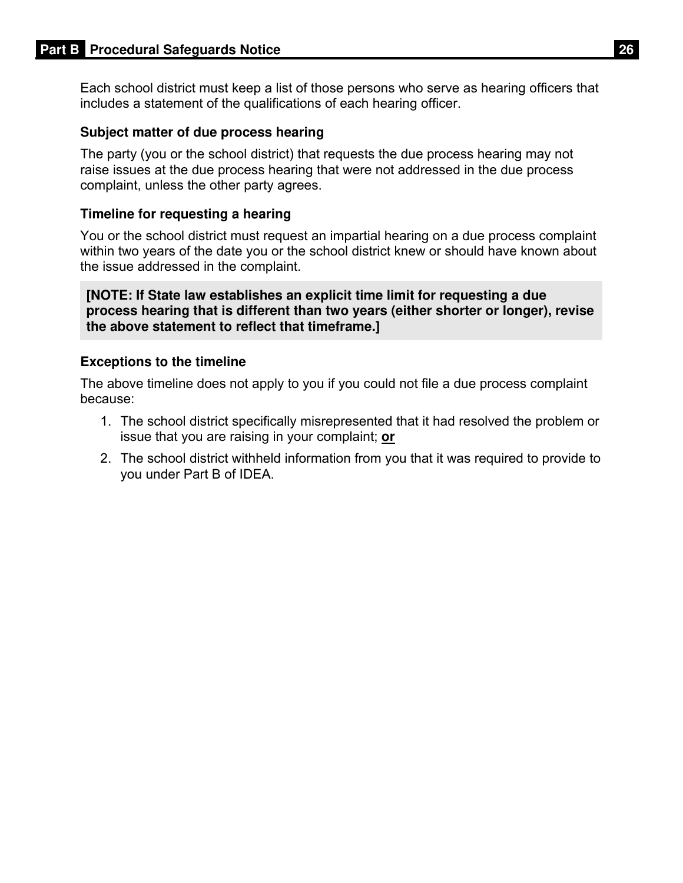Each school district must keep a list of those persons who serve as hearing officers that includes a statement of the qualifications of each hearing officer.

### Subject matter of due process hearing

The party (you or the school district) that requests the due process hearing may not raise issues at the due process hearing that were not addressed in the due process complaint, unless the other party agrees.

### Timeline for requesting a hearing

You or the school district must request an impartial hearing on a due process complaint within two years of the date you or the school district knew or should have known about the issue addressed in the complaint.

**[NOTE: If State law establishes an explicit time limit for requesting a due process hearing that is different than two years (either shorter or longer), revise the above statement to reflect that timeframe.]**

### Exceptions to the timeline

The above timeline does not apply to you if you could not file a due process complaint because:

1. The school district specifically misrepresented that it had resolved the problem or issue that you are raising in your complaint; **or**
2. The school district withheld information from you that it was required to provide to you under Part B of IDEA.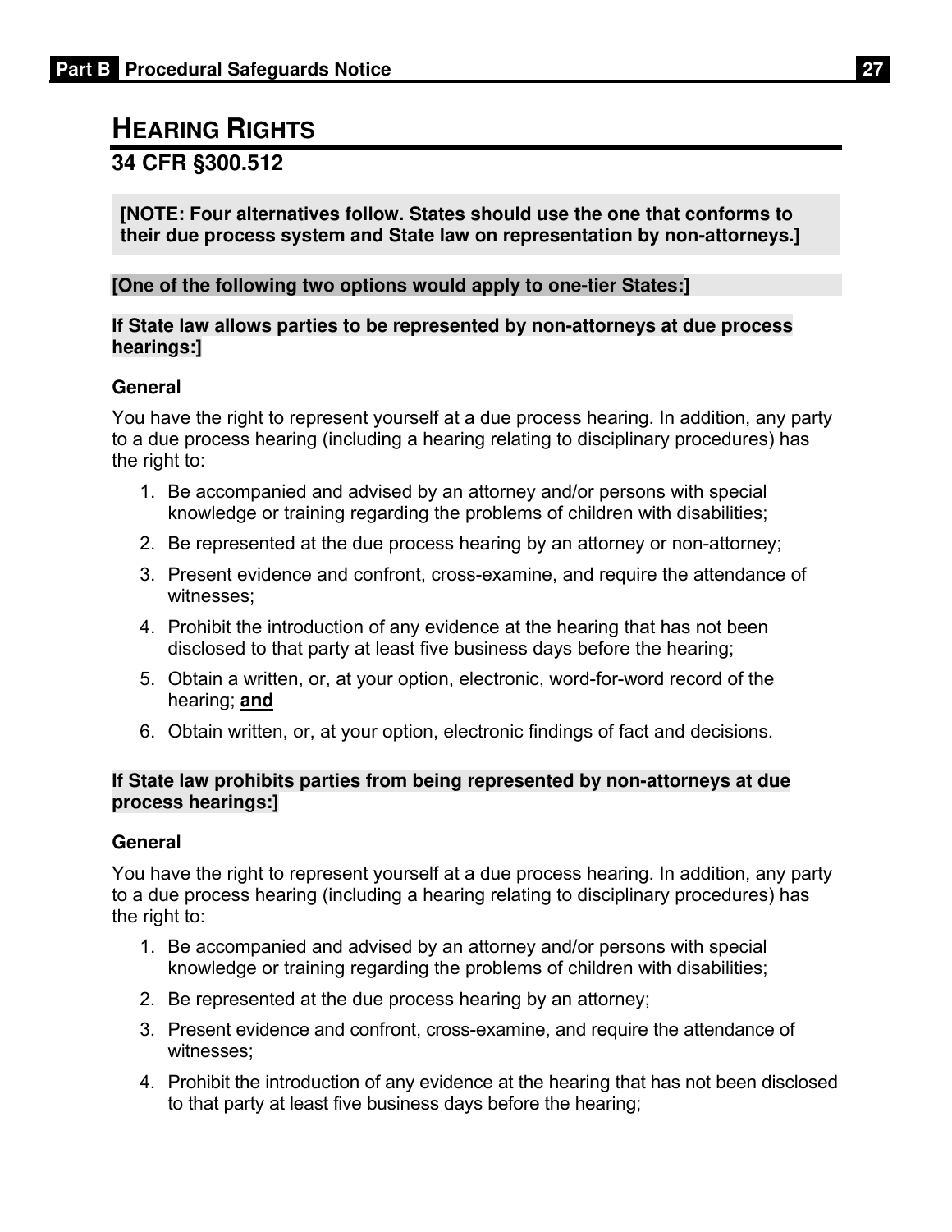## HEARING RIGHTS

### 34 CFR §300.512

**[NOTE: Four alternatives follow. States should use the one that conforms to their due process system and State law on representation by non-attorneys.]**

**[One of the following two options would apply to one-tier States:]**

**If State law allows parties to be represented by non-attorneys at due process hearings:]**

**General**

You have the right to represent yourself at a due process hearing. In addition, any party to a due process hearing (including a hearing relating to disciplinary procedures) has the right to:

1. Be accompanied and advised by an attorney and/or persons with special knowledge or training regarding the problems of children with disabilities;
2. Be represented at the due process hearing by an attorney or non-attorney;
3. Present evidence and confront, cross-examine, and require the attendance of witnesses;
4. Prohibit the introduction of any evidence at the hearing that has not been disclosed to that party at least five business days before the hearing;
5. Obtain a written, or, at your option, electronic, word-for-word record of the hearing; **and**
6. Obtain written, or, at your option, electronic findings of fact and decisions.

**If State law prohibits parties from being represented by non-attorneys at due process hearings:]**

**General**

You have the right to represent yourself at a due process hearing. In addition, any party to a due process hearing (including a hearing relating to disciplinary procedures) has the right to:

1. Be accompanied and advised by an attorney and/or persons with special knowledge or training regarding the problems of children with disabilities;
2. Be represented at the due process hearing by an attorney;
3. Present evidence and confront, cross-examine, and require the attendance of witnesses;
4. Prohibit the introduction of any evidence at the hearing that has not been disclosed to that party at least five business days before the hearing;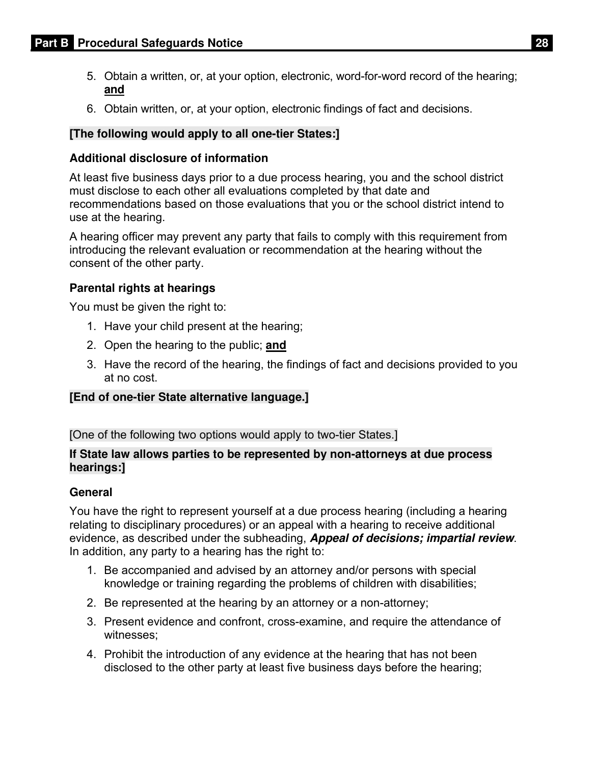5. Obtain a written, or, at your option, electronic, word-for-word record of the hearing; **and**
6. Obtain written, or, at your option, electronic findings of fact and decisions.

**[The following would apply to all one-tier States:]**

### Additional disclosure of information

At least five business days prior to a due process hearing, you and the school district must disclose to each other all evaluations completed by that date and recommendations based on those evaluations that you or the school district intend to use at the hearing.

A hearing officer may prevent any party that fails to comply with this requirement from introducing the relevant evaluation or recommendation at the hearing without the consent of the other party.

### Parental rights at hearings

You must be given the right to:

1. Have your child present at the hearing;
2. Open the hearing to the public; **and**
3. Have the record of the hearing, the findings of fact and decisions provided to you at no cost.

**[End of one-tier State alternative language.]**

[One of the following two options would apply to two-tier States.]

**If State law allows parties to be represented by non-attorneys at due process hearings:]**

### General

You have the right to represent yourself at a due process hearing (including a hearing relating to disciplinary procedures) or an appeal with a hearing to receive additional evidence, as described under the subheading, ***Appeal of decisions; impartial review***. In addition, any party to a hearing has the right to:

1. Be accompanied and advised by an attorney and/or persons with special knowledge or training regarding the problems of children with disabilities;
2. Be represented at the hearing by an attorney or a non-attorney;
3. Present evidence and confront, cross-examine, and require the attendance of witnesses;
4. Prohibit the introduction of any evidence at the hearing that has not been disclosed to the other party at least five business days before the hearing;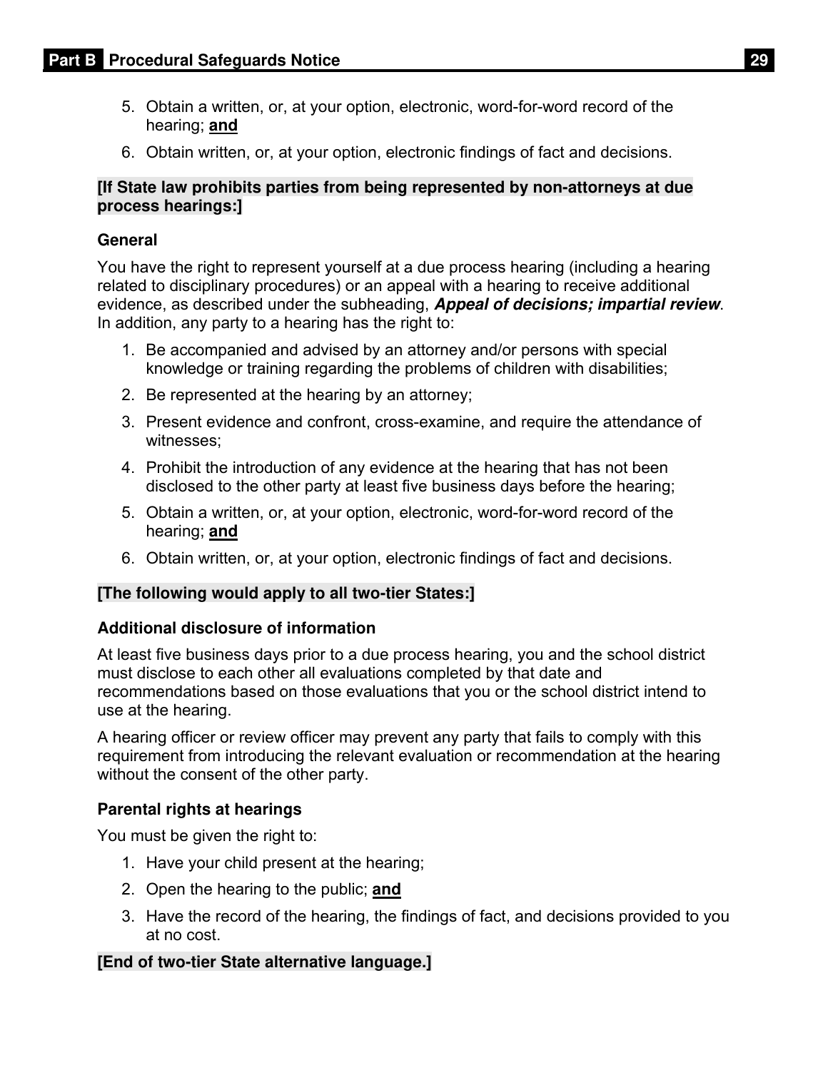5. Obtain a written, or, at your option, electronic, word-for-word record of the hearing; **and**
6. Obtain written, or, at your option, electronic findings of fact and decisions.

**[If State law prohibits parties from being represented by non-attorneys at due process hearings:]**

### General

You have the right to represent yourself at a due process hearing (including a hearing related to disciplinary procedures) or an appeal with a hearing to receive additional evidence, as described under the subheading, ***Appeal of decisions; impartial review***. In addition, any party to a hearing has the right to:

1. Be accompanied and advised by an attorney and/or persons with special knowledge or training regarding the problems of children with disabilities;
2. Be represented at the hearing by an attorney;
3. Present evidence and confront, cross-examine, and require the attendance of witnesses;
4. Prohibit the introduction of any evidence at the hearing that has not been disclosed to the other party at least five business days before the hearing;
5. Obtain a written, or, at your option, electronic, word-for-word record of the hearing; **and**
6. Obtain written, or, at your option, electronic findings of fact and decisions.

**[The following would apply to all two-tier States:]**

### Additional disclosure of information

At least five business days prior to a due process hearing, you and the school district must disclose to each other all evaluations completed by that date and recommendations based on those evaluations that you or the school district intend to use at the hearing.

A hearing officer or review officer may prevent any party that fails to comply with this requirement from introducing the relevant evaluation or recommendation at the hearing without the consent of the other party.

### Parental rights at hearings

You must be given the right to:

1. Have your child present at the hearing;
2. Open the hearing to the public; **and**
3. Have the record of the hearing, the findings of fact, and decisions provided to you at no cost.

**[End of two-tier State alternative language.]**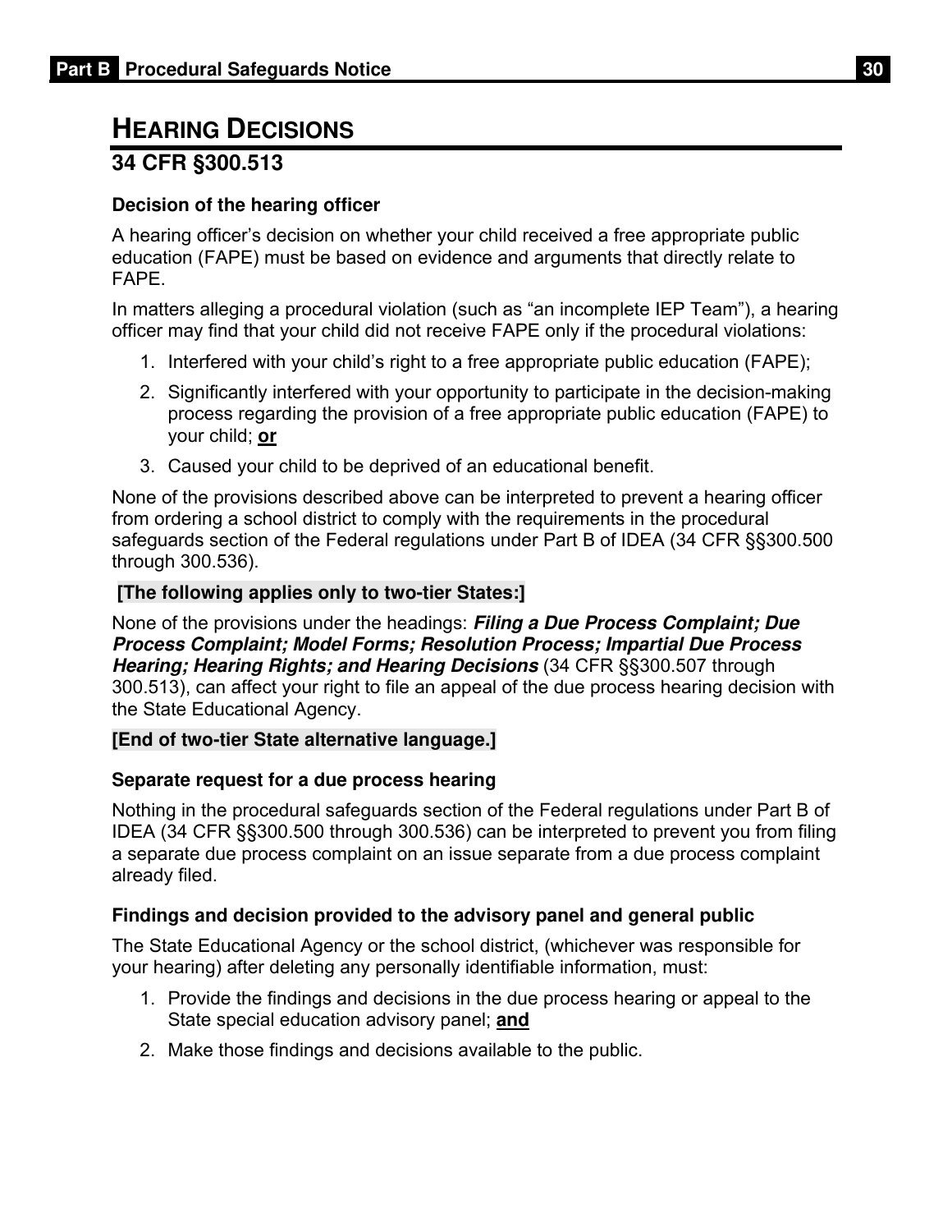# Hearing Decisions

## 34 CFR §300.513

### Decision of the hearing officer

A hearing officer's decision on whether your child received a free appropriate public education (FAPE) must be based on evidence and arguments that directly relate to FAPE.

In matters alleging a procedural violation (such as "an incomplete IEP Team"), a hearing officer may find that your child did not receive FAPE only if the procedural violations:

1. Interfered with your child's right to a free appropriate public education (FAPE);
2. Significantly interfered with your opportunity to participate in the decision-making process regarding the provision of a free appropriate public education (FAPE) to your child; **or**
3. Caused your child to be deprived of an educational benefit.

None of the provisions described above can be interpreted to prevent a hearing officer from ordering a school district to comply with the requirements in the procedural safeguards section of the Federal regulations under Part B of IDEA (34 CFR §§300.500 through 300.536).

**[The following applies only to two-tier States:]**

None of the provisions under the headings: ***Filing a Due Process Complaint; Due Process Complaint; Model Forms; Resolution Process; Impartial Due Process Hearing; Hearing Rights; and Hearing Decisions*** (34 CFR §§300.507 through 300.513), can affect your right to file an appeal of the due process hearing decision with the State Educational Agency.

**[End of two-tier State alternative language.]**

### Separate request for a due process hearing

Nothing in the procedural safeguards section of the Federal regulations under Part B of IDEA (34 CFR §§300.500 through 300.536) can be interpreted to prevent you from filing a separate due process complaint on an issue separate from a due process complaint already filed.

### Findings and decision provided to the advisory panel and general public

The State Educational Agency or the school district, (whichever was responsible for your hearing) after deleting any personally identifiable information, must:

1. Provide the findings and decisions in the due process hearing or appeal to the State special education advisory panel; **and**
2. Make those findings and decisions available to the public.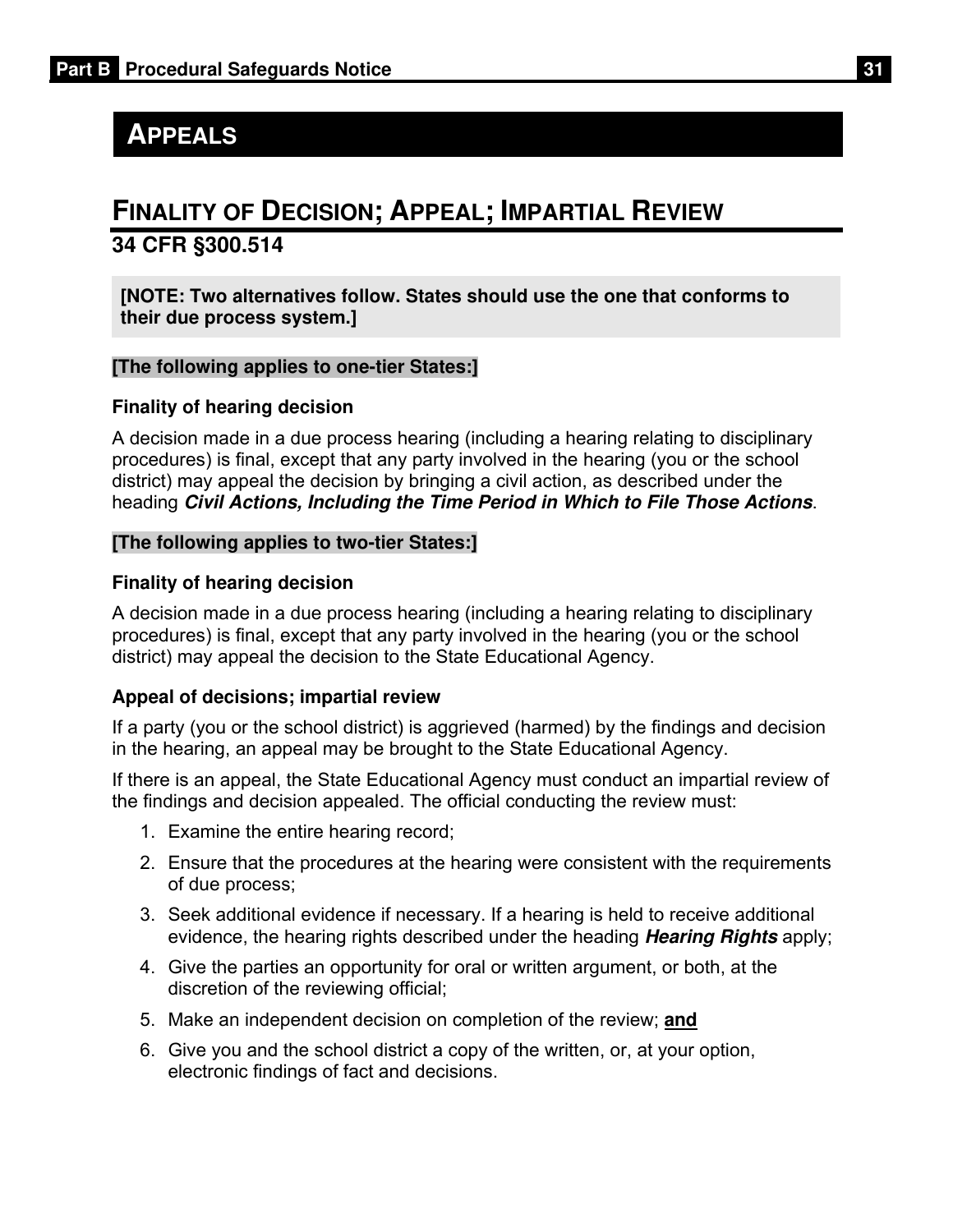# APPEALS

## FINALITY OF DECISION; APPEAL; IMPARTIAL REVIEW

### 34 CFR §300.514

**[NOTE: Two alternatives follow. States should use the one that conforms to their due process system.]**

**[The following applies to one-tier States:]**

**Finality of hearing decision**

A decision made in a due process hearing (including a hearing relating to disciplinary procedures) is final, except that any party involved in the hearing (you or the school district) may appeal the decision by bringing a civil action, as described under the heading ***Civil Actions, Including the Time Period in Which to File Those Actions***.

**[The following applies to two-tier States:]**

**Finality of hearing decision**

A decision made in a due process hearing (including a hearing relating to disciplinary procedures) is final, except that any party involved in the hearing (you or the school district) may appeal the decision to the State Educational Agency.

**Appeal of decisions; impartial review**

If a party (you or the school district) is aggrieved (harmed) by the findings and decision in the hearing, an appeal may be brought to the State Educational Agency.

If there is an appeal, the State Educational Agency must conduct an impartial review of the findings and decision appealed. The official conducting the review must:

1. Examine the entire hearing record;
2. Ensure that the procedures at the hearing were consistent with the requirements of due process;
3. Seek additional evidence if necessary. If a hearing is held to receive additional evidence, the hearing rights described under the heading ***Hearing Rights*** apply;
4. Give the parties an opportunity for oral or written argument, or both, at the discretion of the reviewing official;
5. Make an independent decision on completion of the review; **and**
6. Give you and the school district a copy of the written, or, at your option, electronic findings of fact and decisions.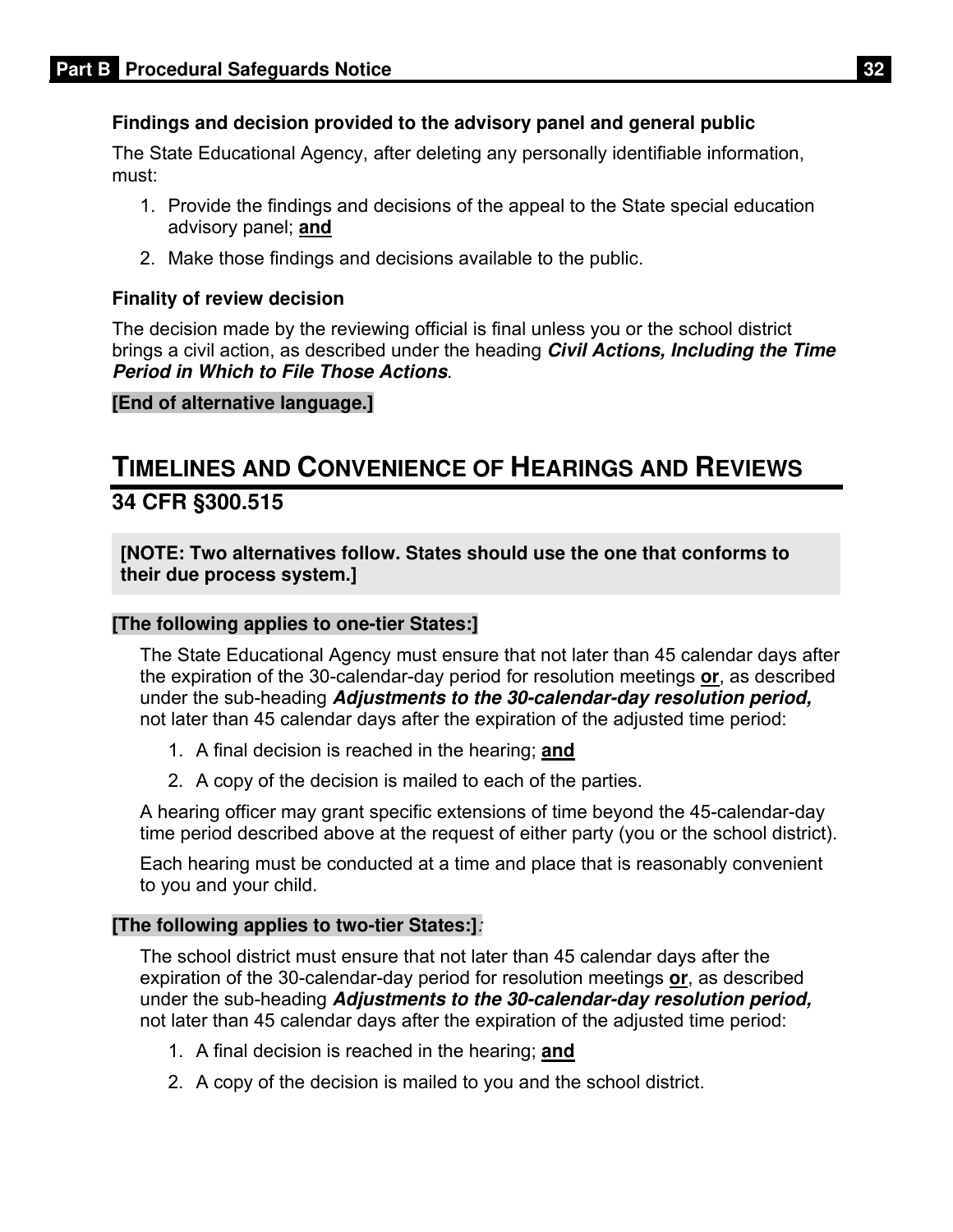### Findings and decision provided to the advisory panel and general public

The State Educational Agency, after deleting any personally identifiable information, must:

1. Provide the findings and decisions of the appeal to the State special education advisory panel; **and**
2. Make those findings and decisions available to the public.

### Finality of review decision

The decision made by the reviewing official is final unless you or the school district brings a civil action, as described under the heading ***Civil Actions, Including the Time Period in Which to File Those Actions***.

**[End of alternative language.]**

## TIMELINES AND CONVENIENCE OF HEARINGS AND REVIEWS

### 34 CFR §300.515

**[NOTE: Two alternatives follow. States should use the one that conforms to their due process system.]**

**[The following applies to one-tier States:]**

The State Educational Agency must ensure that not later than 45 calendar days after the expiration of the 30-calendar-day period for resolution meetings **or**, as described under the sub-heading ***Adjustments to the 30-calendar-day resolution period,*** not later than 45 calendar days after the expiration of the adjusted time period:

1. A final decision is reached in the hearing; **and**
2. A copy of the decision is mailed to each of the parties.

A hearing officer may grant specific extensions of time beyond the 45-calendar-day time period described above at the request of either party (you or the school district).

Each hearing must be conducted at a time and place that is reasonably convenient to you and your child.

**[The following applies to two-tier States:]**:

The school district must ensure that not later than 45 calendar days after the expiration of the 30-calendar-day period for resolution meetings **or**, as described under the sub-heading ***Adjustments to the 30-calendar-day resolution period,*** not later than 45 calendar days after the expiration of the adjusted time period:

1. A final decision is reached in the hearing; **and**
2. A copy of the decision is mailed to you and the school district.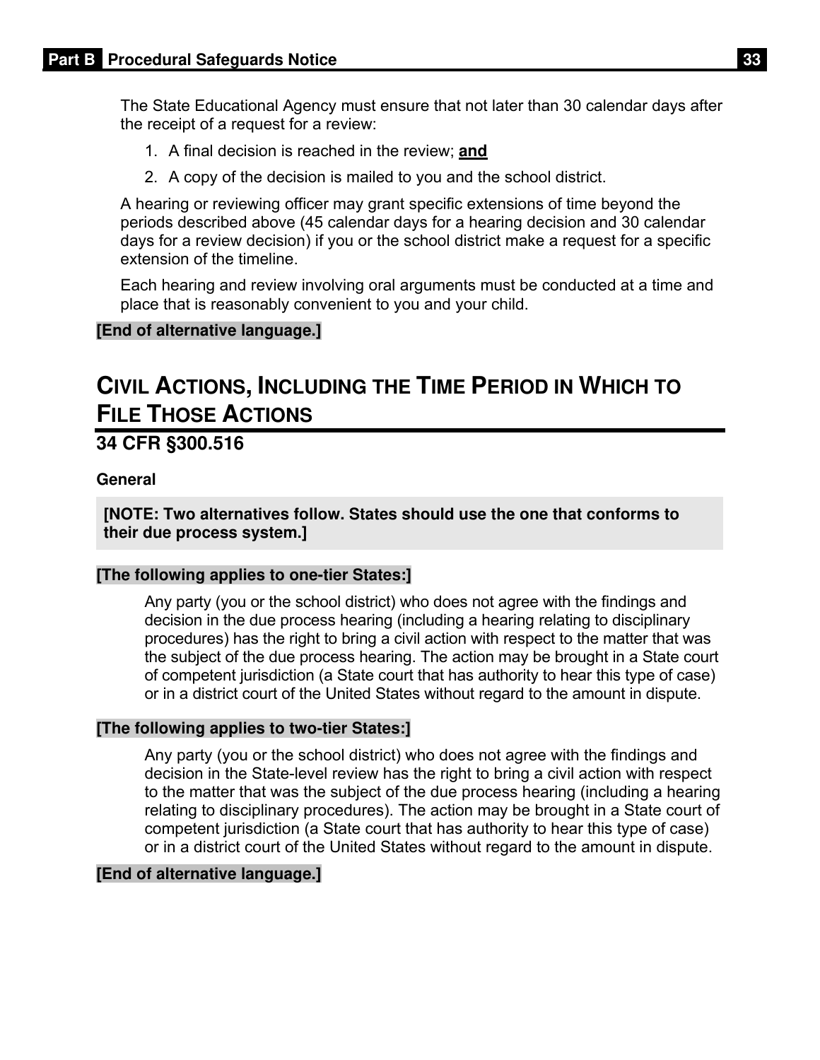The State Educational Agency must ensure that not later than 30 calendar days after the receipt of a request for a review:

1. A final decision is reached in the review; **and**
2. A copy of the decision is mailed to you and the school district.

A hearing or reviewing officer may grant specific extensions of time beyond the periods described above (45 calendar days for a hearing decision and 30 calendar days for a review decision) if you or the school district make a request for a specific extension of the timeline.

Each hearing and review involving oral arguments must be conducted at a time and place that is reasonably convenient to you and your child.

**[End of alternative language.]**

## Civil Actions, Including the Time Period in Which to File Those Actions

### 34 CFR §300.516

**General**

**[NOTE: Two alternatives follow. States should use the one that conforms to their due process system.]**

**[The following applies to one-tier States:]**

Any party (you or the school district) who does not agree with the findings and decision in the due process hearing (including a hearing relating to disciplinary procedures) has the right to bring a civil action with respect to the matter that was the subject of the due process hearing. The action may be brought in a State court of competent jurisdiction (a State court that has authority to hear this type of case) or in a district court of the United States without regard to the amount in dispute.

**[The following applies to two-tier States:]**

Any party (you or the school district) who does not agree with the findings and decision in the State-level review has the right to bring a civil action with respect to the matter that was the subject of the due process hearing (including a hearing relating to disciplinary procedures). The action may be brought in a State court of competent jurisdiction (a State court that has authority to hear this type of case) or in a district court of the United States without regard to the amount in dispute.

**[End of alternative language.]**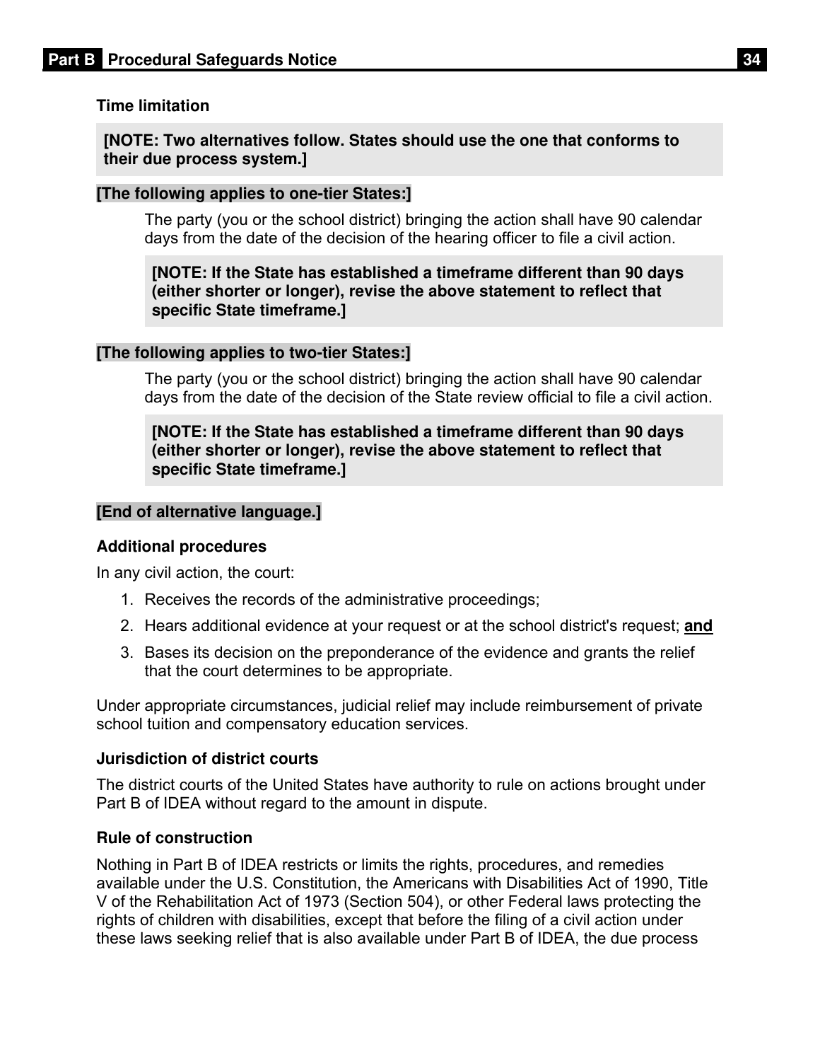### Time limitation

**[NOTE: Two alternatives follow. States should use the one that conforms to their due process system.]**

**[The following applies to one-tier States:]**

The party (you or the school district) bringing the action shall have 90 calendar days from the date of the decision of the hearing officer to file a civil action.

**[NOTE: If the State has established a timeframe different than 90 days (either shorter or longer), revise the above statement to reflect that specific State timeframe.]**

**[The following applies to two-tier States:]**

The party (you or the school district) bringing the action shall have 90 calendar days from the date of the decision of the State review official to file a civil action.

**[NOTE: If the State has established a timeframe different than 90 days (either shorter or longer), revise the above statement to reflect that specific State timeframe.]**

**[End of alternative language.]**

### Additional procedures

In any civil action, the court:

1. Receives the records of the administrative proceedings;
2. Hears additional evidence at your request or at the school district's request; **and**
3. Bases its decision on the preponderance of the evidence and grants the relief that the court determines to be appropriate.

Under appropriate circumstances, judicial relief may include reimbursement of private school tuition and compensatory education services.

### Jurisdiction of district courts

The district courts of the United States have authority to rule on actions brought under Part B of IDEA without regard to the amount in dispute.

### Rule of construction

Nothing in Part B of IDEA restricts or limits the rights, procedures, and remedies available under the U.S. Constitution, the Americans with Disabilities Act of 1990, Title V of the Rehabilitation Act of 1973 (Section 504), or other Federal laws protecting the rights of children with disabilities, except that before the filing of a civil action under these laws seeking relief that is also available under Part B of IDEA, the due process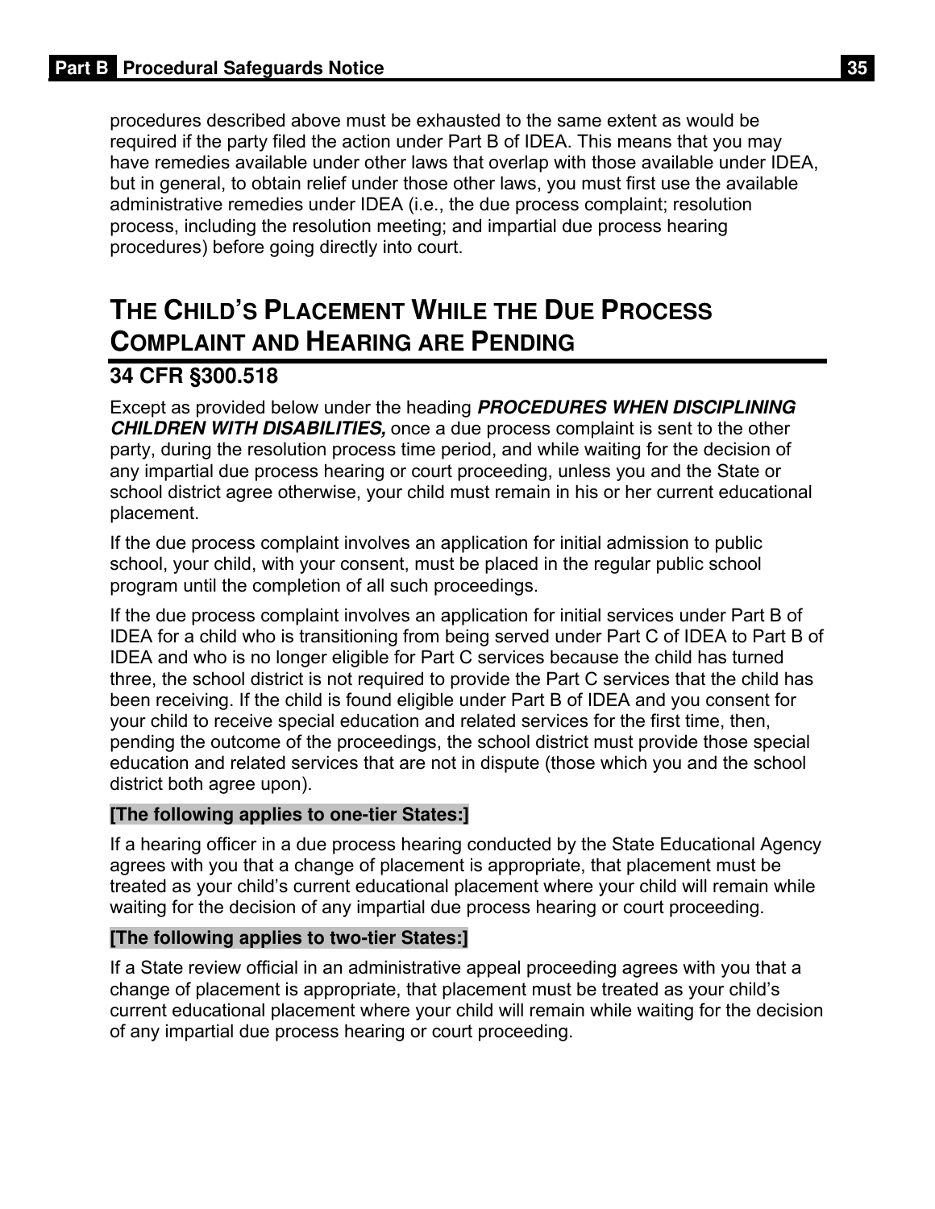procedures described above must be exhausted to the same extent as would be required if the party filed the action under Part B of IDEA. This means that you may have remedies available under other laws that overlap with those available under IDEA, but in general, to obtain relief under those other laws, you must first use the available administrative remedies under IDEA (i.e., the due process complaint; resolution process, including the resolution meeting; and impartial due process hearing procedures) before going directly into court.

## THE CHILD'S PLACEMENT WHILE THE DUE PROCESS COMPLAINT AND HEARING ARE PENDING

### 34 CFR §300.518

Except as provided below under the heading ***PROCEDURES WHEN DISCIPLINING CHILDREN WITH DISABILITIES,*** once a due process complaint is sent to the other party, during the resolution process time period, and while waiting for the decision of any impartial due process hearing or court proceeding, unless you and the State or school district agree otherwise, your child must remain in his or her current educational placement.

If the due process complaint involves an application for initial admission to public school, your child, with your consent, must be placed in the regular public school program until the completion of all such proceedings.

If the due process complaint involves an application for initial services under Part B of IDEA for a child who is transitioning from being served under Part C of IDEA to Part B of IDEA and who is no longer eligible for Part C services because the child has turned three, the school district is not required to provide the Part C services that the child has been receiving. If the child is found eligible under Part B of IDEA and you consent for your child to receive special education and related services for the first time, then, pending the outcome of the proceedings, the school district must provide those special education and related services that are not in dispute (those which you and the school district both agree upon).

**[The following applies to one-tier States:]**

If a hearing officer in a due process hearing conducted by the State Educational Agency agrees with you that a change of placement is appropriate, that placement must be treated as your child's current educational placement where your child will remain while waiting for the decision of any impartial due process hearing or court proceeding.

**[The following applies to two-tier States:]**

If a State review official in an administrative appeal proceeding agrees with you that a change of placement is appropriate, that placement must be treated as your child's current educational placement where your child will remain while waiting for the decision of any impartial due process hearing or court proceeding.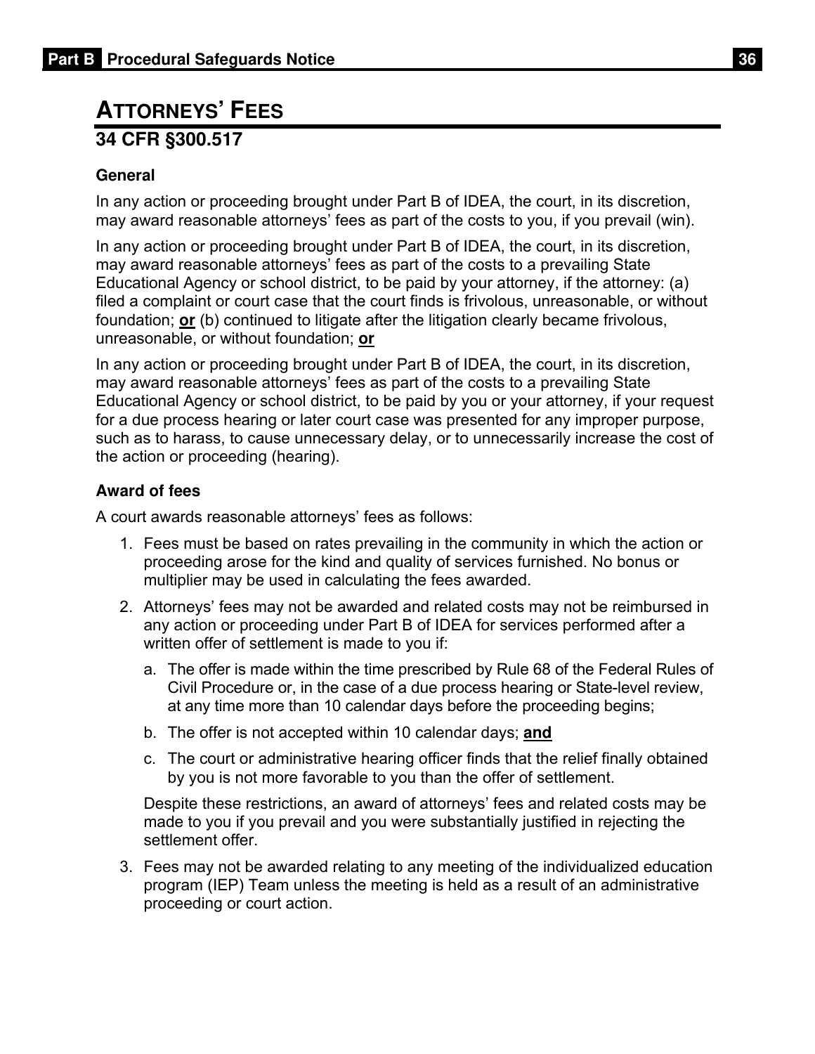# ATTORNEYS' FEES

## 34 CFR §300.517

### General

In any action or proceeding brought under Part B of IDEA, the court, in its discretion, may award reasonable attorneys' fees as part of the costs to you, if you prevail (win).

In any action or proceeding brought under Part B of IDEA, the court, in its discretion, may award reasonable attorneys' fees as part of the costs to a prevailing State Educational Agency or school district, to be paid by your attorney, if the attorney: (a) filed a complaint or court case that the court finds is frivolous, unreasonable, or without foundation; **or** (b) continued to litigate after the litigation clearly became frivolous, unreasonable, or without foundation; **or**

In any action or proceeding brought under Part B of IDEA, the court, in its discretion, may award reasonable attorneys' fees as part of the costs to a prevailing State Educational Agency or school district, to be paid by you or your attorney, if your request for a due process hearing or later court case was presented for any improper purpose, such as to harass, to cause unnecessary delay, or to unnecessarily increase the cost of the action or proceeding (hearing).

### Award of fees

A court awards reasonable attorneys' fees as follows:

1. Fees must be based on rates prevailing in the community in which the action or proceeding arose for the kind and quality of services furnished. No bonus or multiplier may be used in calculating the fees awarded.
2. Attorneys' fees may not be awarded and related costs may not be reimbursed in any action or proceeding under Part B of IDEA for services performed after a written offer of settlement is made to you if:
   a. The offer is made within the time prescribed by Rule 68 of the Federal Rules of Civil Procedure or, in the case of a due process hearing or State-level review, at any time more than 10 calendar days before the proceeding begins;
   b. The offer is not accepted within 10 calendar days; **and**
   c. The court or administrative hearing officer finds that the relief finally obtained by you is not more favorable to you than the offer of settlement.

   Despite these restrictions, an award of attorneys' fees and related costs may be made to you if you prevail and you were substantially justified in rejecting the settlement offer.
3. Fees may not be awarded relating to any meeting of the individualized education program (IEP) Team unless the meeting is held as a result of an administrative proceeding or court action.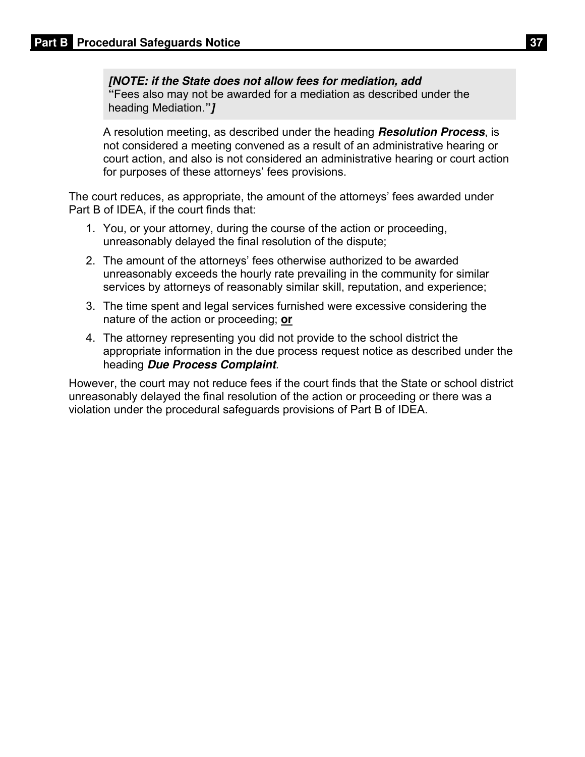***[NOTE: if the State does not allow fees for mediation, add*** "Fees also may not be awarded for a mediation as described under the heading Mediation."***]***

A resolution meeting, as described under the heading ***Resolution Process***, is not considered a meeting convened as a result of an administrative hearing or court action, and also is not considered an administrative hearing or court action for purposes of these attorneys' fees provisions.

The court reduces, as appropriate, the amount of the attorneys' fees awarded under Part B of IDEA, if the court finds that:

1. You, or your attorney, during the course of the action or proceeding, unreasonably delayed the final resolution of the dispute;
2. The amount of the attorneys' fees otherwise authorized to be awarded unreasonably exceeds the hourly rate prevailing in the community for similar services by attorneys of reasonably similar skill, reputation, and experience;
3. The time spent and legal services furnished were excessive considering the nature of the action or proceeding; **or**
4. The attorney representing you did not provide to the school district the appropriate information in the due process request notice as described under the heading ***Due Process Complaint***.

However, the court may not reduce fees if the court finds that the State or school district unreasonably delayed the final resolution of the action or proceeding or there was a violation under the procedural safeguards provisions of Part B of IDEA.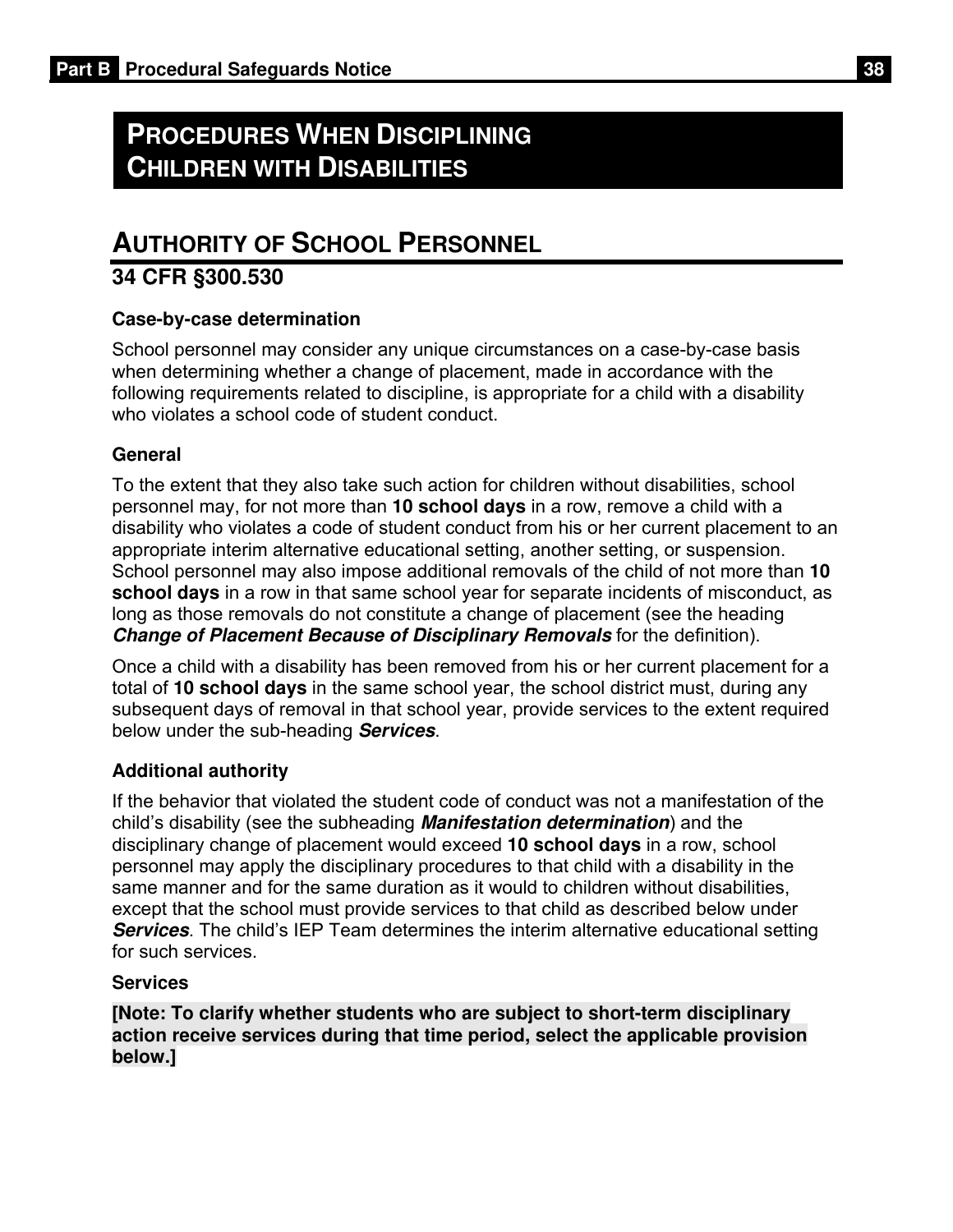# PROCEDURES WHEN DISCIPLINING CHILDREN WITH DISABILITIES

## AUTHORITY OF SCHOOL PERSONNEL

### 34 CFR §300.530

**Case-by-case determination**

School personnel may consider any unique circumstances on a case-by-case basis when determining whether a change of placement, made in accordance with the following requirements related to discipline, is appropriate for a child with a disability who violates a school code of student conduct.

**General**

To the extent that they also take such action for children without disabilities, school personnel may, for not more than **10 school days** in a row, remove a child with a disability who violates a code of student conduct from his or her current placement to an appropriate interim alternative educational setting, another setting, or suspension. School personnel may also impose additional removals of the child of not more than **10 school days** in a row in that same school year for separate incidents of misconduct, as long as those removals do not constitute a change of placement (see the heading ***Change of Placement Because of Disciplinary Removals*** for the definition).

Once a child with a disability has been removed from his or her current placement for a total of **10 school days** in the same school year, the school district must, during any subsequent days of removal in that school year, provide services to the extent required below under the sub-heading ***Services***.

**Additional authority**

If the behavior that violated the student code of conduct was not a manifestation of the child's disability (see the subheading ***Manifestation determination***) and the disciplinary change of placement would exceed **10 school days** in a row, school personnel may apply the disciplinary procedures to that child with a disability in the same manner and for the same duration as it would to children without disabilities, except that the school must provide services to that child as described below under ***Services***. The child's IEP Team determines the interim alternative educational setting for such services.

**Services**

**[Note: To clarify whether students who are subject to short-term disciplinary action receive services during that time period, select the applicable provision below.]**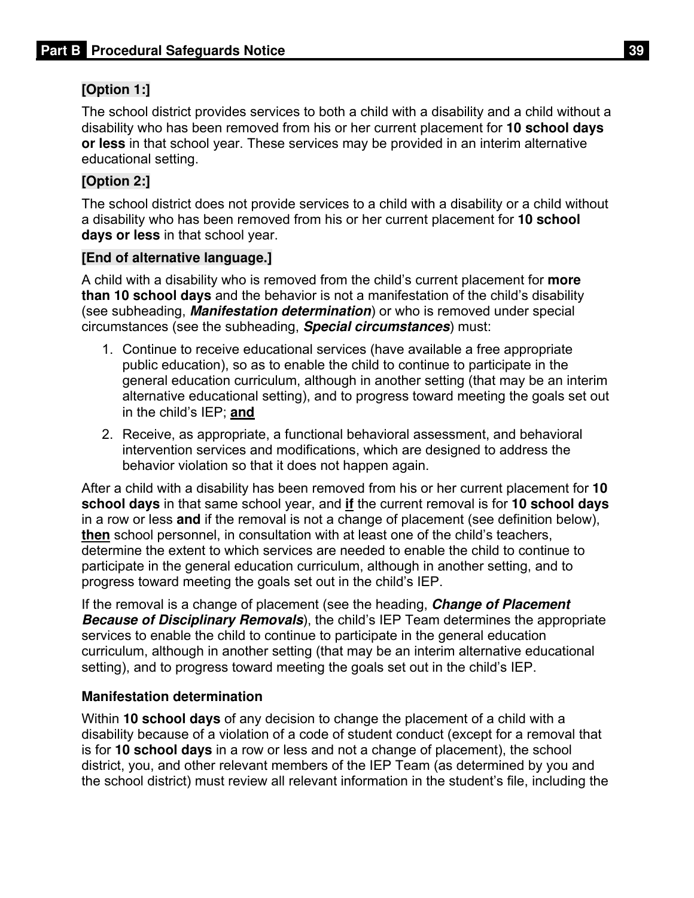**[Option 1:]**

The school district provides services to both a child with a disability and a child without a disability who has been removed from his or her current placement for **10 school days or less** in that school year. These services may be provided in an interim alternative educational setting.

**[Option 2:]**

The school district does not provide services to a child with a disability or a child without a disability who has been removed from his or her current placement for **10 school days or less** in that school year.

**[End of alternative language.]**

A child with a disability who is removed from the child's current placement for **more than 10 school days** and the behavior is not a manifestation of the child's disability (see subheading, ***Manifestation determination***) or who is removed under special circumstances (see the subheading, ***Special circumstances***) must:

1. Continue to receive educational services (have available a free appropriate public education), so as to enable the child to continue to participate in the general education curriculum, although in another setting (that may be an interim alternative educational setting), and to progress toward meeting the goals set out in the child's IEP; **and**
2. Receive, as appropriate, a functional behavioral assessment, and behavioral intervention services and modifications, which are designed to address the behavior violation so that it does not happen again.

After a child with a disability has been removed from his or her current placement for **10 school days** in that same school year, and **if** the current removal is for **10 school days** in a row or less **and** if the removal is not a change of placement (see definition below), **then** school personnel, in consultation with at least one of the child's teachers, determine the extent to which services are needed to enable the child to continue to participate in the general education curriculum, although in another setting, and to progress toward meeting the goals set out in the child's IEP.

If the removal is a change of placement (see the heading, ***Change of Placement Because of Disciplinary Removals***), the child's IEP Team determines the appropriate services to enable the child to continue to participate in the general education curriculum, although in another setting (that may be an interim alternative educational setting), and to progress toward meeting the goals set out in the child's IEP.

### Manifestation determination

Within **10 school days** of any decision to change the placement of a child with a disability because of a violation of a code of student conduct (except for a removal that is for **10 school days** in a row or less and not a change of placement), the school district, you, and other relevant members of the IEP Team (as determined by you and the school district) must review all relevant information in the student's file, including the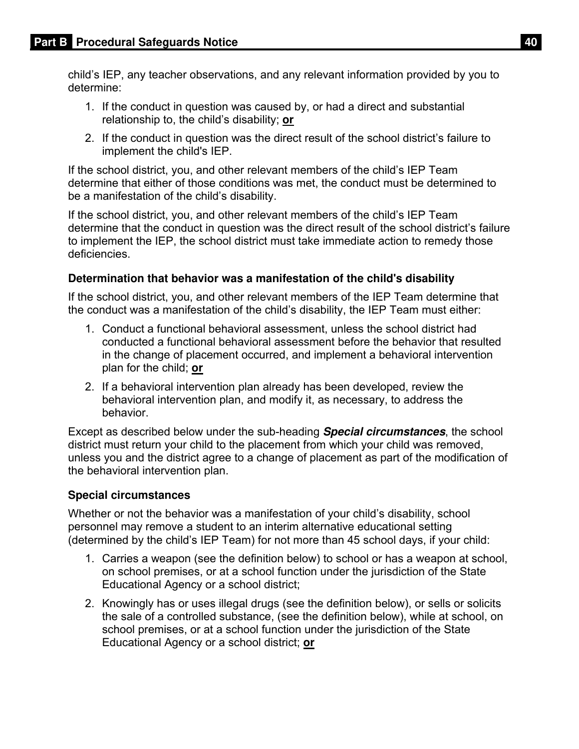child's IEP, any teacher observations, and any relevant information provided by you to determine:

1. If the conduct in question was caused by, or had a direct and substantial relationship to, the child's disability; **or**
2. If the conduct in question was the direct result of the school district's failure to implement the child's IEP.

If the school district, you, and other relevant members of the child's IEP Team determine that either of those conditions was met, the conduct must be determined to be a manifestation of the child's disability.

If the school district, you, and other relevant members of the child's IEP Team determine that the conduct in question was the direct result of the school district's failure to implement the IEP, the school district must take immediate action to remedy those deficiencies.

### Determination that behavior was a manifestation of the child's disability

If the school district, you, and other relevant members of the IEP Team determine that the conduct was a manifestation of the child's disability, the IEP Team must either:

1. Conduct a functional behavioral assessment, unless the school district had conducted a functional behavioral assessment before the behavior that resulted in the change of placement occurred, and implement a behavioral intervention plan for the child; **or**
2. If a behavioral intervention plan already has been developed, review the behavioral intervention plan, and modify it, as necessary, to address the behavior.

Except as described below under the sub-heading ***Special circumstances***, the school district must return your child to the placement from which your child was removed, unless you and the district agree to a change of placement as part of the modification of the behavioral intervention plan.

### Special circumstances

Whether or not the behavior was a manifestation of your child's disability, school personnel may remove a student to an interim alternative educational setting (determined by the child's IEP Team) for not more than 45 school days, if your child:

1. Carries a weapon (see the definition below) to school or has a weapon at school, on school premises, or at a school function under the jurisdiction of the State Educational Agency or a school district;
2. Knowingly has or uses illegal drugs (see the definition below), or sells or solicits the sale of a controlled substance, (see the definition below), while at school, on school premises, or at a school function under the jurisdiction of the State Educational Agency or a school district; **or**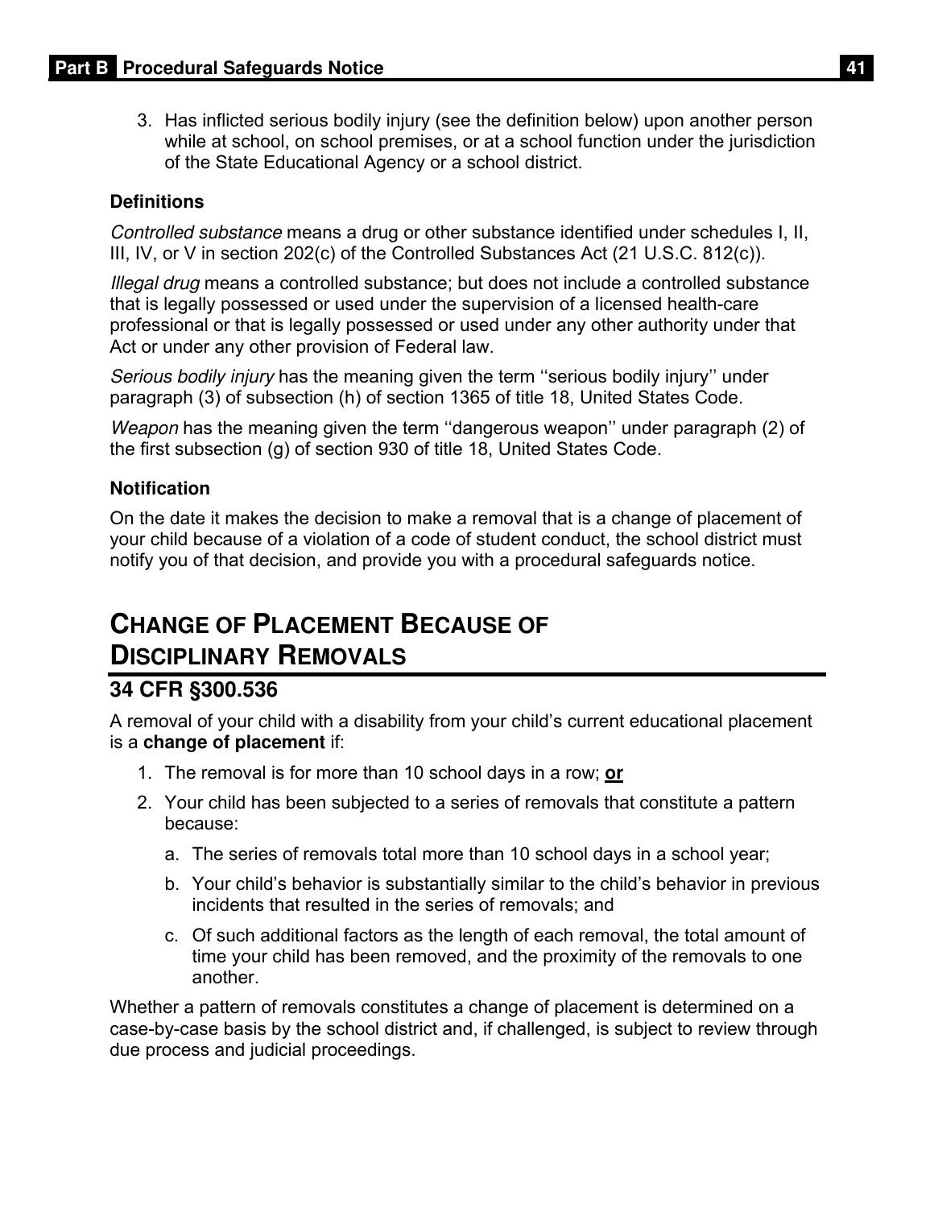3. Has inflicted serious bodily injury (see the definition below) upon another person while at school, on school premises, or at a school function under the jurisdiction of the State Educational Agency or a school district.

**Definitions**

*Controlled substance* means a drug or other substance identified under schedules I, II, III, IV, or V in section 202(c) of the Controlled Substances Act (21 U.S.C. 812(c)).

*Illegal drug* means a controlled substance; but does not include a controlled substance that is legally possessed or used under the supervision of a licensed health-care professional or that is legally possessed or used under any other authority under that Act or under any other provision of Federal law.

*Serious bodily injury* has the meaning given the term ''serious bodily injury'' under paragraph (3) of subsection (h) of section 1365 of title 18, United States Code.

*Weapon* has the meaning given the term ''dangerous weapon'' under paragraph (2) of the first subsection (g) of section 930 of title 18, United States Code.

**Notification**

On the date it makes the decision to make a removal that is a change of placement of your child because of a violation of a code of student conduct, the school district must notify you of that decision, and provide you with a procedural safeguards notice.

## CHANGE OF PLACEMENT BECAUSE OF DISCIPLINARY REMOVALS

### 34 CFR §300.536

A removal of your child with a disability from your child's current educational placement is a **change of placement** if:

1. The removal is for more than 10 school days in a row; **or**
2. Your child has been subjected to a series of removals that constitute a pattern because:
   a. The series of removals total more than 10 school days in a school year;
   b. Your child's behavior is substantially similar to the child's behavior in previous incidents that resulted in the series of removals; and
   c. Of such additional factors as the length of each removal, the total amount of time your child has been removed, and the proximity of the removals to one another.

Whether a pattern of removals constitutes a change of placement is determined on a case-by-case basis by the school district and, if challenged, is subject to review through due process and judicial proceedings.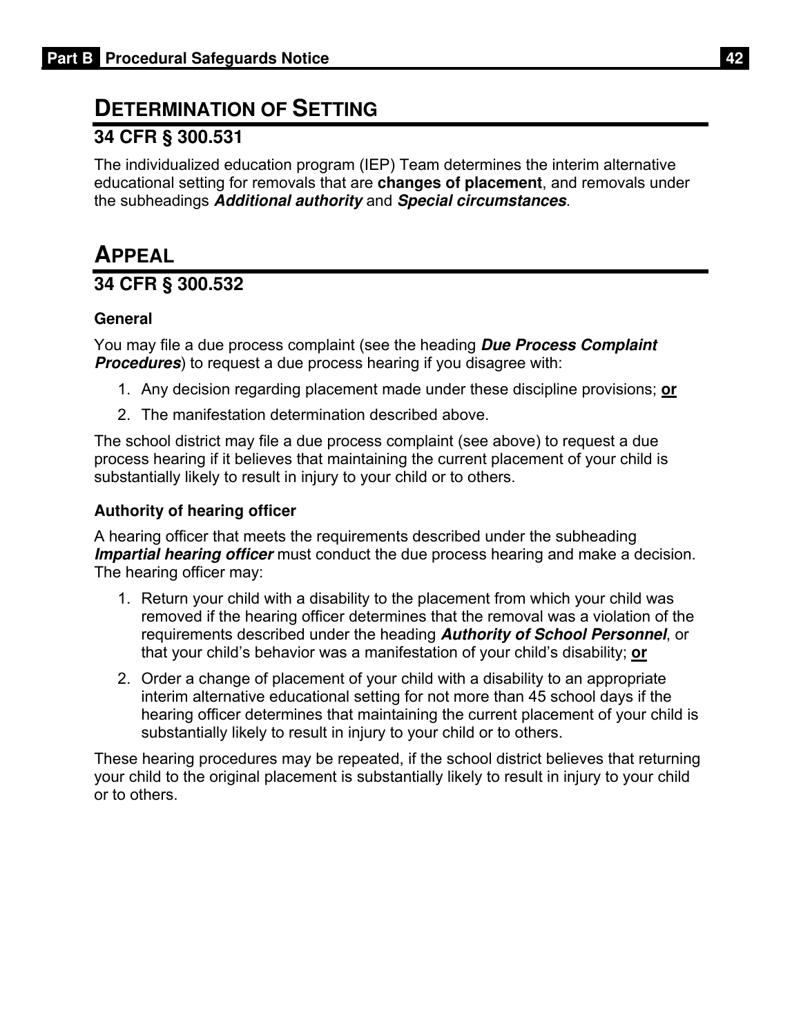# DETERMINATION OF SETTING

## 34 CFR § 300.531

The individualized education program (IEP) Team determines the interim alternative educational setting for removals that are **changes of placement**, and removals under the subheadings ***Additional authority*** and ***Special circumstances***.

# APPEAL

## 34 CFR § 300.532

### General

You may file a due process complaint (see the heading ***Due Process Complaint Procedures***) to request a due process hearing if you disagree with:

1. Any decision regarding placement made under these discipline provisions; **<u>or</u>**
2. The manifestation determination described above.

The school district may file a due process complaint (see above) to request a due process hearing if it believes that maintaining the current placement of your child is substantially likely to result in injury to your child or to others.

### Authority of hearing officer

A hearing officer that meets the requirements described under the subheading ***Impartial hearing officer*** must conduct the due process hearing and make a decision. The hearing officer may:

1. Return your child with a disability to the placement from which your child was removed if the hearing officer determines that the removal was a violation of the requirements described under the heading ***Authority of School Personnel***, or that your child's behavior was a manifestation of your child's disability; **<u>or</u>**
2. Order a change of placement of your child with a disability to an appropriate interim alternative educational setting for not more than 45 school days if the hearing officer determines that maintaining the current placement of your child is substantially likely to result in injury to your child or to others.

These hearing procedures may be repeated, if the school district believes that returning your child to the original placement is substantially likely to result in injury to your child or to others.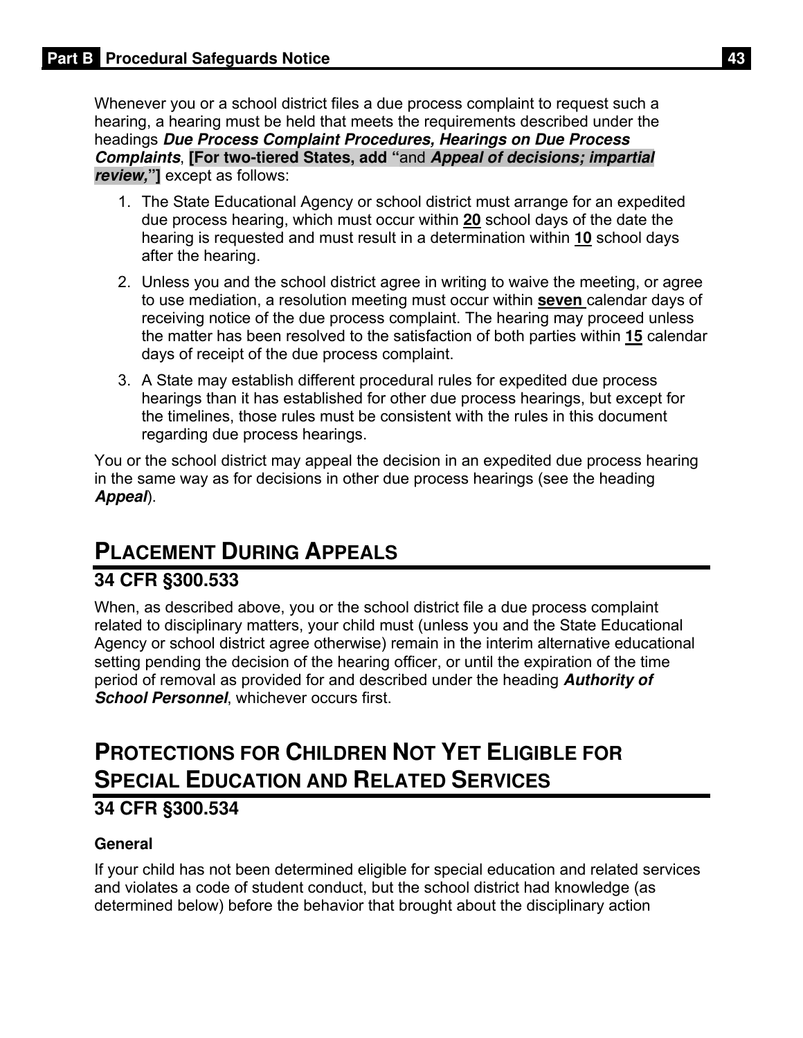Whenever you or a school district files a due process complaint to request such a hearing, a hearing must be held that meets the requirements described under the headings ***Due Process Complaint Procedures, Hearings on Due Process Complaints***, **[For two-tiered States, add "**and ***Appeal of decisions; impartial review,*"]** except as follows:

1. The State Educational Agency or school district must arrange for an expedited due process hearing, which must occur within **20** school days of the date the hearing is requested and must result in a determination within **10** school days after the hearing.
2. Unless you and the school district agree in writing to waive the meeting, or agree to use mediation, a resolution meeting must occur within **seven** calendar days of receiving notice of the due process complaint. The hearing may proceed unless the matter has been resolved to the satisfaction of both parties within **15** calendar days of receipt of the due process complaint.
3. A State may establish different procedural rules for expedited due process hearings than it has established for other due process hearings, but except for the timelines, those rules must be consistent with the rules in this document regarding due process hearings.

You or the school district may appeal the decision in an expedited due process hearing in the same way as for decisions in other due process hearings (see the heading ***Appeal***).

## PLACEMENT DURING APPEALS

### 34 CFR §300.533

When, as described above, you or the school district file a due process complaint related to disciplinary matters, your child must (unless you and the State Educational Agency or school district agree otherwise) remain in the interim alternative educational setting pending the decision of the hearing officer, or until the expiration of the time period of removal as provided for and described under the heading ***Authority of School Personnel***, whichever occurs first.

## PROTECTIONS FOR CHILDREN NOT YET ELIGIBLE FOR SPECIAL EDUCATION AND RELATED SERVICES

### 34 CFR §300.534

#### General

If your child has not been determined eligible for special education and related services and violates a code of student conduct, but the school district had knowledge (as determined below) before the behavior that brought about the disciplinary action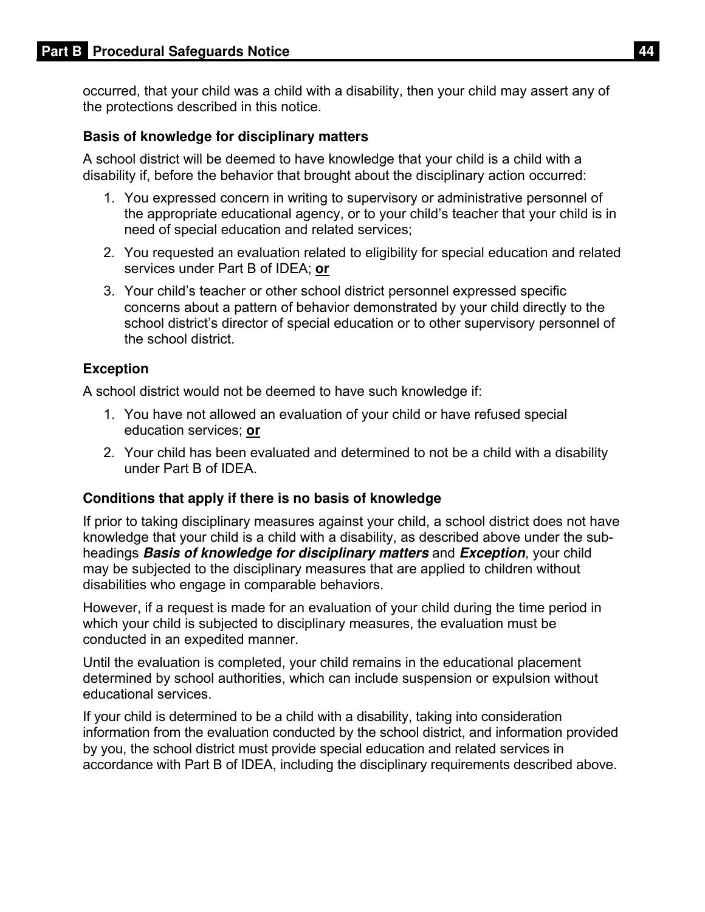occurred, that your child was a child with a disability, then your child may assert any of the protections described in this notice.

### Basis of knowledge for disciplinary matters

A school district will be deemed to have knowledge that your child is a child with a disability if, before the behavior that brought about the disciplinary action occurred:

1. You expressed concern in writing to supervisory or administrative personnel of the appropriate educational agency, or to your child's teacher that your child is in need of special education and related services;
2. You requested an evaluation related to eligibility for special education and related services under Part B of IDEA; **or**
3. Your child's teacher or other school district personnel expressed specific concerns about a pattern of behavior demonstrated by your child directly to the school district's director of special education or to other supervisory personnel of the school district.

### Exception

A school district would not be deemed to have such knowledge if:

1. You have not allowed an evaluation of your child or have refused special education services; **or**
2. Your child has been evaluated and determined to not be a child with a disability under Part B of IDEA.

### Conditions that apply if there is no basis of knowledge

If prior to taking disciplinary measures against your child, a school district does not have knowledge that your child is a child with a disability, as described above under the sub-headings ***Basis of knowledge for disciplinary matters*** and ***Exception***, your child may be subjected to the disciplinary measures that are applied to children without disabilities who engage in comparable behaviors.

However, if a request is made for an evaluation of your child during the time period in which your child is subjected to disciplinary measures, the evaluation must be conducted in an expedited manner.

Until the evaluation is completed, your child remains in the educational placement determined by school authorities, which can include suspension or expulsion without educational services.

If your child is determined to be a child with a disability, taking into consideration information from the evaluation conducted by the school district, and information provided by you, the school district must provide special education and related services in accordance with Part B of IDEA, including the disciplinary requirements described above.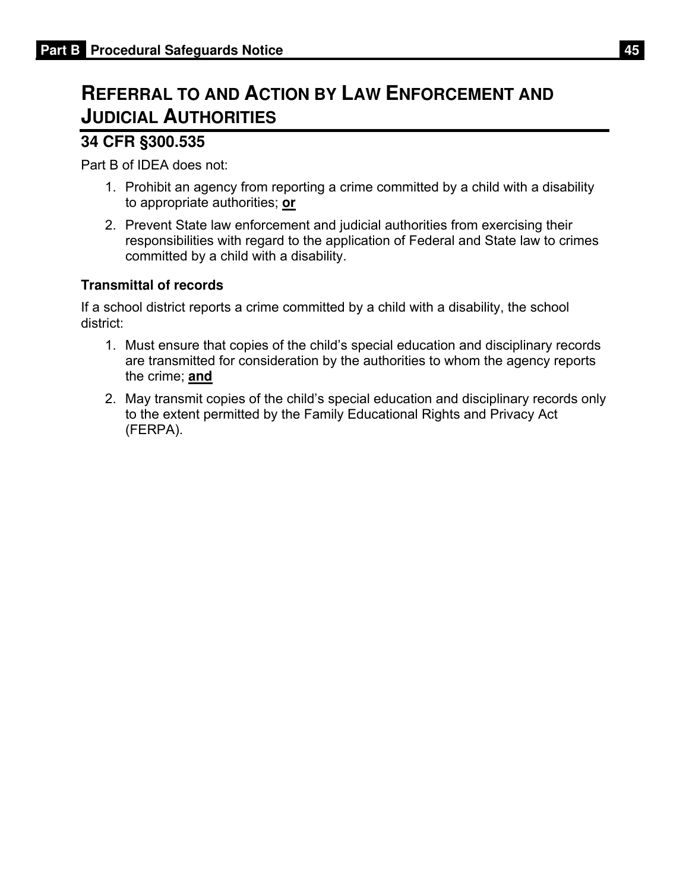## Referral to and Action by Law Enforcement and Judicial Authorities

### 34 CFR §300.535

Part B of IDEA does not:

1. Prohibit an agency from reporting a crime committed by a child with a disability to appropriate authorities; **or**
2. Prevent State law enforcement and judicial authorities from exercising their responsibilities with regard to the application of Federal and State law to crimes committed by a child with a disability.

**Transmittal of records**

If a school district reports a crime committed by a child with a disability, the school district:

1. Must ensure that copies of the child's special education and disciplinary records are transmitted for consideration by the authorities to whom the agency reports the crime; **and**
2. May transmit copies of the child's special education and disciplinary records only to the extent permitted by the Family Educational Rights and Privacy Act (FERPA).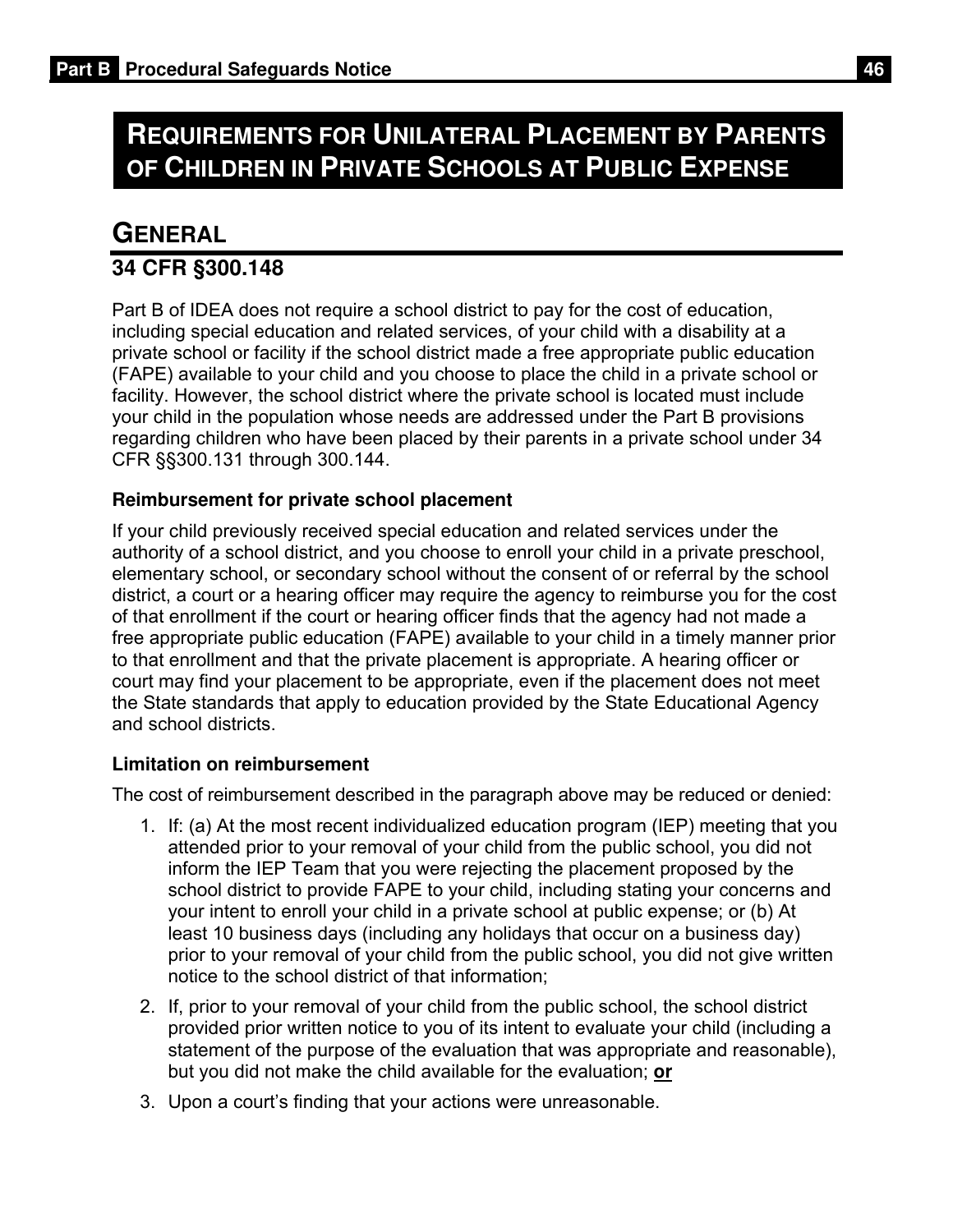# Requirements for Unilateral Placement by Parents of Children in Private Schools at Public Expense

## General

### 34 CFR §300.148

Part B of IDEA does not require a school district to pay for the cost of education, including special education and related services, of your child with a disability at a private school or facility if the school district made a free appropriate public education (FAPE) available to your child and you choose to place the child in a private school or facility. However, the school district where the private school is located must include your child in the population whose needs are addressed under the Part B provisions regarding children who have been placed by their parents in a private school under 34 CFR §§300.131 through 300.144.

**Reimbursement for private school placement**

If your child previously received special education and related services under the authority of a school district, and you choose to enroll your child in a private preschool, elementary school, or secondary school without the consent of or referral by the school district, a court or a hearing officer may require the agency to reimburse you for the cost of that enrollment if the court or hearing officer finds that the agency had not made a free appropriate public education (FAPE) available to your child in a timely manner prior to that enrollment and that the private placement is appropriate. A hearing officer or court may find your placement to be appropriate, even if the placement does not meet the State standards that apply to education provided by the State Educational Agency and school districts.

**Limitation on reimbursement**

The cost of reimbursement described in the paragraph above may be reduced or denied:

1. If: (a) At the most recent individualized education program (IEP) meeting that you attended prior to your removal of your child from the public school, you did not inform the IEP Team that you were rejecting the placement proposed by the school district to provide FAPE to your child, including stating your concerns and your intent to enroll your child in a private school at public expense; or (b) At least 10 business days (including any holidays that occur on a business day) prior to your removal of your child from the public school, you did not give written notice to the school district of that information;
2. If, prior to your removal of your child from the public school, the school district provided prior written notice to you of its intent to evaluate your child (including a statement of the purpose of the evaluation that was appropriate and reasonable), but you did not make the child available for the evaluation; **or**
3. Upon a court's finding that your actions were unreasonable.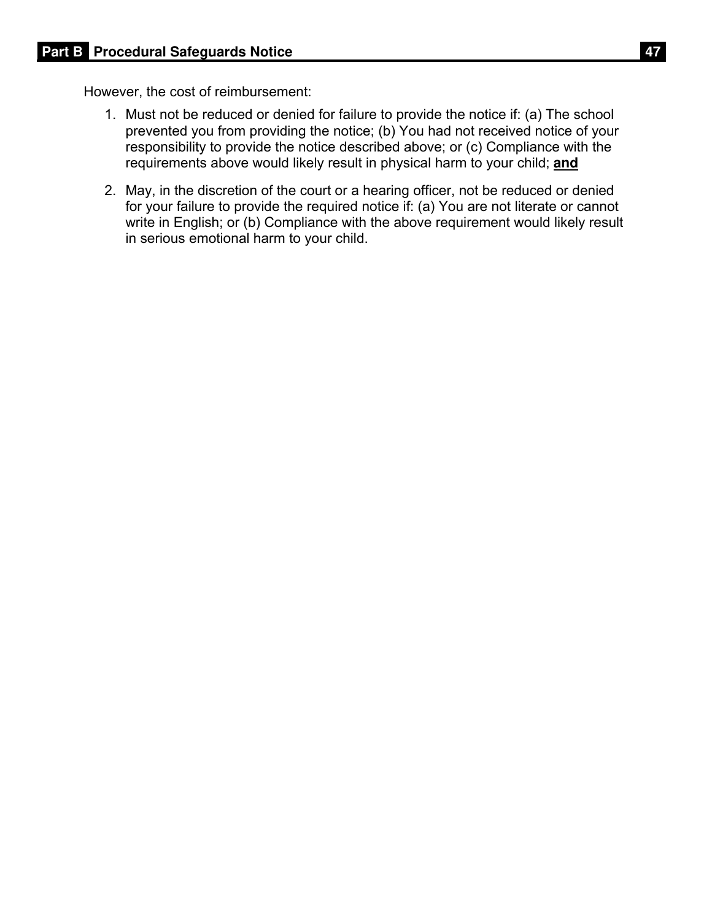However, the cost of reimbursement:

1. Must not be reduced or denied for failure to provide the notice if: (a) The school prevented you from providing the notice; (b) You had not received notice of your responsibility to provide the notice described above; or (c) Compliance with the requirements above would likely result in physical harm to your child; **and**

2. May, in the discretion of the court or a hearing officer, not be reduced or denied for your failure to provide the required notice if: (a) You are not literate or cannot write in English; or (b) Compliance with the above requirement would likely result in serious emotional harm to your child.